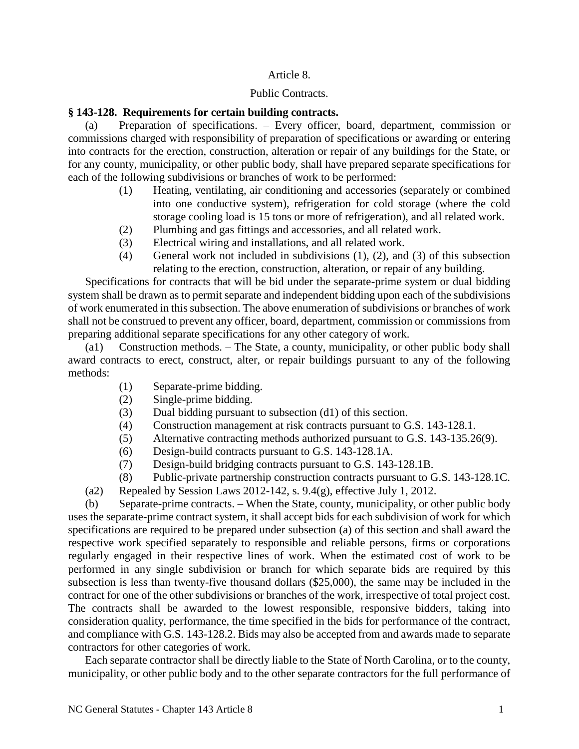# Article 8.

## Public Contracts.

**§ 143-128. Requirements for certain building contracts.**

(a) Preparation of specifications. – Every officer, board, department, commission or commissions charged with responsibility of preparation of specifications or awarding or entering into contracts for the erection, construction, alteration or repair of any buildings for the State, or for any county, municipality, or other public body, shall have prepared separate specifications for each of the following subdivisions or branches of work to be performed:

(1) Heating, ventilating, air conditioning and accessories (separately or combined into one conductive system), refrigeration for cold storage (where the cold storage cooling load is 15 tons or more of refrigeration), and all related work.

(2) Plumbing and gas fittings and accessories, and all related work.

(3) Electrical wiring and installations, and all related work.

(4) General work not included in subdivisions (1), (2), and (3) of this subsection relating to the erection, construction, alteration, or repair of any building.

Specifications for contracts that will be bid under the separate-prime system or dual bidding system shall be drawn as to permit separate and independent bidding upon each of the subdivisions of work enumerated in this subsection. The above enumeration of subdivisions or branches of work shall not be construed to prevent any officer, board, department, commission or commissions from preparing additional separate specifications for any other category of work.

(a1) Construction methods. – The State, a county, municipality, or other public body shall award contracts to erect, construct, alter, or repair buildings pursuant to any of the following methods:

(1) Separate-prime bidding.

(2) Single-prime bidding.

(3) Dual bidding pursuant to subsection (d1) of this section.

(4) Construction management at risk contracts pursuant to G.S. 143-128.1.

(5) Alternative contracting methods authorized pursuant to G.S. 143-135.26(9).

(6) Design-build contracts pursuant to G.S. 143-128.1A.

(7) Design-build bridging contracts pursuant to G.S. 143-128.1B.

(8) Public-private partnership construction contracts pursuant to G.S. 143-128.1C.

(a2) Repealed by Session Laws 2012-142, s. 9.4(g), effective July 1, 2012.

(b) Separate-prime contracts. – When the State, county, municipality, or other public body uses the separate-prime contract system, it shall accept bids for each subdivision of work for which specifications are required to be prepared under subsection (a) of this section and shall award the respective work specified separately to responsible and reliable persons, firms or corporations regularly engaged in their respective lines of work. When the estimated cost of work to be performed in any single subdivision or branch for which separate bids are required by this subsection is less than twenty-five thousand dollars ($25,000), the same may be included in the contract for one of the other subdivisions or branches of the work, irrespective of total project cost. The contracts shall be awarded to the lowest responsible, responsive bidders, taking into consideration quality, performance, the time specified in the bids for performance of the contract, and compliance with G.S. 143-128.2. Bids may also be accepted from and awards made to separate contractors for other categories of work.

Each separate contractor shall be directly liable to the State of North Carolina, or to the county, municipality, or other public body and to the other separate contractors for the full performance of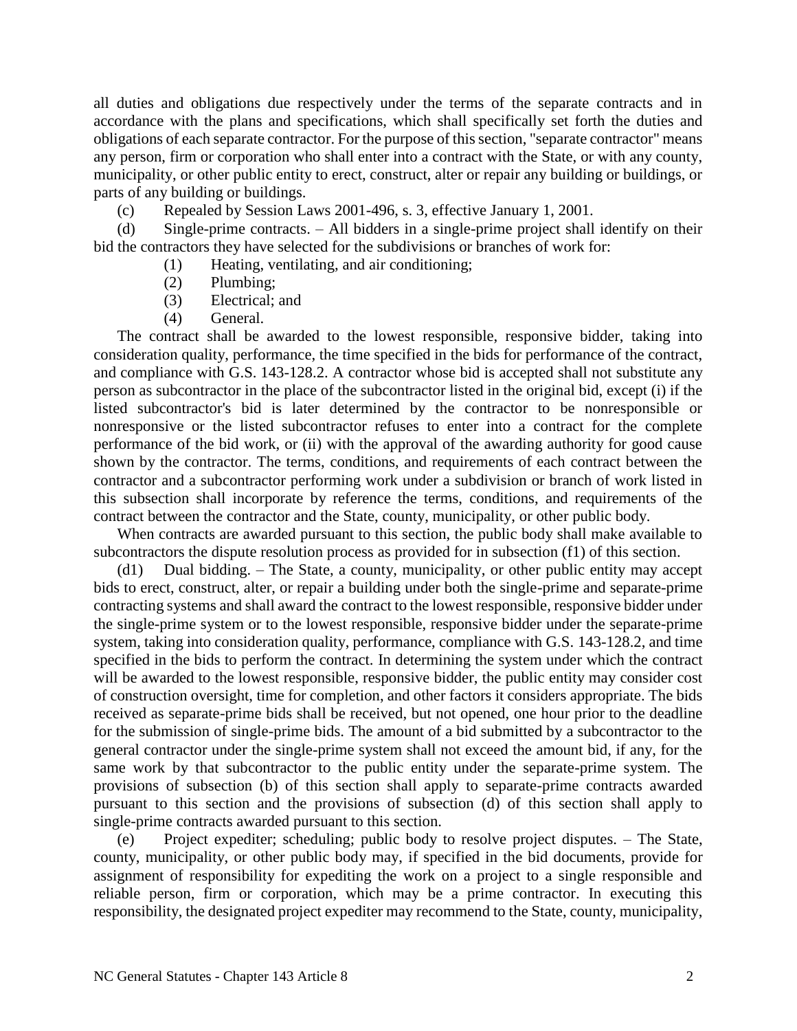all duties and obligations due respectively under the terms of the separate contracts and in accordance with the plans and specifications, which shall specifically set forth the duties and obligations of each separate contractor. For the purpose of this section, "separate contractor" means any person, firm or corporation who shall enter into a contract with the State, or with any county, municipality, or other public entity to erect, construct, alter or repair any building or buildings, or parts of any building or buildings.

(c) Repealed by Session Laws 2001-496, s. 3, effective January 1, 2001.

(d) Single-prime contracts. – All bidders in a single-prime project shall identify on their bid the contractors they have selected for the subdivisions or branches of work for:

(1) Heating, ventilating, and air conditioning;
(2) Plumbing;
(3) Electrical; and
(4) General.

The contract shall be awarded to the lowest responsible, responsive bidder, taking into consideration quality, performance, the time specified in the bids for performance of the contract, and compliance with G.S. 143-128.2. A contractor whose bid is accepted shall not substitute any person as subcontractor in the place of the subcontractor listed in the original bid, except (i) if the listed subcontractor's bid is later determined by the contractor to be nonresponsible or nonresponsive or the listed subcontractor refuses to enter into a contract for the complete performance of the bid work, or (ii) with the approval of the awarding authority for good cause shown by the contractor. The terms, conditions, and requirements of each contract between the contractor and a subcontractor performing work under a subdivision or branch of work listed in this subsection shall incorporate by reference the terms, conditions, and requirements of the contract between the contractor and the State, county, municipality, or other public body.

When contracts are awarded pursuant to this section, the public body shall make available to subcontractors the dispute resolution process as provided for in subsection (f1) of this section.

(d1) Dual bidding. – The State, a county, municipality, or other public entity may accept bids to erect, construct, alter, or repair a building under both the single-prime and separate-prime contracting systems and shall award the contract to the lowest responsible, responsive bidder under the single-prime system or to the lowest responsible, responsive bidder under the separate-prime system, taking into consideration quality, performance, compliance with G.S. 143-128.2, and time specified in the bids to perform the contract. In determining the system under which the contract will be awarded to the lowest responsible, responsive bidder, the public entity may consider cost of construction oversight, time for completion, and other factors it considers appropriate. The bids received as separate-prime bids shall be received, but not opened, one hour prior to the deadline for the submission of single-prime bids. The amount of a bid submitted by a subcontractor to the general contractor under the single-prime system shall not exceed the amount bid, if any, for the same work by that subcontractor to the public entity under the separate-prime system. The provisions of subsection (b) of this section shall apply to separate-prime contracts awarded pursuant to this section and the provisions of subsection (d) of this section shall apply to single-prime contracts awarded pursuant to this section.

(e) Project expediter; scheduling; public body to resolve project disputes. – The State, county, municipality, or other public body may, if specified in the bid documents, provide for assignment of responsibility for expediting the work on a project to a single responsible and reliable person, firm or corporation, which may be a prime contractor. In executing this responsibility, the designated project expediter may recommend to the State, county, municipality,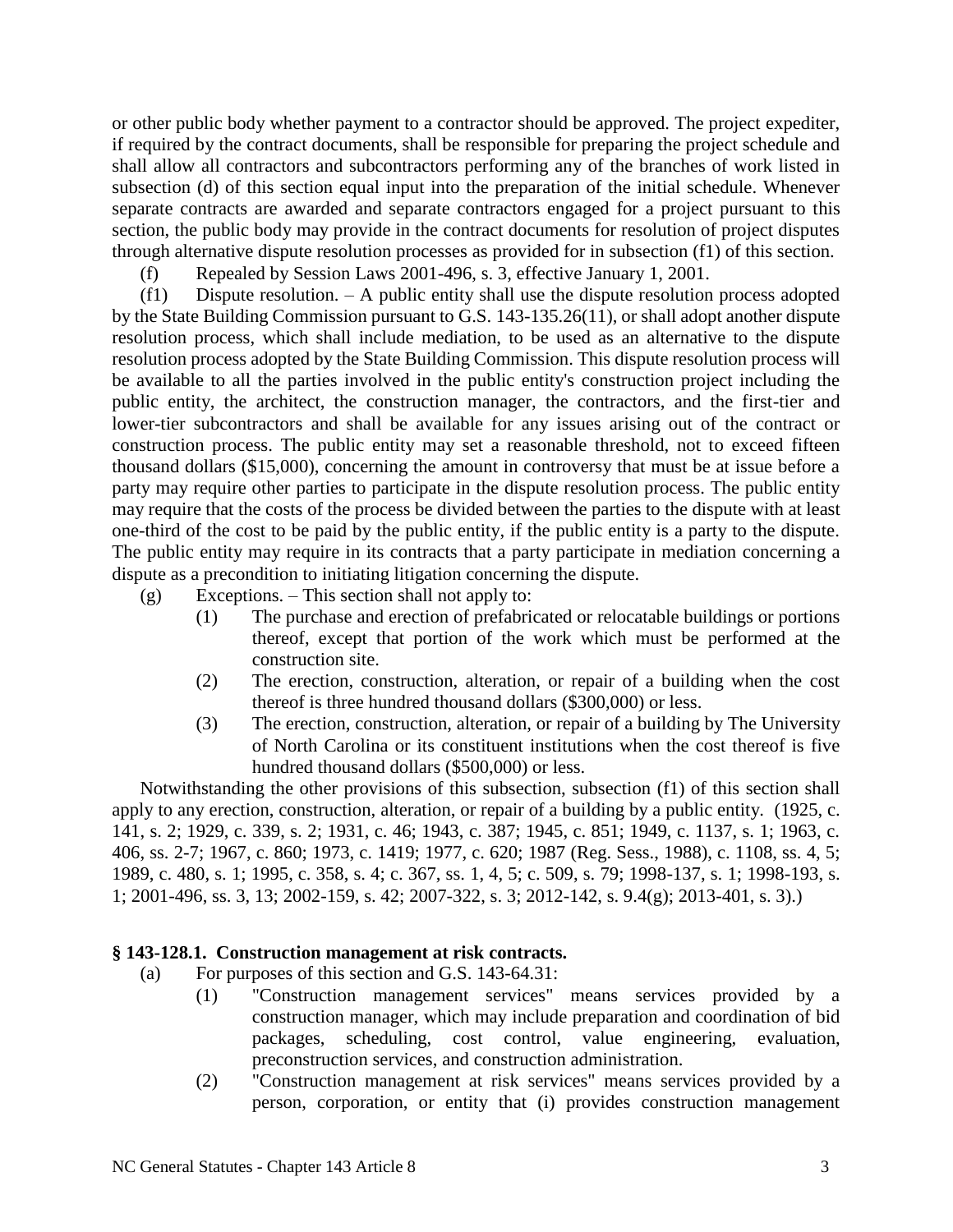or other public body whether payment to a contractor should be approved. The project expediter, if required by the contract documents, shall be responsible for preparing the project schedule and shall allow all contractors and subcontractors performing any of the branches of work listed in subsection (d) of this section equal input into the preparation of the initial schedule. Whenever separate contracts are awarded and separate contractors engaged for a project pursuant to this section, the public body may provide in the contract documents for resolution of project disputes through alternative dispute resolution processes as provided for in subsection (f1) of this section.

(f) Repealed by Session Laws 2001-496, s. 3, effective January 1, 2001.

(f1) Dispute resolution. – A public entity shall use the dispute resolution process adopted by the State Building Commission pursuant to G.S. 143-135.26(11), or shall adopt another dispute resolution process, which shall include mediation, to be used as an alternative to the dispute resolution process adopted by the State Building Commission. This dispute resolution process will be available to all the parties involved in the public entity's construction project including the public entity, the architect, the construction manager, the contractors, and the first-tier and lower-tier subcontractors and shall be available for any issues arising out of the contract or construction process. The public entity may set a reasonable threshold, not to exceed fifteen thousand dollars ($15,000), concerning the amount in controversy that must be at issue before a party may require other parties to participate in the dispute resolution process. The public entity may require that the costs of the process be divided between the parties to the dispute with at least one-third of the cost to be paid by the public entity, if the public entity is a party to the dispute. The public entity may require in its contracts that a party participate in mediation concerning a dispute as a precondition to initiating litigation concerning the dispute.

(g) Exceptions. – This section shall not apply to:

(1) The purchase and erection of prefabricated or relocatable buildings or portions thereof, except that portion of the work which must be performed at the construction site.

(2) The erection, construction, alteration, or repair of a building when the cost thereof is three hundred thousand dollars ($300,000) or less.

(3) The erection, construction, alteration, or repair of a building by The University of North Carolina or its constituent institutions when the cost thereof is five hundred thousand dollars ($500,000) or less.

Notwithstanding the other provisions of this subsection, subsection (f1) of this section shall apply to any erection, construction, alteration, or repair of a building by a public entity. (1925, c. 141, s. 2; 1929, c. 339, s. 2; 1931, c. 46; 1943, c. 387; 1945, c. 851; 1949, c. 1137, s. 1; 1963, c. 406, ss. 2-7; 1967, c. 860; 1973, c. 1419; 1977, c. 620; 1987 (Reg. Sess., 1988), c. 1108, ss. 4, 5; 1989, c. 480, s. 1; 1995, c. 358, s. 4; c. 367, ss. 1, 4, 5; c. 509, s. 79; 1998-137, s. 1; 1998-193, s. 1; 2001-496, ss. 3, 13; 2002-159, s. 42; 2007-322, s. 3; 2012-142, s. 9.4(g); 2013-401, s. 3).)

**§ 143-128.1. Construction management at risk contracts.**

(a) For purposes of this section and G.S. 143-64.31:

(1) "Construction management services" means services provided by a construction manager, which may include preparation and coordination of bid packages, scheduling, cost control, value engineering, evaluation, preconstruction services, and construction administration.

(2) "Construction management at risk services" means services provided by a person, corporation, or entity that (i) provides construction management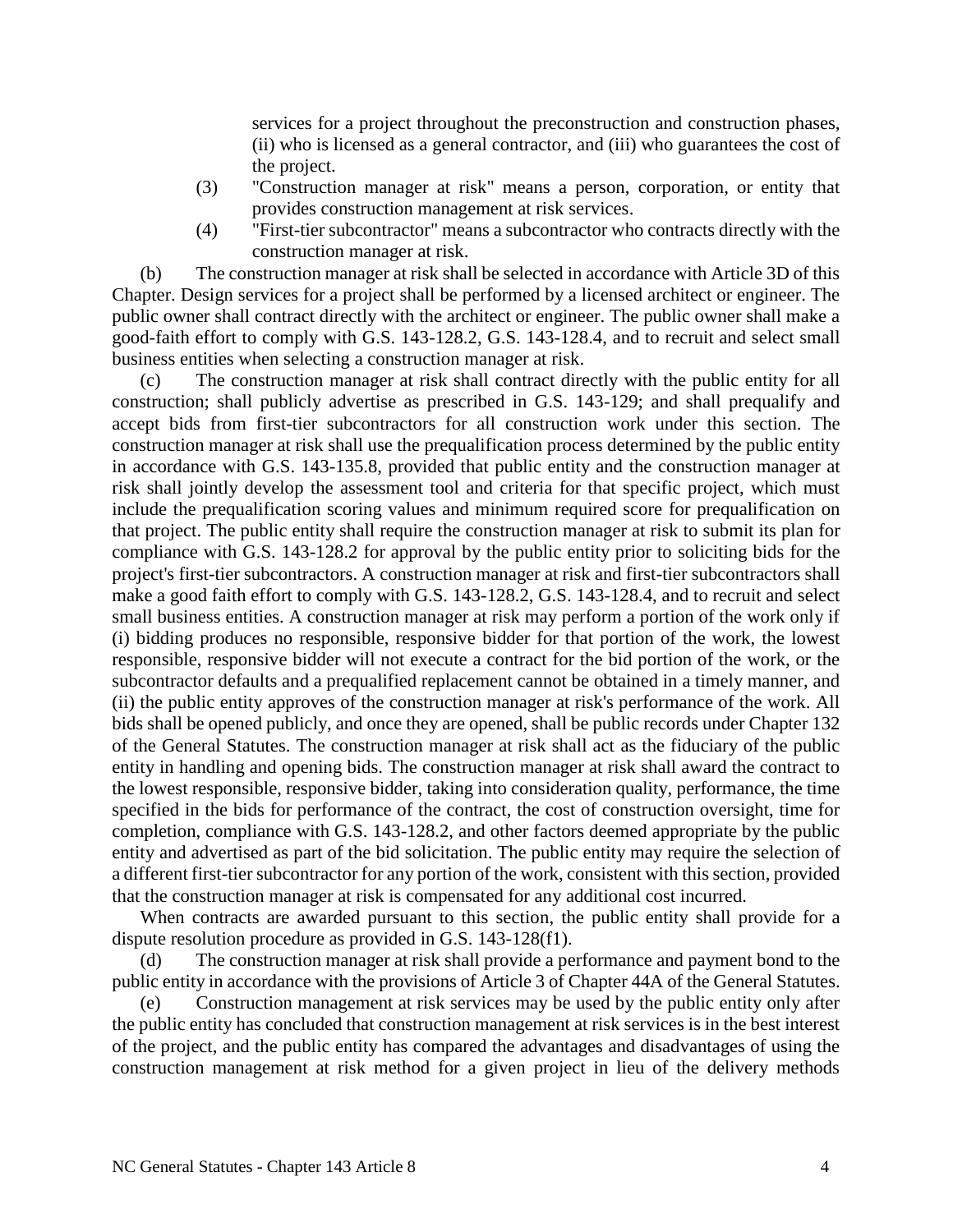services for a project throughout the preconstruction and construction phases, (ii) who is licensed as a general contractor, and (iii) who guarantees the cost of the project.

(3) "Construction manager at risk" means a person, corporation, or entity that provides construction management at risk services.

(4) "First-tier subcontractor" means a subcontractor who contracts directly with the construction manager at risk.

(b) The construction manager at risk shall be selected in accordance with Article 3D of this Chapter. Design services for a project shall be performed by a licensed architect or engineer. The public owner shall contract directly with the architect or engineer. The public owner shall make a good-faith effort to comply with G.S. 143-128.2, G.S. 143-128.4, and to recruit and select small business entities when selecting a construction manager at risk.

(c) The construction manager at risk shall contract directly with the public entity for all construction; shall publicly advertise as prescribed in G.S. 143-129; and shall prequalify and accept bids from first-tier subcontractors for all construction work under this section. The construction manager at risk shall use the prequalification process determined by the public entity in accordance with G.S. 143-135.8, provided that public entity and the construction manager at risk shall jointly develop the assessment tool and criteria for that specific project, which must include the prequalification scoring values and minimum required score for prequalification on that project. The public entity shall require the construction manager at risk to submit its plan for compliance with G.S. 143-128.2 for approval by the public entity prior to soliciting bids for the project's first-tier subcontractors. A construction manager at risk and first-tier subcontractors shall make a good faith effort to comply with G.S. 143-128.2, G.S. 143-128.4, and to recruit and select small business entities. A construction manager at risk may perform a portion of the work only if (i) bidding produces no responsible, responsive bidder for that portion of the work, the lowest responsible, responsive bidder will not execute a contract for the bid portion of the work, or the subcontractor defaults and a prequalified replacement cannot be obtained in a timely manner, and (ii) the public entity approves of the construction manager at risk's performance of the work. All bids shall be opened publicly, and once they are opened, shall be public records under Chapter 132 of the General Statutes. The construction manager at risk shall act as the fiduciary of the public entity in handling and opening bids. The construction manager at risk shall award the contract to the lowest responsible, responsive bidder, taking into consideration quality, performance, the time specified in the bids for performance of the contract, the cost of construction oversight, time for completion, compliance with G.S. 143-128.2, and other factors deemed appropriate by the public entity and advertised as part of the bid solicitation. The public entity may require the selection of a different first-tier subcontractor for any portion of the work, consistent with this section, provided that the construction manager at risk is compensated for any additional cost incurred.

When contracts are awarded pursuant to this section, the public entity shall provide for a dispute resolution procedure as provided in G.S. 143-128(f1).

(d) The construction manager at risk shall provide a performance and payment bond to the public entity in accordance with the provisions of Article 3 of Chapter 44A of the General Statutes.

(e) Construction management at risk services may be used by the public entity only after the public entity has concluded that construction management at risk services is in the best interest of the project, and the public entity has compared the advantages and disadvantages of using the construction management at risk method for a given project in lieu of the delivery methods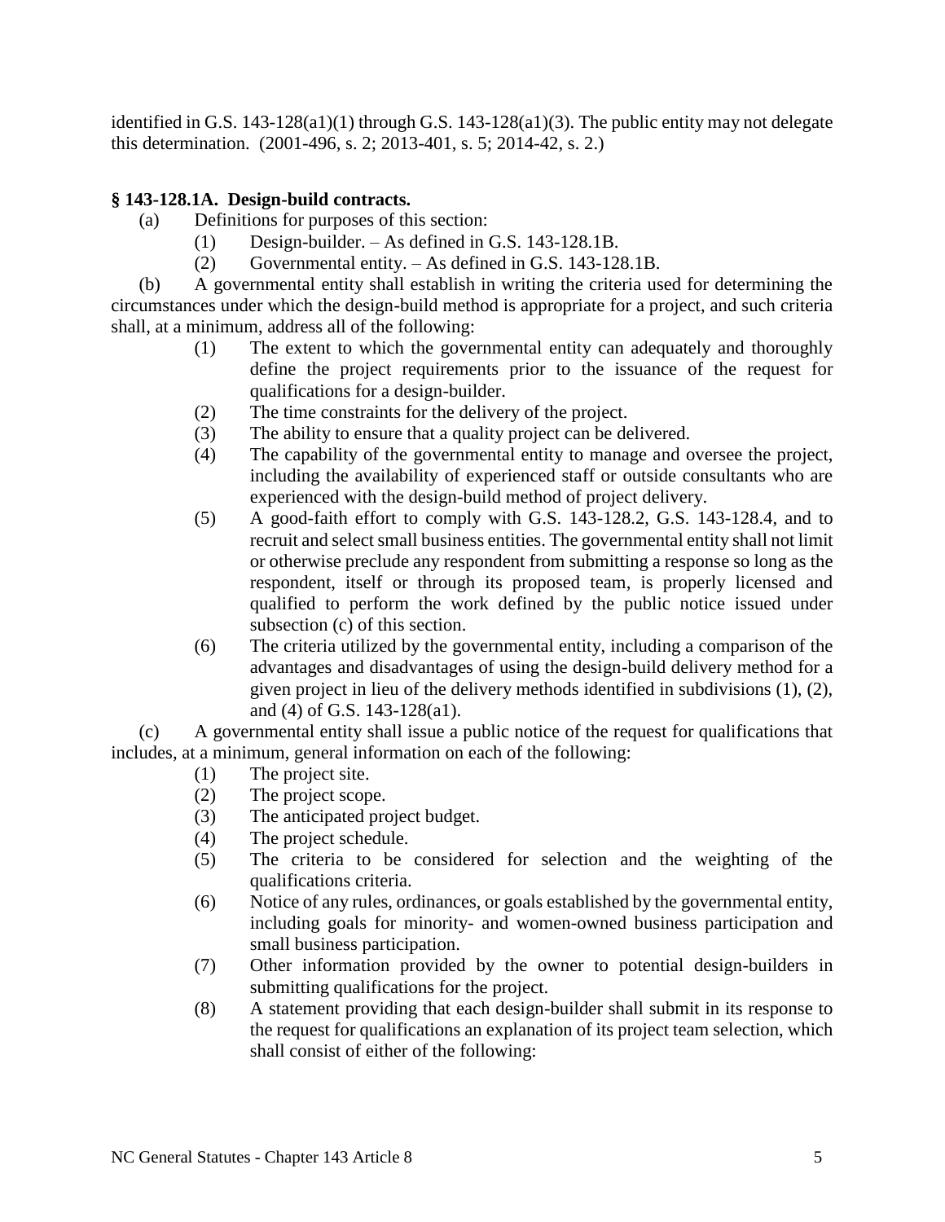identified in G.S. 143-128(a1)(1) through G.S. 143-128(a1)(3). The public entity may not delegate this determination. (2001-496, s. 2; 2013-401, s. 5; 2014-42, s. 2.)

### § 143-128.1A. Design-build contracts.

(a) Definitions for purposes of this section:

(1) Design-builder. – As defined in G.S. 143-128.1B.

(2) Governmental entity. – As defined in G.S. 143-128.1B.

(b) A governmental entity shall establish in writing the criteria used for determining the circumstances under which the design-build method is appropriate for a project, and such criteria shall, at a minimum, address all of the following:

(1) The extent to which the governmental entity can adequately and thoroughly define the project requirements prior to the issuance of the request for qualifications for a design-builder.

(2) The time constraints for the delivery of the project.

(3) The ability to ensure that a quality project can be delivered.

(4) The capability of the governmental entity to manage and oversee the project, including the availability of experienced staff or outside consultants who are experienced with the design-build method of project delivery.

(5) A good-faith effort to comply with G.S. 143-128.2, G.S. 143-128.4, and to recruit and select small business entities. The governmental entity shall not limit or otherwise preclude any respondent from submitting a response so long as the respondent, itself or through its proposed team, is properly licensed and qualified to perform the work defined by the public notice issued under subsection (c) of this section.

(6) The criteria utilized by the governmental entity, including a comparison of the advantages and disadvantages of using the design-build delivery method for a given project in lieu of the delivery methods identified in subdivisions (1), (2), and (4) of G.S. 143-128(a1).

(c) A governmental entity shall issue a public notice of the request for qualifications that includes, at a minimum, general information on each of the following:

(1) The project site.

(2) The project scope.

(3) The anticipated project budget.

(4) The project schedule.

(5) The criteria to be considered for selection and the weighting of the qualifications criteria.

(6) Notice of any rules, ordinances, or goals established by the governmental entity, including goals for minority- and women-owned business participation and small business participation.

(7) Other information provided by the owner to potential design-builders in submitting qualifications for the project.

(8) A statement providing that each design-builder shall submit in its response to the request for qualifications an explanation of its project team selection, which shall consist of either of the following: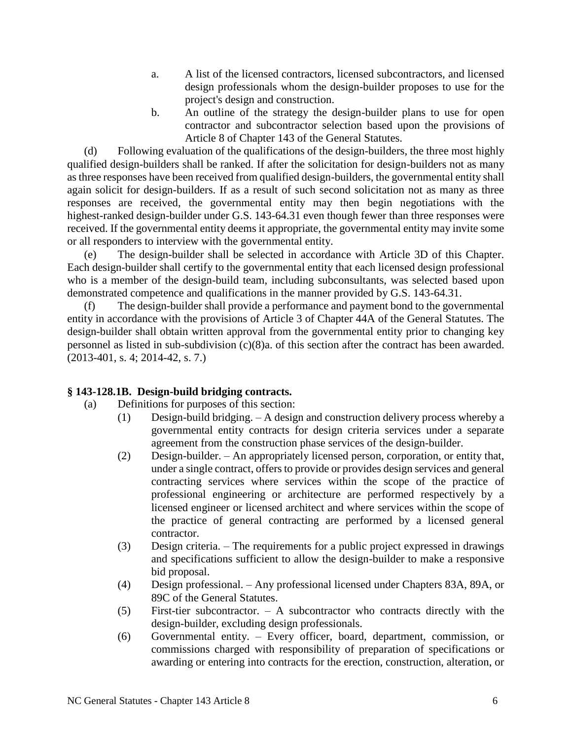a. A list of the licensed contractors, licensed subcontractors, and licensed design professionals whom the design-builder proposes to use for the project's design and construction.

b. An outline of the strategy the design-builder plans to use for open contractor and subcontractor selection based upon the provisions of Article 8 of Chapter 143 of the General Statutes.

(d) Following evaluation of the qualifications of the design-builders, the three most highly qualified design-builders shall be ranked. If after the solicitation for design-builders not as many as three responses have been received from qualified design-builders, the governmental entity shall again solicit for design-builders. If as a result of such second solicitation not as many as three responses are received, the governmental entity may then begin negotiations with the highest-ranked design-builder under G.S. 143-64.31 even though fewer than three responses were received. If the governmental entity deems it appropriate, the governmental entity may invite some or all responders to interview with the governmental entity.

(e) The design-builder shall be selected in accordance with Article 3D of this Chapter. Each design-builder shall certify to the governmental entity that each licensed design professional who is a member of the design-build team, including subconsultants, was selected based upon demonstrated competence and qualifications in the manner provided by G.S. 143-64.31.

(f) The design-builder shall provide a performance and payment bond to the governmental entity in accordance with the provisions of Article 3 of Chapter 44A of the General Statutes. The design-builder shall obtain written approval from the governmental entity prior to changing key personnel as listed in sub-subdivision (c)(8)a. of this section after the contract has been awarded. (2013-401, s. 4; 2014-42, s. 7.)

**§ 143-128.1B. Design-build bridging contracts.**

(a) Definitions for purposes of this section:

(1) Design-build bridging. – A design and construction delivery process whereby a governmental entity contracts for design criteria services under a separate agreement from the construction phase services of the design-builder.

(2) Design-builder. – An appropriately licensed person, corporation, or entity that, under a single contract, offers to provide or provides design services and general contracting services where services within the scope of the practice of professional engineering or architecture are performed respectively by a licensed engineer or licensed architect and where services within the scope of the practice of general contracting are performed by a licensed general contractor.

(3) Design criteria. – The requirements for a public project expressed in drawings and specifications sufficient to allow the design-builder to make a responsive bid proposal.

(4) Design professional. – Any professional licensed under Chapters 83A, 89A, or 89C of the General Statutes.

(5) First-tier subcontractor. – A subcontractor who contracts directly with the design-builder, excluding design professionals.

(6) Governmental entity. – Every officer, board, department, commission, or commissions charged with responsibility of preparation of specifications or awarding or entering into contracts for the erection, construction, alteration, or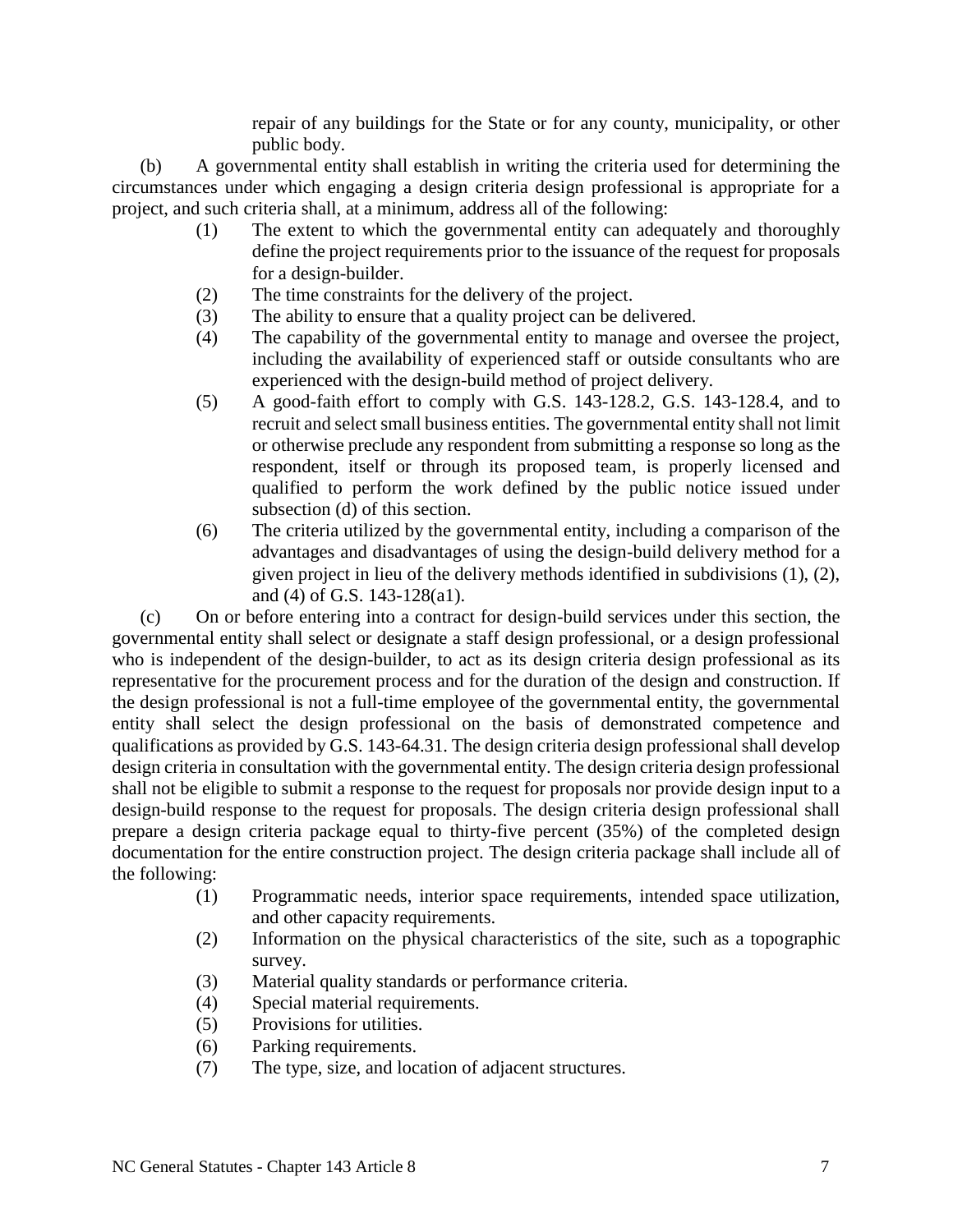repair of any buildings for the State or for any county, municipality, or other public body.

(b) A governmental entity shall establish in writing the criteria used for determining the circumstances under which engaging a design criteria design professional is appropriate for a project, and such criteria shall, at a minimum, address all of the following:

(1) The extent to which the governmental entity can adequately and thoroughly define the project requirements prior to the issuance of the request for proposals for a design-builder.

(2) The time constraints for the delivery of the project.

(3) The ability to ensure that a quality project can be delivered.

(4) The capability of the governmental entity to manage and oversee the project, including the availability of experienced staff or outside consultants who are experienced with the design-build method of project delivery.

(5) A good-faith effort to comply with G.S. 143-128.2, G.S. 143-128.4, and to recruit and select small business entities. The governmental entity shall not limit or otherwise preclude any respondent from submitting a response so long as the respondent, itself or through its proposed team, is properly licensed and qualified to perform the work defined by the public notice issued under subsection (d) of this section.

(6) The criteria utilized by the governmental entity, including a comparison of the advantages and disadvantages of using the design-build delivery method for a given project in lieu of the delivery methods identified in subdivisions (1), (2), and (4) of G.S. 143-128(a1).

(c) On or before entering into a contract for design-build services under this section, the governmental entity shall select or designate a staff design professional, or a design professional who is independent of the design-builder, to act as its design criteria design professional as its representative for the procurement process and for the duration of the design and construction. If the design professional is not a full-time employee of the governmental entity, the governmental entity shall select the design professional on the basis of demonstrated competence and qualifications as provided by G.S. 143-64.31. The design criteria design professional shall develop design criteria in consultation with the governmental entity. The design criteria design professional shall not be eligible to submit a response to the request for proposals nor provide design input to a design-build response to the request for proposals. The design criteria design professional shall prepare a design criteria package equal to thirty-five percent (35%) of the completed design documentation for the entire construction project. The design criteria package shall include all of the following:

(1) Programmatic needs, interior space requirements, intended space utilization, and other capacity requirements.

(2) Information on the physical characteristics of the site, such as a topographic survey.

(3) Material quality standards or performance criteria.

(4) Special material requirements.

(5) Provisions for utilities.

(6) Parking requirements.

(7) The type, size, and location of adjacent structures.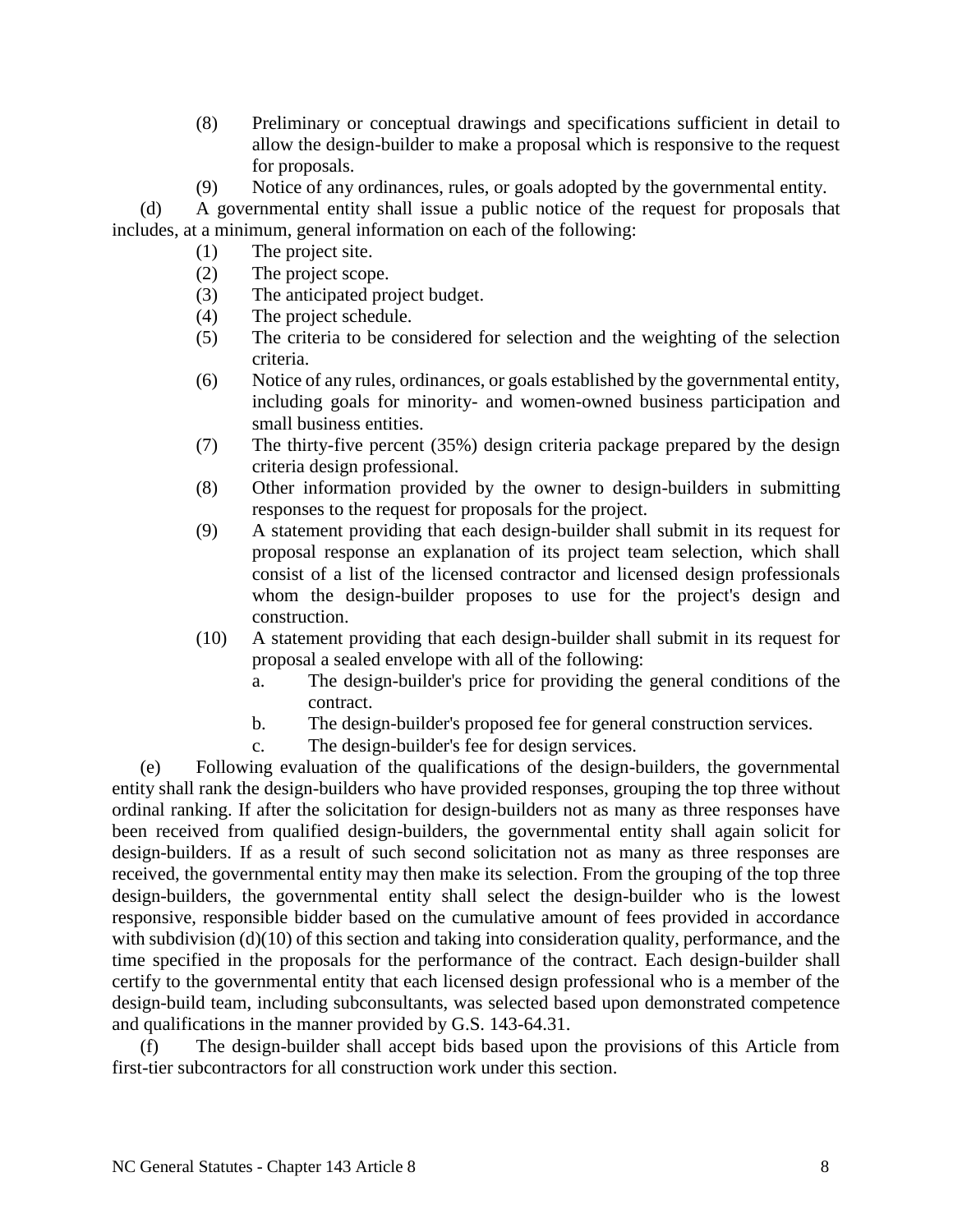(8) Preliminary or conceptual drawings and specifications sufficient in detail to allow the design-builder to make a proposal which is responsive to the request for proposals.

(9) Notice of any ordinances, rules, or goals adopted by the governmental entity.

(d) A governmental entity shall issue a public notice of the request for proposals that includes, at a minimum, general information on each of the following:

(1) The project site.

(2) The project scope.

(3) The anticipated project budget.

(4) The project schedule.

(5) The criteria to be considered for selection and the weighting of the selection criteria.

(6) Notice of any rules, ordinances, or goals established by the governmental entity, including goals for minority- and women-owned business participation and small business entities.

(7) The thirty-five percent (35%) design criteria package prepared by the design criteria design professional.

(8) Other information provided by the owner to design-builders in submitting responses to the request for proposals for the project.

(9) A statement providing that each design-builder shall submit in its request for proposal response an explanation of its project team selection, which shall consist of a list of the licensed contractor and licensed design professionals whom the design-builder proposes to use for the project's design and construction.

(10) A statement providing that each design-builder shall submit in its request for proposal a sealed envelope with all of the following:

a. The design-builder's price for providing the general conditions of the contract.

b. The design-builder's proposed fee for general construction services.

c. The design-builder's fee for design services.

(e) Following evaluation of the qualifications of the design-builders, the governmental entity shall rank the design-builders who have provided responses, grouping the top three without ordinal ranking. If after the solicitation for design-builders not as many as three responses have been received from qualified design-builders, the governmental entity shall again solicit for design-builders. If as a result of such second solicitation not as many as three responses are received, the governmental entity may then make its selection. From the grouping of the top three design-builders, the governmental entity shall select the design-builder who is the lowest responsive, responsible bidder based on the cumulative amount of fees provided in accordance with subdivision (d)(10) of this section and taking into consideration quality, performance, and the time specified in the proposals for the performance of the contract. Each design-builder shall certify to the governmental entity that each licensed design professional who is a member of the design-build team, including subconsultants, was selected based upon demonstrated competence and qualifications in the manner provided by G.S. 143-64.31.

(f) The design-builder shall accept bids based upon the provisions of this Article from first-tier subcontractors for all construction work under this section.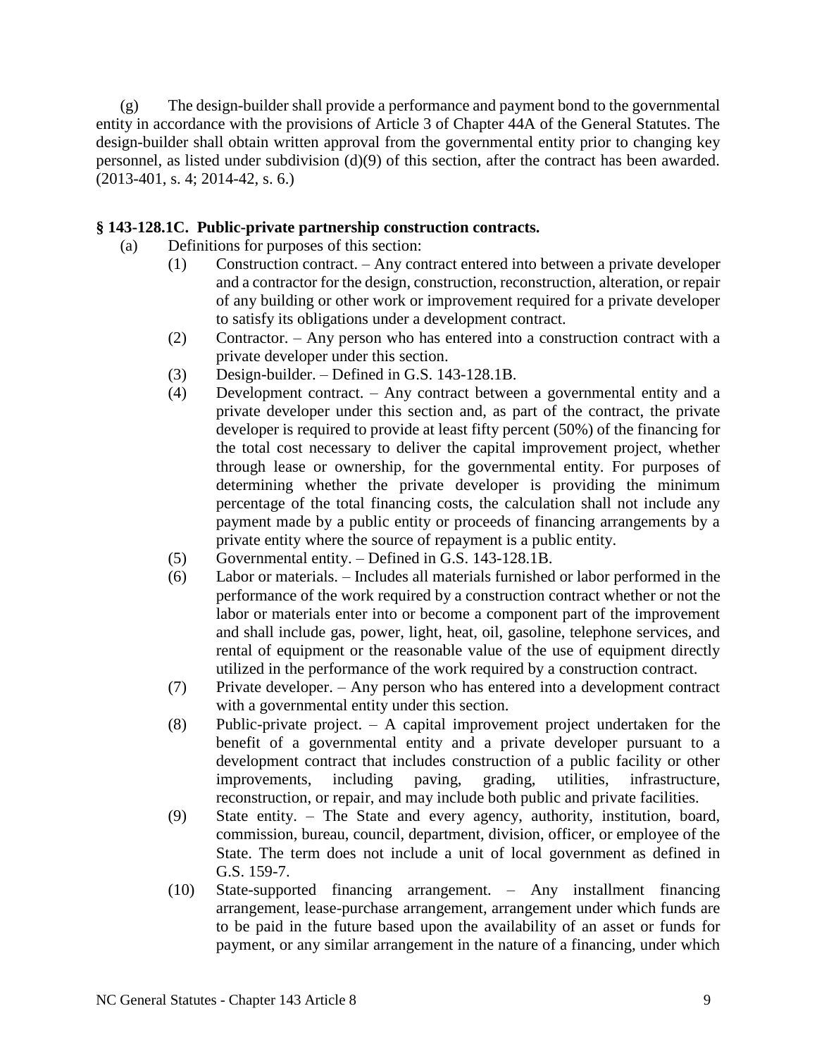(g) The design-builder shall provide a performance and payment bond to the governmental entity in accordance with the provisions of Article 3 of Chapter 44A of the General Statutes. The design-builder shall obtain written approval from the governmental entity prior to changing key personnel, as listed under subdivision (d)(9) of this section, after the contract has been awarded. (2013-401, s. 4; 2014-42, s. 6.)

### § 143-128.1C. Public-private partnership construction contracts.

(a) Definitions for purposes of this section:

(1) Construction contract. – Any contract entered into between a private developer and a contractor for the design, construction, reconstruction, alteration, or repair of any building or other work or improvement required for a private developer to satisfy its obligations under a development contract.

(2) Contractor. – Any person who has entered into a construction contract with a private developer under this section.

(3) Design-builder. – Defined in G.S. 143-128.1B.

(4) Development contract. – Any contract between a governmental entity and a private developer under this section and, as part of the contract, the private developer is required to provide at least fifty percent (50%) of the financing for the total cost necessary to deliver the capital improvement project, whether through lease or ownership, for the governmental entity. For purposes of determining whether the private developer is providing the minimum percentage of the total financing costs, the calculation shall not include any payment made by a public entity or proceeds of financing arrangements by a private entity where the source of repayment is a public entity.

(5) Governmental entity. – Defined in G.S. 143-128.1B.

(6) Labor or materials. – Includes all materials furnished or labor performed in the performance of the work required by a construction contract whether or not the labor or materials enter into or become a component part of the improvement and shall include gas, power, light, heat, oil, gasoline, telephone services, and rental of equipment or the reasonable value of the use of equipment directly utilized in the performance of the work required by a construction contract.

(7) Private developer. – Any person who has entered into a development contract with a governmental entity under this section.

(8) Public-private project. – A capital improvement project undertaken for the benefit of a governmental entity and a private developer pursuant to a development contract that includes construction of a public facility or other improvements, including paving, grading, utilities, infrastructure, reconstruction, or repair, and may include both public and private facilities.

(9) State entity. – The State and every agency, authority, institution, board, commission, bureau, council, department, division, officer, or employee of the State. The term does not include a unit of local government as defined in G.S. 159-7.

(10) State-supported financing arrangement. – Any installment financing arrangement, lease-purchase arrangement, arrangement under which funds are to be paid in the future based upon the availability of an asset or funds for payment, or any similar arrangement in the nature of a financing, under which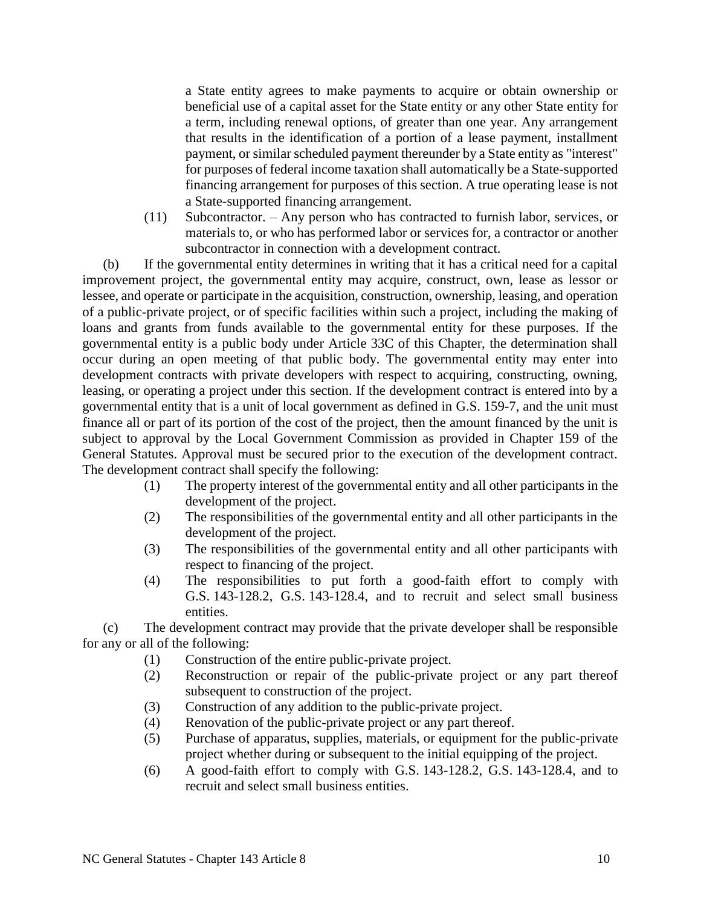a State entity agrees to make payments to acquire or obtain ownership or beneficial use of a capital asset for the State entity or any other State entity for a term, including renewal options, of greater than one year. Any arrangement that results in the identification of a portion of a lease payment, installment payment, or similar scheduled payment thereunder by a State entity as "interest" for purposes of federal income taxation shall automatically be a State-supported financing arrangement for purposes of this section. A true operating lease is not a State-supported financing arrangement.

(11) Subcontractor. – Any person who has contracted to furnish labor, services, or materials to, or who has performed labor or services for, a contractor or another subcontractor in connection with a development contract.

(b) If the governmental entity determines in writing that it has a critical need for a capital improvement project, the governmental entity may acquire, construct, own, lease as lessor or lessee, and operate or participate in the acquisition, construction, ownership, leasing, and operation of a public-private project, or of specific facilities within such a project, including the making of loans and grants from funds available to the governmental entity for these purposes. If the governmental entity is a public body under Article 33C of this Chapter, the determination shall occur during an open meeting of that public body. The governmental entity may enter into development contracts with private developers with respect to acquiring, constructing, owning, leasing, or operating a project under this section. If the development contract is entered into by a governmental entity that is a unit of local government as defined in G.S. 159-7, and the unit must finance all or part of its portion of the cost of the project, then the amount financed by the unit is subject to approval by the Local Government Commission as provided in Chapter 159 of the General Statutes. Approval must be secured prior to the execution of the development contract. The development contract shall specify the following:

(1) The property interest of the governmental entity and all other participants in the development of the project.
(2) The responsibilities of the governmental entity and all other participants in the development of the project.
(3) The responsibilities of the governmental entity and all other participants with respect to financing of the project.
(4) The responsibilities to put forth a good-faith effort to comply with G.S. 143-128.2, G.S. 143-128.4, and to recruit and select small business entities.

(c) The development contract may provide that the private developer shall be responsible for any or all of the following:

(1) Construction of the entire public-private project.
(2) Reconstruction or repair of the public-private project or any part thereof subsequent to construction of the project.
(3) Construction of any addition to the public-private project.
(4) Renovation of the public-private project or any part thereof.
(5) Purchase of apparatus, supplies, materials, or equipment for the public-private project whether during or subsequent to the initial equipping of the project.
(6) A good-faith effort to comply with G.S. 143-128.2, G.S. 143-128.4, and to recruit and select small business entities.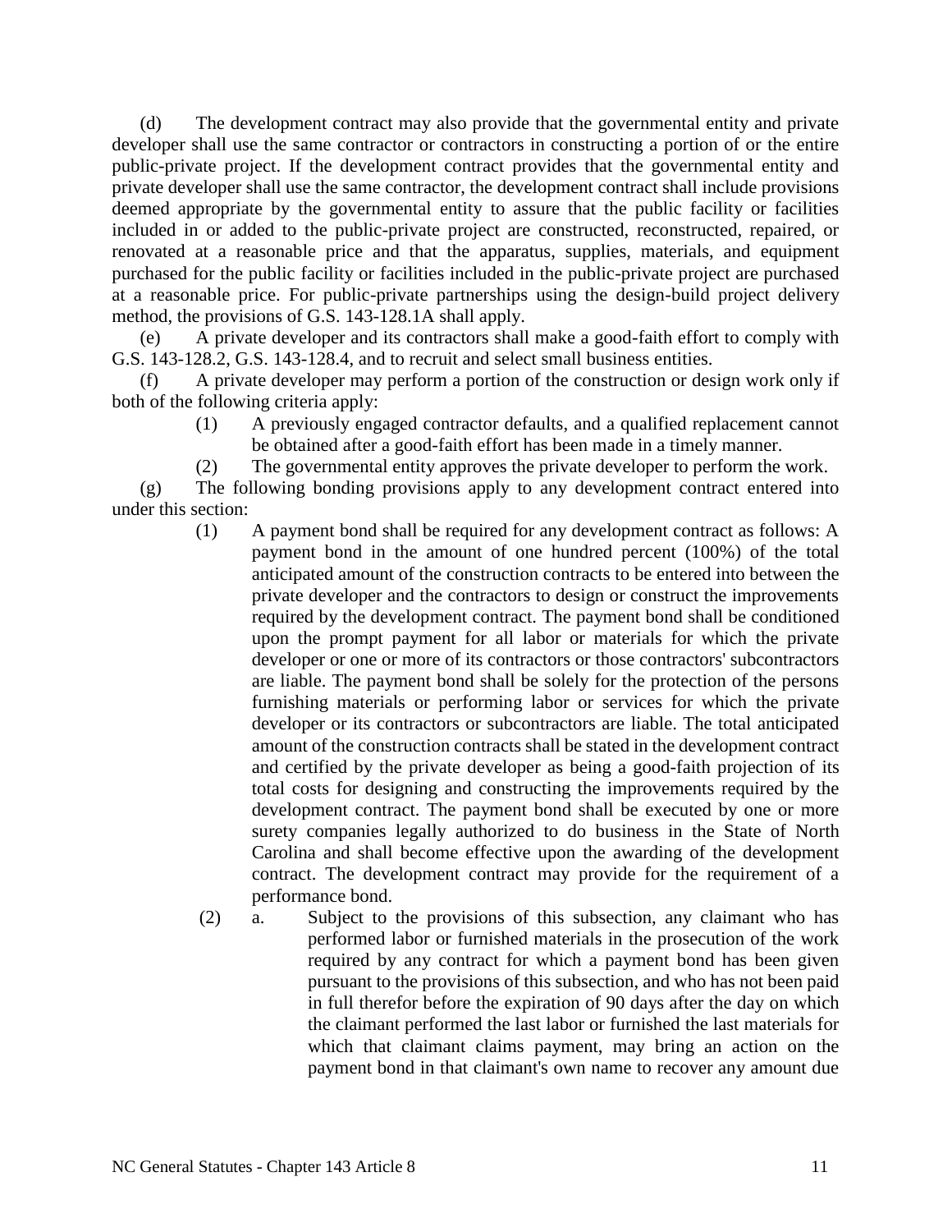(d) The development contract may also provide that the governmental entity and private developer shall use the same contractor or contractors in constructing a portion of or the entire public-private project. If the development contract provides that the governmental entity and private developer shall use the same contractor, the development contract shall include provisions deemed appropriate by the governmental entity to assure that the public facility or facilities included in or added to the public-private project are constructed, reconstructed, repaired, or renovated at a reasonable price and that the apparatus, supplies, materials, and equipment purchased for the public facility or facilities included in the public-private project are purchased at a reasonable price. For public-private partnerships using the design-build project delivery method, the provisions of G.S. 143-128.1A shall apply.

(e) A private developer and its contractors shall make a good-faith effort to comply with G.S. 143-128.2, G.S. 143-128.4, and to recruit and select small business entities.

(f) A private developer may perform a portion of the construction or design work only if both of the following criteria apply:

- (1) A previously engaged contractor defaults, and a qualified replacement cannot be obtained after a good-faith effort has been made in a timely manner.
- (2) The governmental entity approves the private developer to perform the work.

(g) The following bonding provisions apply to any development contract entered into under this section:

- (1) A payment bond shall be required for any development contract as follows: A payment bond in the amount of one hundred percent (100%) of the total anticipated amount of the construction contracts to be entered into between the private developer and the contractors to design or construct the improvements required by the development contract. The payment bond shall be conditioned upon the prompt payment for all labor or materials for which the private developer or one or more of its contractors or those contractors' subcontractors are liable. The payment bond shall be solely for the protection of the persons furnishing materials or performing labor or services for which the private developer or its contractors or subcontractors are liable. The total anticipated amount of the construction contracts shall be stated in the development contract and certified by the private developer as being a good-faith projection of its total costs for designing and constructing the improvements required by the development contract. The payment bond shall be executed by one or more surety companies legally authorized to do business in the State of North Carolina and shall become effective upon the awarding of the development contract. The development contract may provide for the requirement of a performance bond.
- (2) a. Subject to the provisions of this subsection, any claimant who has performed labor or furnished materials in the prosecution of the work required by any contract for which a payment bond has been given pursuant to the provisions of this subsection, and who has not been paid in full therefor before the expiration of 90 days after the day on which the claimant performed the last labor or furnished the last materials for which that claimant claims payment, may bring an action on the payment bond in that claimant's own name to recover any amount due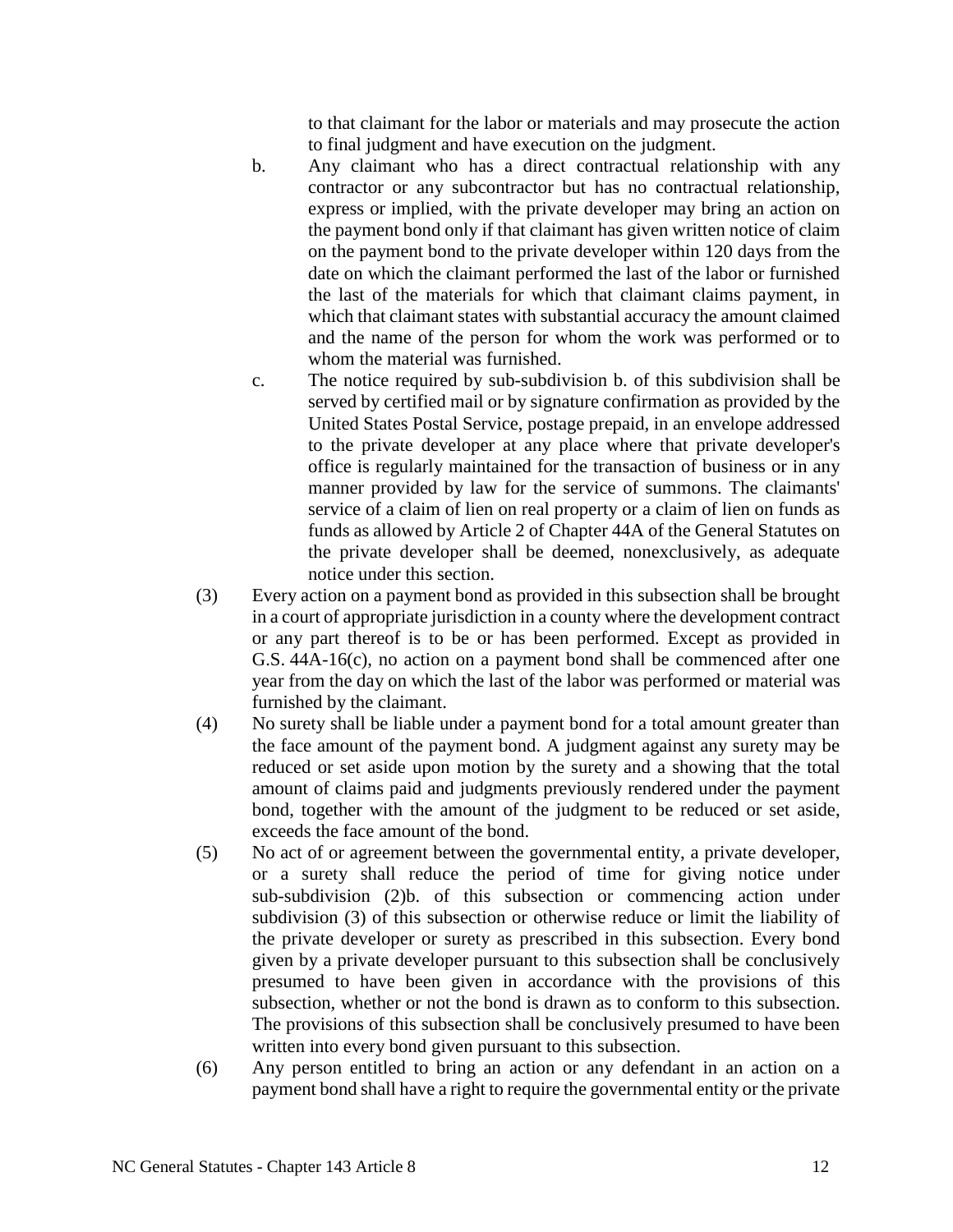to that claimant for the labor or materials and may prosecute the action to final judgment and have execution on the judgment.

b. Any claimant who has a direct contractual relationship with any contractor or any subcontractor but has no contractual relationship, express or implied, with the private developer may bring an action on the payment bond only if that claimant has given written notice of claim on the payment bond to the private developer within 120 days from the date on which the claimant performed the last of the labor or furnished the last of the materials for which that claimant claims payment, in which that claimant states with substantial accuracy the amount claimed and the name of the person for whom the work was performed or to whom the material was furnished.

c. The notice required by sub-subdivision b. of this subdivision shall be served by certified mail or by signature confirmation as provided by the United States Postal Service, postage prepaid, in an envelope addressed to the private developer at any place where that private developer's office is regularly maintained for the transaction of business or in any manner provided by law for the service of summons. The claimants' service of a claim of lien on real property or a claim of lien on funds as funds as allowed by Article 2 of Chapter 44A of the General Statutes on the private developer shall be deemed, nonexclusively, as adequate notice under this section.

(3) Every action on a payment bond as provided in this subsection shall be brought in a court of appropriate jurisdiction in a county where the development contract or any part thereof is to be or has been performed. Except as provided in G.S. 44A-16(c), no action on a payment bond shall be commenced after one year from the day on which the last of the labor was performed or material was furnished by the claimant.

(4) No surety shall be liable under a payment bond for a total amount greater than the face amount of the payment bond. A judgment against any surety may be reduced or set aside upon motion by the surety and a showing that the total amount of claims paid and judgments previously rendered under the payment bond, together with the amount of the judgment to be reduced or set aside, exceeds the face amount of the bond.

(5) No act of or agreement between the governmental entity, a private developer, or a surety shall reduce the period of time for giving notice under sub-subdivision (2)b. of this subsection or commencing action under subdivision (3) of this subsection or otherwise reduce or limit the liability of the private developer or surety as prescribed in this subsection. Every bond given by a private developer pursuant to this subsection shall be conclusively presumed to have been given in accordance with the provisions of this subsection, whether or not the bond is drawn as to conform to this subsection. The provisions of this subsection shall be conclusively presumed to have been written into every bond given pursuant to this subsection.

(6) Any person entitled to bring an action or any defendant in an action on a payment bond shall have a right to require the governmental entity or the private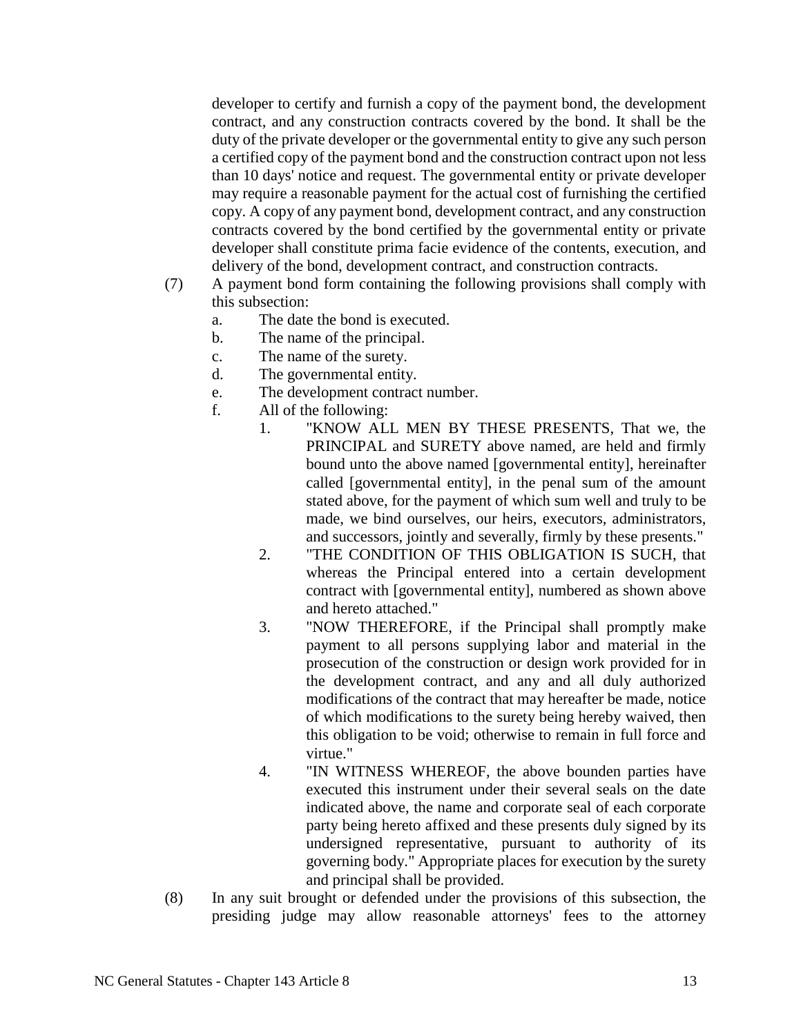developer to certify and furnish a copy of the payment bond, the development contract, and any construction contracts covered by the bond. It shall be the duty of the private developer or the governmental entity to give any such person a certified copy of the payment bond and the construction contract upon not less than 10 days' notice and request. The governmental entity or private developer may require a reasonable payment for the actual cost of furnishing the certified copy. A copy of any payment bond, development contract, and any construction contracts covered by the bond certified by the governmental entity or private developer shall constitute prima facie evidence of the contents, execution, and delivery of the bond, development contract, and construction contracts.

(7) A payment bond form containing the following provisions shall comply with this subsection:

a. The date the bond is executed.

b. The name of the principal.

c. The name of the surety.

d. The governmental entity.

e. The development contract number.

f. All of the following:

1. "KNOW ALL MEN BY THESE PRESENTS, That we, the PRINCIPAL and SURETY above named, are held and firmly bound unto the above named [governmental entity], hereinafter called [governmental entity], in the penal sum of the amount stated above, for the payment of which sum well and truly to be made, we bind ourselves, our heirs, executors, administrators, and successors, jointly and severally, firmly by these presents."

2. "THE CONDITION OF THIS OBLIGATION IS SUCH, that whereas the Principal entered into a certain development contract with [governmental entity], numbered as shown above and hereto attached."

3. "NOW THEREFORE, if the Principal shall promptly make payment to all persons supplying labor and material in the prosecution of the construction or design work provided for in the development contract, and any and all duly authorized modifications of the contract that may hereafter be made, notice of which modifications to the surety being hereby waived, then this obligation to be void; otherwise to remain in full force and virtue."

4. "IN WITNESS WHEREOF, the above bounden parties have executed this instrument under their several seals on the date indicated above, the name and corporate seal of each corporate party being hereto affixed and these presents duly signed by its undersigned representative, pursuant to authority of its governing body." Appropriate places for execution by the surety and principal shall be provided.

(8) In any suit brought or defended under the provisions of this subsection, the presiding judge may allow reasonable attorneys' fees to the attorney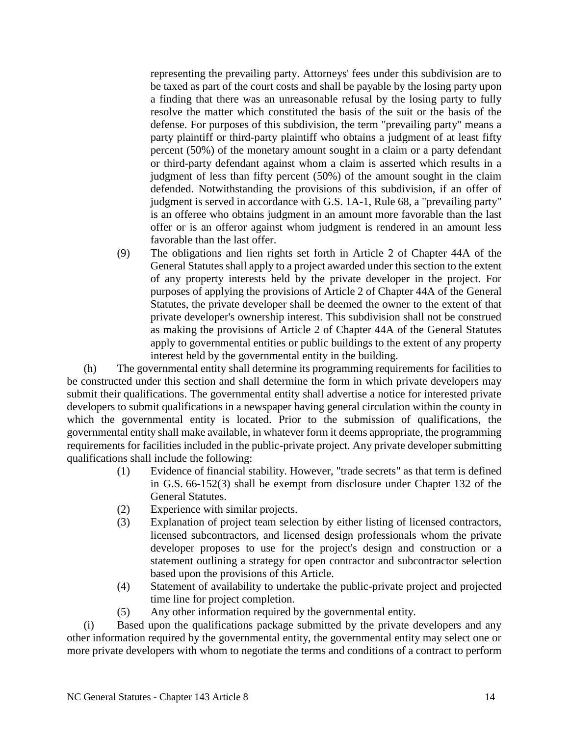representing the prevailing party. Attorneys' fees under this subdivision are to be taxed as part of the court costs and shall be payable by the losing party upon a finding that there was an unreasonable refusal by the losing party to fully resolve the matter which constituted the basis of the suit or the basis of the defense. For purposes of this subdivision, the term "prevailing party" means a party plaintiff or third-party plaintiff who obtains a judgment of at least fifty percent (50%) of the monetary amount sought in a claim or a party defendant or third-party defendant against whom a claim is asserted which results in a judgment of less than fifty percent (50%) of the amount sought in the claim defended. Notwithstanding the provisions of this subdivision, if an offer of judgment is served in accordance with G.S. 1A-1, Rule 68, a "prevailing party" is an offeree who obtains judgment in an amount more favorable than the last offer or is an offeror against whom judgment is rendered in an amount less favorable than the last offer.

(9) The obligations and lien rights set forth in Article 2 of Chapter 44A of the General Statutes shall apply to a project awarded under this section to the extent of any property interests held by the private developer in the project. For purposes of applying the provisions of Article 2 of Chapter 44A of the General Statutes, the private developer shall be deemed the owner to the extent of that private developer's ownership interest. This subdivision shall not be construed as making the provisions of Article 2 of Chapter 44A of the General Statutes apply to governmental entities or public buildings to the extent of any property interest held by the governmental entity in the building.

(h) The governmental entity shall determine its programming requirements for facilities to be constructed under this section and shall determine the form in which private developers may submit their qualifications. The governmental entity shall advertise a notice for interested private developers to submit qualifications in a newspaper having general circulation within the county in which the governmental entity is located. Prior to the submission of qualifications, the governmental entity shall make available, in whatever form it deems appropriate, the programming requirements for facilities included in the public-private project. Any private developer submitting qualifications shall include the following:

(1) Evidence of financial stability. However, "trade secrets" as that term is defined in G.S. 66-152(3) shall be exempt from disclosure under Chapter 132 of the General Statutes.
(2) Experience with similar projects.
(3) Explanation of project team selection by either listing of licensed contractors, licensed subcontractors, and licensed design professionals whom the private developer proposes to use for the project's design and construction or a statement outlining a strategy for open contractor and subcontractor selection based upon the provisions of this Article.
(4) Statement of availability to undertake the public-private project and projected time line for project completion.
(5) Any other information required by the governmental entity.

(i) Based upon the qualifications package submitted by the private developers and any other information required by the governmental entity, the governmental entity may select one or more private developers with whom to negotiate the terms and conditions of a contract to perform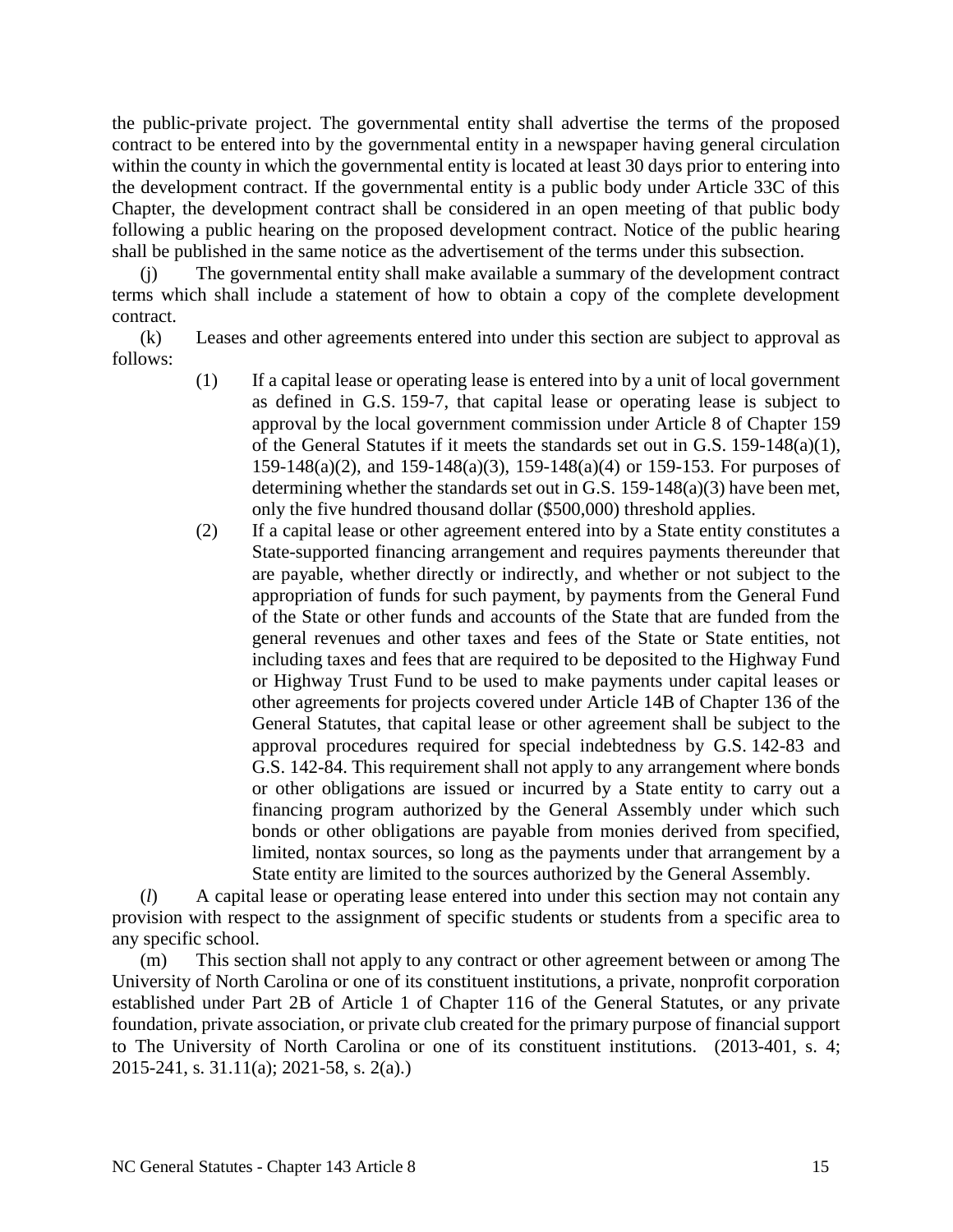the public-private project. The governmental entity shall advertise the terms of the proposed contract to be entered into by the governmental entity in a newspaper having general circulation within the county in which the governmental entity is located at least 30 days prior to entering into the development contract. If the governmental entity is a public body under Article 33C of this Chapter, the development contract shall be considered in an open meeting of that public body following a public hearing on the proposed development contract. Notice of the public hearing shall be published in the same notice as the advertisement of the terms under this subsection.

(j) The governmental entity shall make available a summary of the development contract terms which shall include a statement of how to obtain a copy of the complete development contract.

(k) Leases and other agreements entered into under this section are subject to approval as follows:

(1) If a capital lease or operating lease is entered into by a unit of local government as defined in G.S. 159-7, that capital lease or operating lease is subject to approval by the local government commission under Article 8 of Chapter 159 of the General Statutes if it meets the standards set out in G.S. 159-148(a)(1), 159-148(a)(2), and 159-148(a)(3), 159-148(a)(4) or 159-153. For purposes of determining whether the standards set out in G.S. 159-148(a)(3) have been met, only the five hundred thousand dollar ($500,000) threshold applies.

(2) If a capital lease or other agreement entered into by a State entity constitutes a State-supported financing arrangement and requires payments thereunder that are payable, whether directly or indirectly, and whether or not subject to the appropriation of funds for such payment, by payments from the General Fund of the State or other funds and accounts of the State that are funded from the general revenues and other taxes and fees of the State or State entities, not including taxes and fees that are required to be deposited to the Highway Fund or Highway Trust Fund to be used to make payments under capital leases or other agreements for projects covered under Article 14B of Chapter 136 of the General Statutes, that capital lease or other agreement shall be subject to the approval procedures required for special indebtedness by G.S. 142-83 and G.S. 142-84. This requirement shall not apply to any arrangement where bonds or other obligations are issued or incurred by a State entity to carry out a financing program authorized by the General Assembly under which such bonds or other obligations are payable from monies derived from specified, limited, nontax sources, so long as the payments under that arrangement by a State entity are limited to the sources authorized by the General Assembly.

(*l*) A capital lease or operating lease entered into under this section may not contain any provision with respect to the assignment of specific students or students from a specific area to any specific school.

(m) This section shall not apply to any contract or other agreement between or among The University of North Carolina or one of its constituent institutions, a private, nonprofit corporation established under Part 2B of Article 1 of Chapter 116 of the General Statutes, or any private foundation, private association, or private club created for the primary purpose of financial support to The University of North Carolina or one of its constituent institutions. (2013-401, s. 4; 2015-241, s. 31.11(a); 2021-58, s. 2(a).)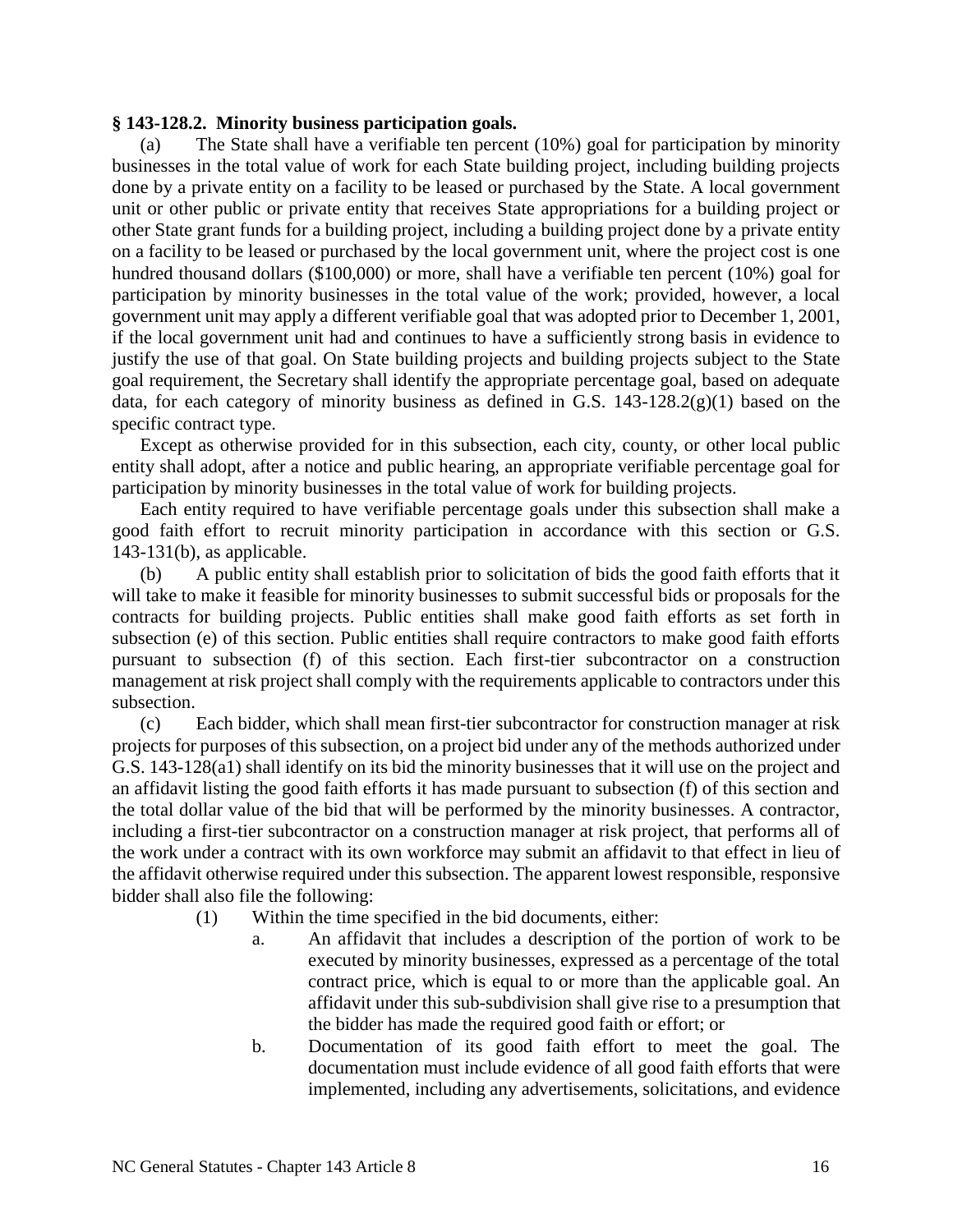**§ 143-128.2. Minority business participation goals.**

(a) The State shall have a verifiable ten percent (10%) goal for participation by minority businesses in the total value of work for each State building project, including building projects done by a private entity on a facility to be leased or purchased by the State. A local government unit or other public or private entity that receives State appropriations for a building project or other State grant funds for a building project, including a building project done by a private entity on a facility to be leased or purchased by the local government unit, where the project cost is one hundred thousand dollars ($100,000) or more, shall have a verifiable ten percent (10%) goal for participation by minority businesses in the total value of the work; provided, however, a local government unit may apply a different verifiable goal that was adopted prior to December 1, 2001, if the local government unit had and continues to have a sufficiently strong basis in evidence to justify the use of that goal. On State building projects and building projects subject to the State goal requirement, the Secretary shall identify the appropriate percentage goal, based on adequate data, for each category of minority business as defined in G.S. 143-128.2(g)(1) based on the specific contract type.

Except as otherwise provided for in this subsection, each city, county, or other local public entity shall adopt, after a notice and public hearing, an appropriate verifiable percentage goal for participation by minority businesses in the total value of work for building projects.

Each entity required to have verifiable percentage goals under this subsection shall make a good faith effort to recruit minority participation in accordance with this section or G.S. 143-131(b), as applicable.

(b) A public entity shall establish prior to solicitation of bids the good faith efforts that it will take to make it feasible for minority businesses to submit successful bids or proposals for the contracts for building projects. Public entities shall make good faith efforts as set forth in subsection (e) of this section. Public entities shall require contractors to make good faith efforts pursuant to subsection (f) of this section. Each first-tier subcontractor on a construction management at risk project shall comply with the requirements applicable to contractors under this subsection.

(c) Each bidder, which shall mean first-tier subcontractor for construction manager at risk projects for purposes of this subsection, on a project bid under any of the methods authorized under G.S. 143-128(a1) shall identify on its bid the minority businesses that it will use on the project and an affidavit listing the good faith efforts it has made pursuant to subsection (f) of this section and the total dollar value of the bid that will be performed by the minority businesses. A contractor, including a first-tier subcontractor on a construction manager at risk project, that performs all of the work under a contract with its own workforce may submit an affidavit to that effect in lieu of the affidavit otherwise required under this subsection. The apparent lowest responsible, responsive bidder shall also file the following:

- (1) Within the time specified in the bid documents, either:
  - a. An affidavit that includes a description of the portion of work to be executed by minority businesses, expressed as a percentage of the total contract price, which is equal to or more than the applicable goal. An affidavit under this sub-subdivision shall give rise to a presumption that the bidder has made the required good faith or effort; or
  - b. Documentation of its good faith effort to meet the goal. The documentation must include evidence of all good faith efforts that were implemented, including any advertisements, solicitations, and evidence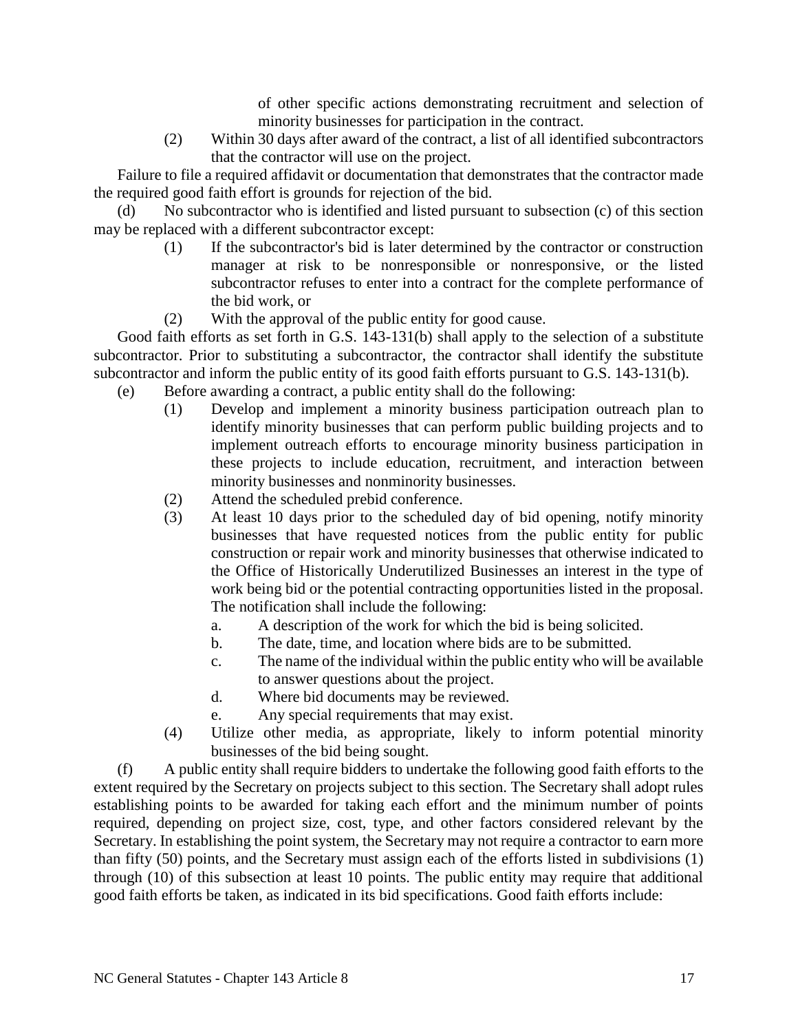of other specific actions demonstrating recruitment and selection of minority businesses for participation in the contract.

(2) Within 30 days after award of the contract, a list of all identified subcontractors that the contractor will use on the project.

Failure to file a required affidavit or documentation that demonstrates that the contractor made the required good faith effort is grounds for rejection of the bid.

(d) No subcontractor who is identified and listed pursuant to subsection (c) of this section may be replaced with a different subcontractor except:

(1) If the subcontractor's bid is later determined by the contractor or construction manager at risk to be nonresponsible or nonresponsive, or the listed subcontractor refuses to enter into a contract for the complete performance of the bid work, or

(2) With the approval of the public entity for good cause.

Good faith efforts as set forth in G.S. 143-131(b) shall apply to the selection of a substitute subcontractor. Prior to substituting a subcontractor, the contractor shall identify the substitute subcontractor and inform the public entity of its good faith efforts pursuant to G.S. 143-131(b).

(e) Before awarding a contract, a public entity shall do the following:

(1) Develop and implement a minority business participation outreach plan to identify minority businesses that can perform public building projects and to implement outreach efforts to encourage minority business participation in these projects to include education, recruitment, and interaction between minority businesses and nonminority businesses.

(2) Attend the scheduled prebid conference.

(3) At least 10 days prior to the scheduled day of bid opening, notify minority businesses that have requested notices from the public entity for public construction or repair work and minority businesses that otherwise indicated to the Office of Historically Underutilized Businesses an interest in the type of work being bid or the potential contracting opportunities listed in the proposal. The notification shall include the following:

a. A description of the work for which the bid is being solicited.

b. The date, time, and location where bids are to be submitted.

c. The name of the individual within the public entity who will be available to answer questions about the project.

d. Where bid documents may be reviewed.

e. Any special requirements that may exist.

(4) Utilize other media, as appropriate, likely to inform potential minority businesses of the bid being sought.

(f) A public entity shall require bidders to undertake the following good faith efforts to the extent required by the Secretary on projects subject to this section. The Secretary shall adopt rules establishing points to be awarded for taking each effort and the minimum number of points required, depending on project size, cost, type, and other factors considered relevant by the Secretary. In establishing the point system, the Secretary may not require a contractor to earn more than fifty (50) points, and the Secretary must assign each of the efforts listed in subdivisions (1) through (10) of this subsection at least 10 points. The public entity may require that additional good faith efforts be taken, as indicated in its bid specifications. Good faith efforts include: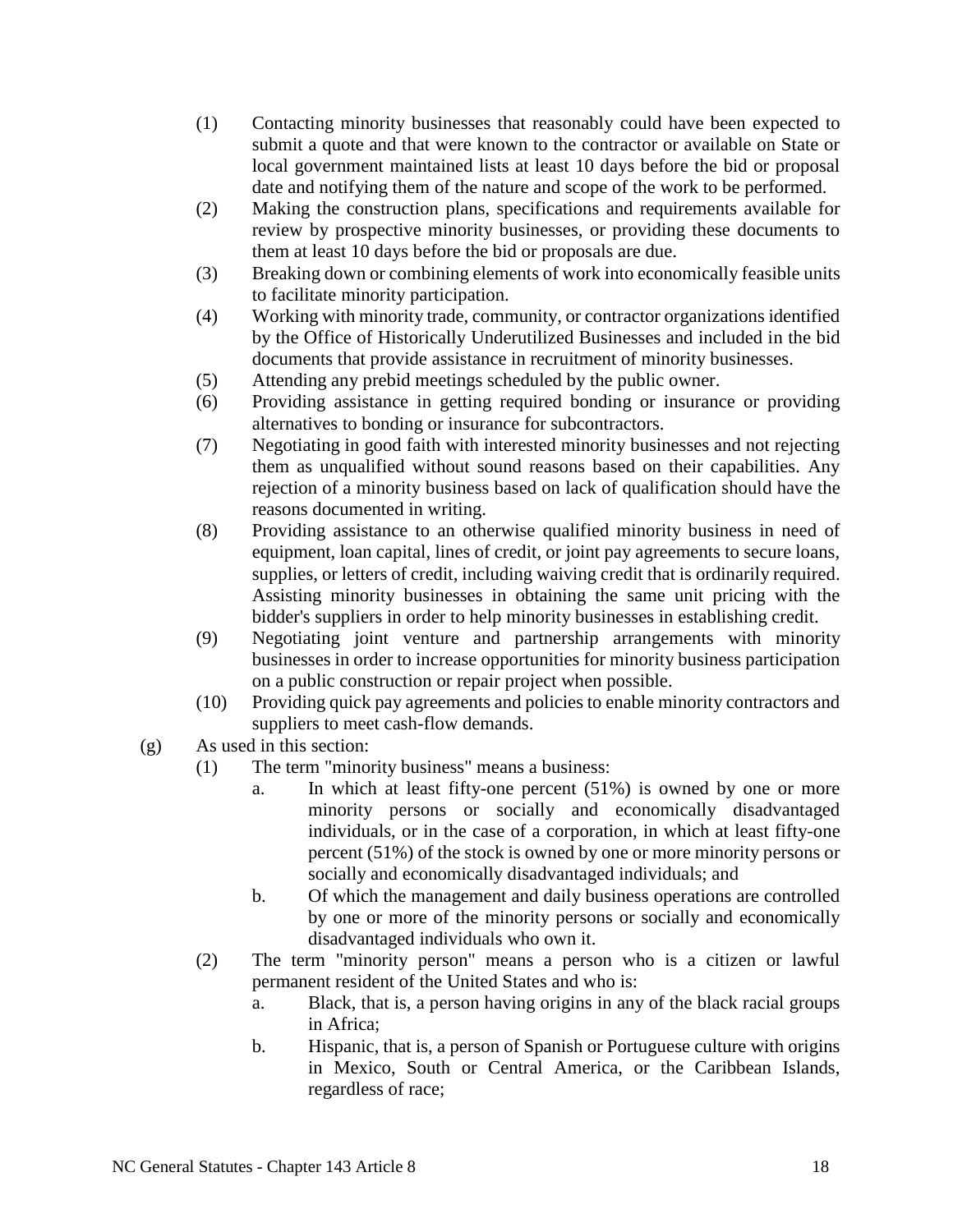(1) Contacting minority businesses that reasonably could have been expected to submit a quote and that were known to the contractor or available on State or local government maintained lists at least 10 days before the bid or proposal date and notifying them of the nature and scope of the work to be performed.

(2) Making the construction plans, specifications and requirements available for review by prospective minority businesses, or providing these documents to them at least 10 days before the bid or proposals are due.

(3) Breaking down or combining elements of work into economically feasible units to facilitate minority participation.

(4) Working with minority trade, community, or contractor organizations identified by the Office of Historically Underutilized Businesses and included in the bid documents that provide assistance in recruitment of minority businesses.

(5) Attending any prebid meetings scheduled by the public owner.

(6) Providing assistance in getting required bonding or insurance or providing alternatives to bonding or insurance for subcontractors.

(7) Negotiating in good faith with interested minority businesses and not rejecting them as unqualified without sound reasons based on their capabilities. Any rejection of a minority business based on lack of qualification should have the reasons documented in writing.

(8) Providing assistance to an otherwise qualified minority business in need of equipment, loan capital, lines of credit, or joint pay agreements to secure loans, supplies, or letters of credit, including waiving credit that is ordinarily required. Assisting minority businesses in obtaining the same unit pricing with the bidder's suppliers in order to help minority businesses in establishing credit.

(9) Negotiating joint venture and partnership arrangements with minority businesses in order to increase opportunities for minority business participation on a public construction or repair project when possible.

(10) Providing quick pay agreements and policies to enable minority contractors and suppliers to meet cash-flow demands.

(g) As used in this section:

(1) The term "minority business" means a business:

a. In which at least fifty-one percent (51%) is owned by one or more minority persons or socially and economically disadvantaged individuals, or in the case of a corporation, in which at least fifty-one percent (51%) of the stock is owned by one or more minority persons or socially and economically disadvantaged individuals; and

b. Of which the management and daily business operations are controlled by one or more of the minority persons or socially and economically disadvantaged individuals who own it.

(2) The term "minority person" means a person who is a citizen or lawful permanent resident of the United States and who is:

a. Black, that is, a person having origins in any of the black racial groups in Africa;

b. Hispanic, that is, a person of Spanish or Portuguese culture with origins in Mexico, South or Central America, or the Caribbean Islands, regardless of race;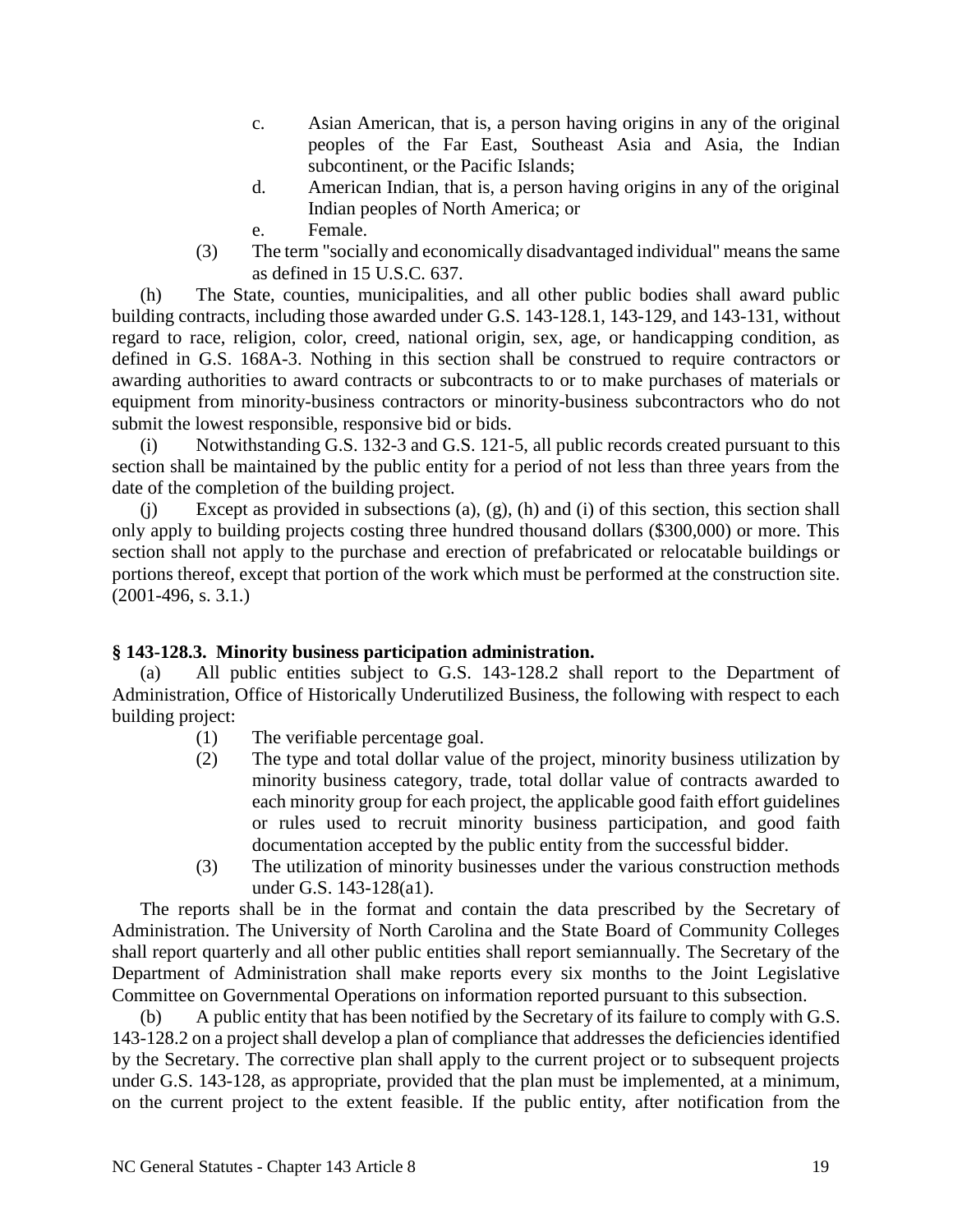c. Asian American, that is, a person having origins in any of the original peoples of the Far East, Southeast Asia and Asia, the Indian subcontinent, or the Pacific Islands;

d. American Indian, that is, a person having origins in any of the original Indian peoples of North America; or

e. Female.

(3) The term "socially and economically disadvantaged individual" means the same as defined in 15 U.S.C. 637.

(h) The State, counties, municipalities, and all other public bodies shall award public building contracts, including those awarded under G.S. 143-128.1, 143-129, and 143-131, without regard to race, religion, color, creed, national origin, sex, age, or handicapping condition, as defined in G.S. 168A-3. Nothing in this section shall be construed to require contractors or awarding authorities to award contracts or subcontracts to or to make purchases of materials or equipment from minority-business contractors or minority-business subcontractors who do not submit the lowest responsible, responsive bid or bids.

(i) Notwithstanding G.S. 132-3 and G.S. 121-5, all public records created pursuant to this section shall be maintained by the public entity for a period of not less than three years from the date of the completion of the building project.

(j) Except as provided in subsections (a), (g), (h) and (i) of this section, this section shall only apply to building projects costing three hundred thousand dollars ($300,000) or more. This section shall not apply to the purchase and erection of prefabricated or relocatable buildings or portions thereof, except that portion of the work which must be performed at the construction site. (2001-496, s. 3.1.)

**§ 143-128.3. Minority business participation administration.**

(a) All public entities subject to G.S. 143-128.2 shall report to the Department of Administration, Office of Historically Underutilized Business, the following with respect to each building project:

(1) The verifiable percentage goal.

(2) The type and total dollar value of the project, minority business utilization by minority business category, trade, total dollar value of contracts awarded to each minority group for each project, the applicable good faith effort guidelines or rules used to recruit minority business participation, and good faith documentation accepted by the public entity from the successful bidder.

(3) The utilization of minority businesses under the various construction methods under G.S. 143-128(a1).

The reports shall be in the format and contain the data prescribed by the Secretary of Administration. The University of North Carolina and the State Board of Community Colleges shall report quarterly and all other public entities shall report semiannually. The Secretary of the Department of Administration shall make reports every six months to the Joint Legislative Committee on Governmental Operations on information reported pursuant to this subsection.

(b) A public entity that has been notified by the Secretary of its failure to comply with G.S. 143-128.2 on a project shall develop a plan of compliance that addresses the deficiencies identified by the Secretary. The corrective plan shall apply to the current project or to subsequent projects under G.S. 143-128, as appropriate, provided that the plan must be implemented, at a minimum, on the current project to the extent feasible. If the public entity, after notification from the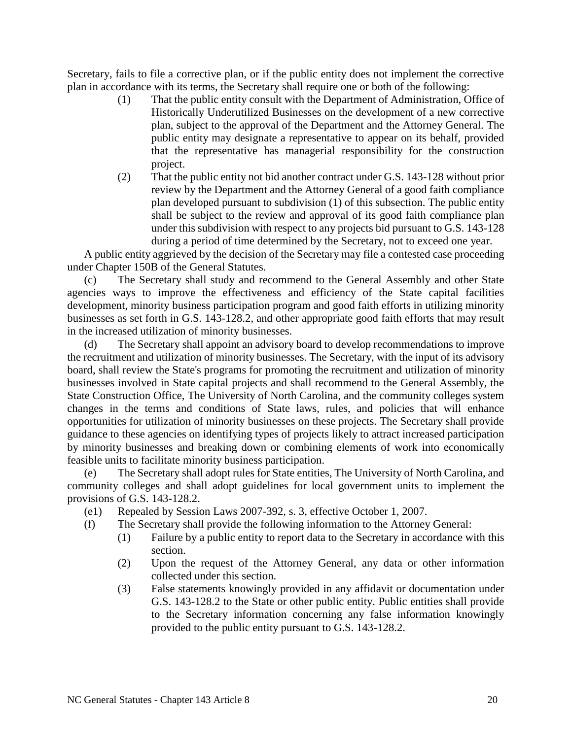Secretary, fails to file a corrective plan, or if the public entity does not implement the corrective plan in accordance with its terms, the Secretary shall require one or both of the following:

(1) That the public entity consult with the Department of Administration, Office of Historically Underutilized Businesses on the development of a new corrective plan, subject to the approval of the Department and the Attorney General. The public entity may designate a representative to appear on its behalf, provided that the representative has managerial responsibility for the construction project.

(2) That the public entity not bid another contract under G.S. 143-128 without prior review by the Department and the Attorney General of a good faith compliance plan developed pursuant to subdivision (1) of this subsection. The public entity shall be subject to the review and approval of its good faith compliance plan under this subdivision with respect to any projects bid pursuant to G.S. 143-128 during a period of time determined by the Secretary, not to exceed one year.

A public entity aggrieved by the decision of the Secretary may file a contested case proceeding under Chapter 150B of the General Statutes.

(c) The Secretary shall study and recommend to the General Assembly and other State agencies ways to improve the effectiveness and efficiency of the State capital facilities development, minority business participation program and good faith efforts in utilizing minority businesses as set forth in G.S. 143-128.2, and other appropriate good faith efforts that may result in the increased utilization of minority businesses.

(d) The Secretary shall appoint an advisory board to develop recommendations to improve the recruitment and utilization of minority businesses. The Secretary, with the input of its advisory board, shall review the State's programs for promoting the recruitment and utilization of minority businesses involved in State capital projects and shall recommend to the General Assembly, the State Construction Office, The University of North Carolina, and the community colleges system changes in the terms and conditions of State laws, rules, and policies that will enhance opportunities for utilization of minority businesses on these projects. The Secretary shall provide guidance to these agencies on identifying types of projects likely to attract increased participation by minority businesses and breaking down or combining elements of work into economically feasible units to facilitate minority business participation.

(e) The Secretary shall adopt rules for State entities, The University of North Carolina, and community colleges and shall adopt guidelines for local government units to implement the provisions of G.S. 143-128.2.

(e1) Repealed by Session Laws 2007-392, s. 3, effective October 1, 2007.

(f) The Secretary shall provide the following information to the Attorney General:

(1) Failure by a public entity to report data to the Secretary in accordance with this section.

(2) Upon the request of the Attorney General, any data or other information collected under this section.

(3) False statements knowingly provided in any affidavit or documentation under G.S. 143-128.2 to the State or other public entity. Public entities shall provide to the Secretary information concerning any false information knowingly provided to the public entity pursuant to G.S. 143-128.2.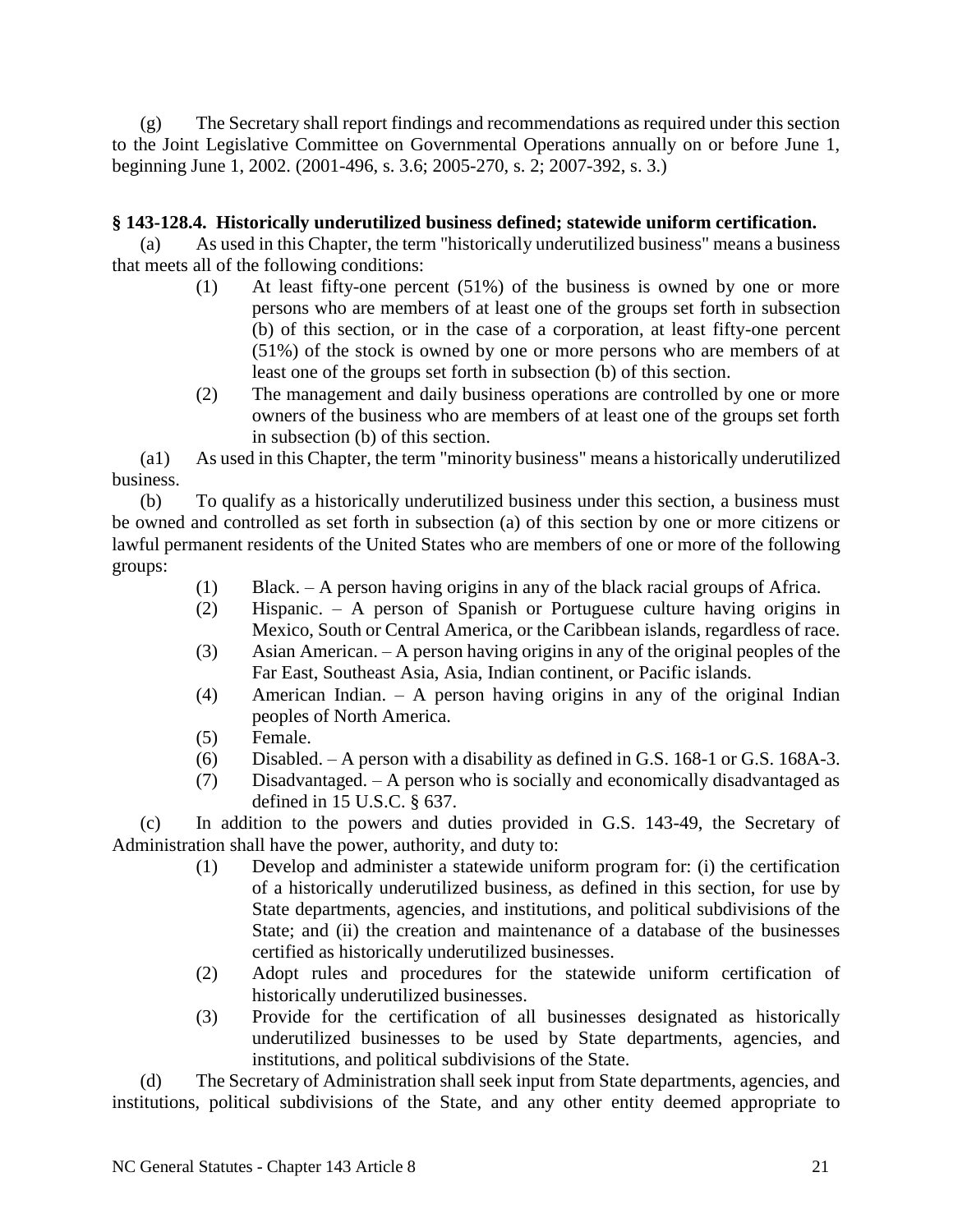(g) The Secretary shall report findings and recommendations as required under this section to the Joint Legislative Committee on Governmental Operations annually on or before June 1, beginning June 1, 2002. (2001-496, s. 3.6; 2005-270, s. 2; 2007-392, s. 3.)

**§ 143-128.4. Historically underutilized business defined; statewide uniform certification.**

(a) As used in this Chapter, the term "historically underutilized business" means a business that meets all of the following conditions:

(1) At least fifty-one percent (51%) of the business is owned by one or more persons who are members of at least one of the groups set forth in subsection (b) of this section, or in the case of a corporation, at least fifty-one percent (51%) of the stock is owned by one or more persons who are members of at least one of the groups set forth in subsection (b) of this section.

(2) The management and daily business operations are controlled by one or more owners of the business who are members of at least one of the groups set forth in subsection (b) of this section.

(a1) As used in this Chapter, the term "minority business" means a historically underutilized business.

(b) To qualify as a historically underutilized business under this section, a business must be owned and controlled as set forth in subsection (a) of this section by one or more citizens or lawful permanent residents of the United States who are members of one or more of the following groups:

(1) Black. – A person having origins in any of the black racial groups of Africa.

(2) Hispanic. – A person of Spanish or Portuguese culture having origins in Mexico, South or Central America, or the Caribbean islands, regardless of race.

(3) Asian American. – A person having origins in any of the original peoples of the Far East, Southeast Asia, Asia, Indian continent, or Pacific islands.

(4) American Indian. – A person having origins in any of the original Indian peoples of North America.

(5) Female.

(6) Disabled. – A person with a disability as defined in G.S. 168-1 or G.S. 168A-3.

(7) Disadvantaged. – A person who is socially and economically disadvantaged as defined in 15 U.S.C. § 637.

(c) In addition to the powers and duties provided in G.S. 143-49, the Secretary of Administration shall have the power, authority, and duty to:

(1) Develop and administer a statewide uniform program for: (i) the certification of a historically underutilized business, as defined in this section, for use by State departments, agencies, and institutions, and political subdivisions of the State; and (ii) the creation and maintenance of a database of the businesses certified as historically underutilized businesses.

(2) Adopt rules and procedures for the statewide uniform certification of historically underutilized businesses.

(3) Provide for the certification of all businesses designated as historically underutilized businesses to be used by State departments, agencies, and institutions, and political subdivisions of the State.

(d) The Secretary of Administration shall seek input from State departments, agencies, and institutions, political subdivisions of the State, and any other entity deemed appropriate to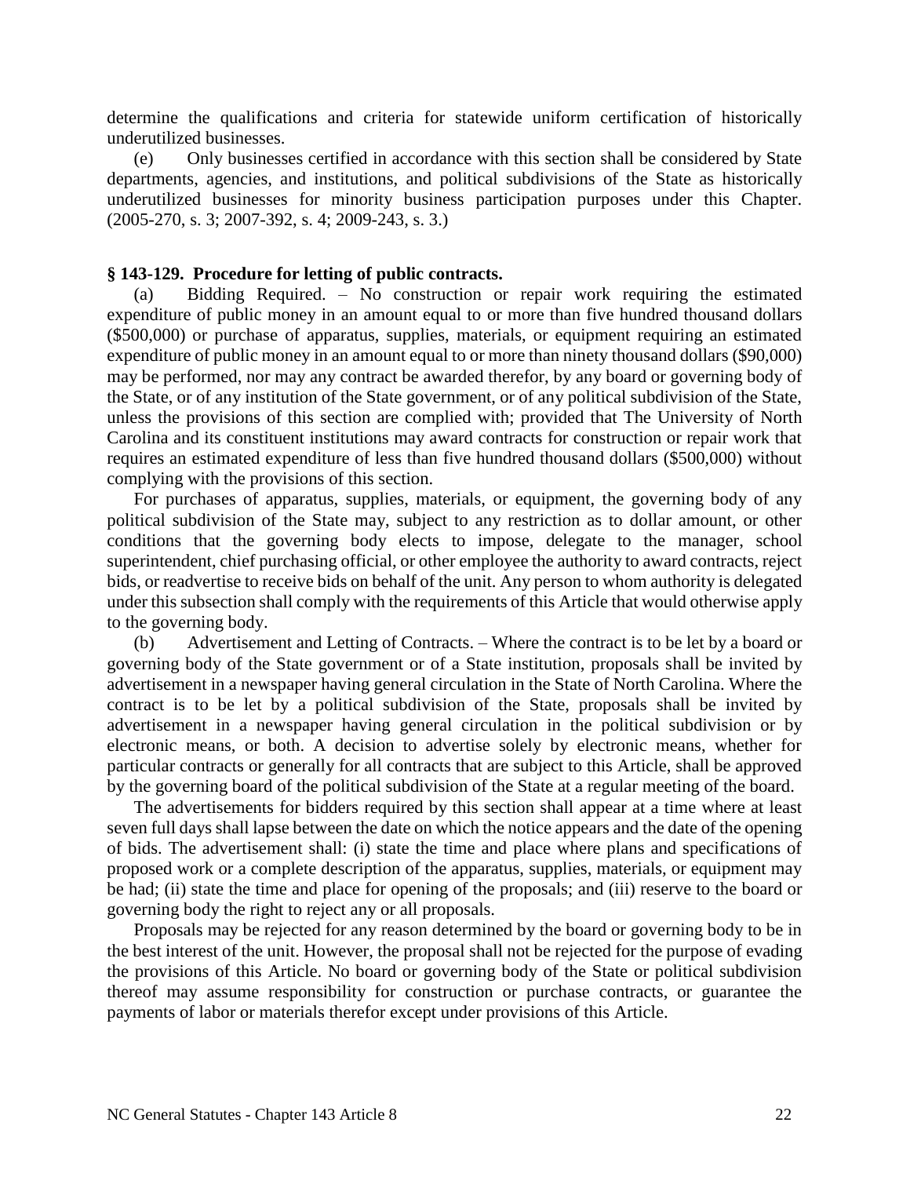determine the qualifications and criteria for statewide uniform certification of historically underutilized businesses.

(e) Only businesses certified in accordance with this section shall be considered by State departments, agencies, and institutions, and political subdivisions of the State as historically underutilized businesses for minority business participation purposes under this Chapter. (2005-270, s. 3; 2007-392, s. 4; 2009-243, s. 3.)

### § 143-129. Procedure for letting of public contracts.

(a) Bidding Required. – No construction or repair work requiring the estimated expenditure of public money in an amount equal to or more than five hundred thousand dollars ($500,000) or purchase of apparatus, supplies, materials, or equipment requiring an estimated expenditure of public money in an amount equal to or more than ninety thousand dollars ($90,000) may be performed, nor may any contract be awarded therefor, by any board or governing body of the State, or of any institution of the State government, or of any political subdivision of the State, unless the provisions of this section are complied with; provided that The University of North Carolina and its constituent institutions may award contracts for construction or repair work that requires an estimated expenditure of less than five hundred thousand dollars ($500,000) without complying with the provisions of this section.

For purchases of apparatus, supplies, materials, or equipment, the governing body of any political subdivision of the State may, subject to any restriction as to dollar amount, or other conditions that the governing body elects to impose, delegate to the manager, school superintendent, chief purchasing official, or other employee the authority to award contracts, reject bids, or readvertise to receive bids on behalf of the unit. Any person to whom authority is delegated under this subsection shall comply with the requirements of this Article that would otherwise apply to the governing body.

(b) Advertisement and Letting of Contracts. – Where the contract is to be let by a board or governing body of the State government or of a State institution, proposals shall be invited by advertisement in a newspaper having general circulation in the State of North Carolina. Where the contract is to be let by a political subdivision of the State, proposals shall be invited by advertisement in a newspaper having general circulation in the political subdivision or by electronic means, or both. A decision to advertise solely by electronic means, whether for particular contracts or generally for all contracts that are subject to this Article, shall be approved by the governing board of the political subdivision of the State at a regular meeting of the board.

The advertisements for bidders required by this section shall appear at a time where at least seven full days shall lapse between the date on which the notice appears and the date of the opening of bids. The advertisement shall: (i) state the time and place where plans and specifications of proposed work or a complete description of the apparatus, supplies, materials, or equipment may be had; (ii) state the time and place for opening of the proposals; and (iii) reserve to the board or governing body the right to reject any or all proposals.

Proposals may be rejected for any reason determined by the board or governing body to be in the best interest of the unit. However, the proposal shall not be rejected for the purpose of evading the provisions of this Article. No board or governing body of the State or political subdivision thereof may assume responsibility for construction or purchase contracts, or guarantee the payments of labor or materials therefor except under provisions of this Article.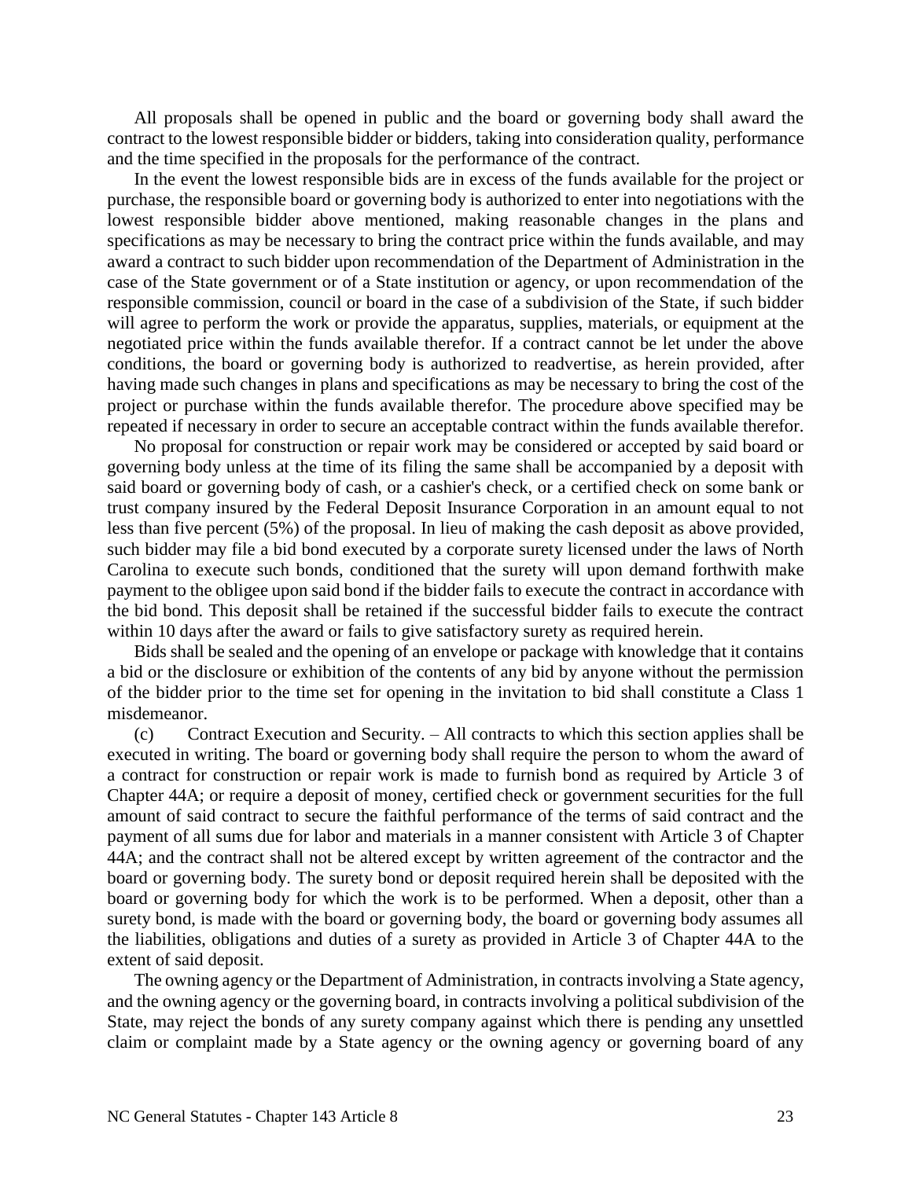All proposals shall be opened in public and the board or governing body shall award the contract to the lowest responsible bidder or bidders, taking into consideration quality, performance and the time specified in the proposals for the performance of the contract.

In the event the lowest responsible bids are in excess of the funds available for the project or purchase, the responsible board or governing body is authorized to enter into negotiations with the lowest responsible bidder above mentioned, making reasonable changes in the plans and specifications as may be necessary to bring the contract price within the funds available, and may award a contract to such bidder upon recommendation of the Department of Administration in the case of the State government or of a State institution or agency, or upon recommendation of the responsible commission, council or board in the case of a subdivision of the State, if such bidder will agree to perform the work or provide the apparatus, supplies, materials, or equipment at the negotiated price within the funds available therefor. If a contract cannot be let under the above conditions, the board or governing body is authorized to readvertise, as herein provided, after having made such changes in plans and specifications as may be necessary to bring the cost of the project or purchase within the funds available therefor. The procedure above specified may be repeated if necessary in order to secure an acceptable contract within the funds available therefor.

No proposal for construction or repair work may be considered or accepted by said board or governing body unless at the time of its filing the same shall be accompanied by a deposit with said board or governing body of cash, or a cashier's check, or a certified check on some bank or trust company insured by the Federal Deposit Insurance Corporation in an amount equal to not less than five percent (5%) of the proposal. In lieu of making the cash deposit as above provided, such bidder may file a bid bond executed by a corporate surety licensed under the laws of North Carolina to execute such bonds, conditioned that the surety will upon demand forthwith make payment to the obligee upon said bond if the bidder fails to execute the contract in accordance with the bid bond. This deposit shall be retained if the successful bidder fails to execute the contract within 10 days after the award or fails to give satisfactory surety as required herein.

Bids shall be sealed and the opening of an envelope or package with knowledge that it contains a bid or the disclosure or exhibition of the contents of any bid by anyone without the permission of the bidder prior to the time set for opening in the invitation to bid shall constitute a Class 1 misdemeanor.

(c) Contract Execution and Security. – All contracts to which this section applies shall be executed in writing. The board or governing body shall require the person to whom the award of a contract for construction or repair work is made to furnish bond as required by Article 3 of Chapter 44A; or require a deposit of money, certified check or government securities for the full amount of said contract to secure the faithful performance of the terms of said contract and the payment of all sums due for labor and materials in a manner consistent with Article 3 of Chapter 44A; and the contract shall not be altered except by written agreement of the contractor and the board or governing body. The surety bond or deposit required herein shall be deposited with the board or governing body for which the work is to be performed. When a deposit, other than a surety bond, is made with the board or governing body, the board or governing body assumes all the liabilities, obligations and duties of a surety as provided in Article 3 of Chapter 44A to the extent of said deposit.

The owning agency or the Department of Administration, in contracts involving a State agency, and the owning agency or the governing board, in contracts involving a political subdivision of the State, may reject the bonds of any surety company against which there is pending any unsettled claim or complaint made by a State agency or the owning agency or governing board of any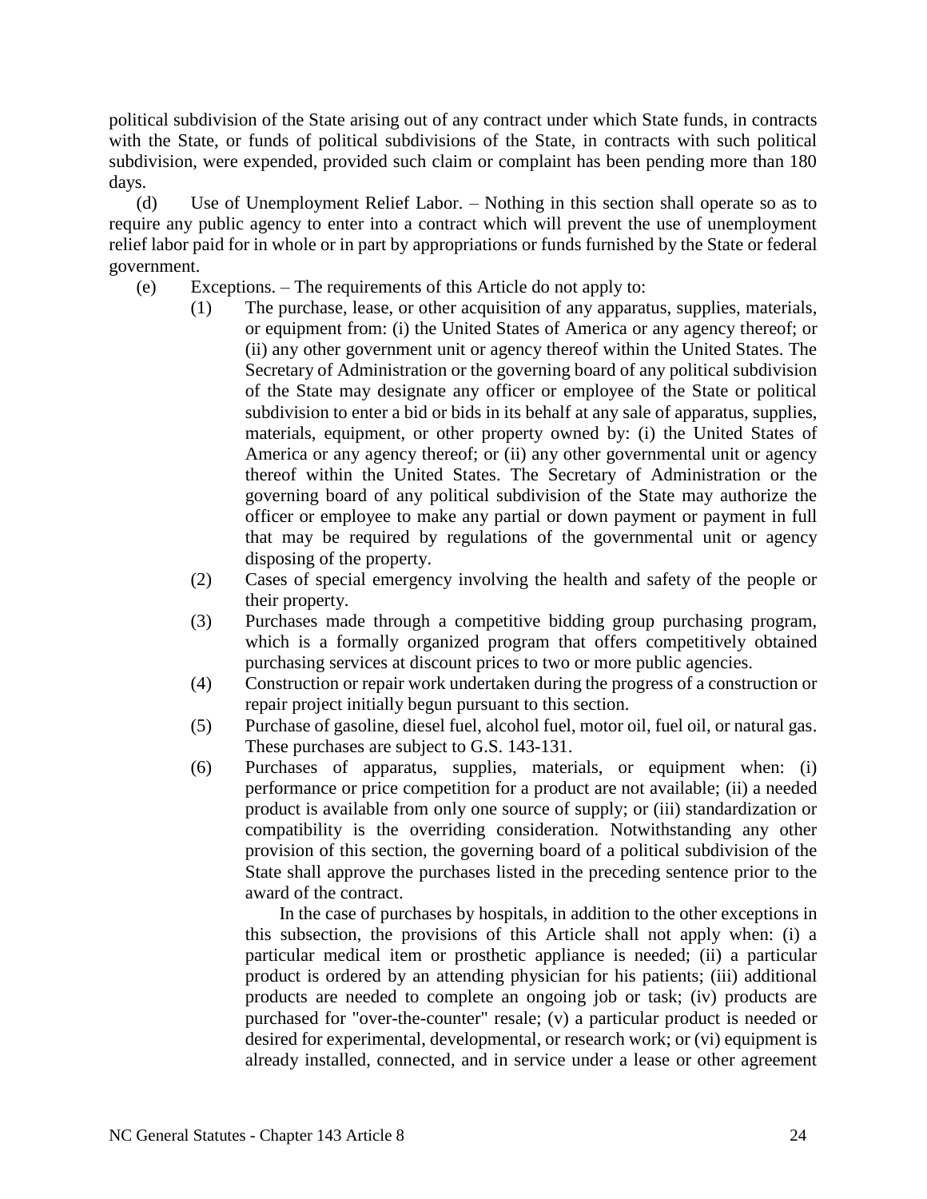political subdivision of the State arising out of any contract under which State funds, in contracts with the State, or funds of political subdivisions of the State, in contracts with such political subdivision, were expended, provided such claim or complaint has been pending more than 180 days.

(d) Use of Unemployment Relief Labor. – Nothing in this section shall operate so as to require any public agency to enter into a contract which will prevent the use of unemployment relief labor paid for in whole or in part by appropriations or funds furnished by the State or federal government.

(e) Exceptions. – The requirements of this Article do not apply to:

(1) The purchase, lease, or other acquisition of any apparatus, supplies, materials, or equipment from: (i) the United States of America or any agency thereof; or (ii) any other government unit or agency thereof within the United States. The Secretary of Administration or the governing board of any political subdivision of the State may designate any officer or employee of the State or political subdivision to enter a bid or bids in its behalf at any sale of apparatus, supplies, materials, equipment, or other property owned by: (i) the United States of America or any agency thereof; or (ii) any other governmental unit or agency thereof within the United States. The Secretary of Administration or the governing board of any political subdivision of the State may authorize the officer or employee to make any partial or down payment or payment in full that may be required by regulations of the governmental unit or agency disposing of the property.

(2) Cases of special emergency involving the health and safety of the people or their property.

(3) Purchases made through a competitive bidding group purchasing program, which is a formally organized program that offers competitively obtained purchasing services at discount prices to two or more public agencies.

(4) Construction or repair work undertaken during the progress of a construction or repair project initially begun pursuant to this section.

(5) Purchase of gasoline, diesel fuel, alcohol fuel, motor oil, fuel oil, or natural gas. These purchases are subject to G.S. 143-131.

(6) Purchases of apparatus, supplies, materials, or equipment when: (i) performance or price competition for a product are not available; (ii) a needed product is available from only one source of supply; or (iii) standardization or compatibility is the overriding consideration. Notwithstanding any other provision of this section, the governing board of a political subdivision of the State shall approve the purchases listed in the preceding sentence prior to the award of the contract.

In the case of purchases by hospitals, in addition to the other exceptions in this subsection, the provisions of this Article shall not apply when: (i) a particular medical item or prosthetic appliance is needed; (ii) a particular product is ordered by an attending physician for his patients; (iii) additional products are needed to complete an ongoing job or task; (iv) products are purchased for "over-the-counter" resale; (v) a particular product is needed or desired for experimental, developmental, or research work; or (vi) equipment is already installed, connected, and in service under a lease or other agreement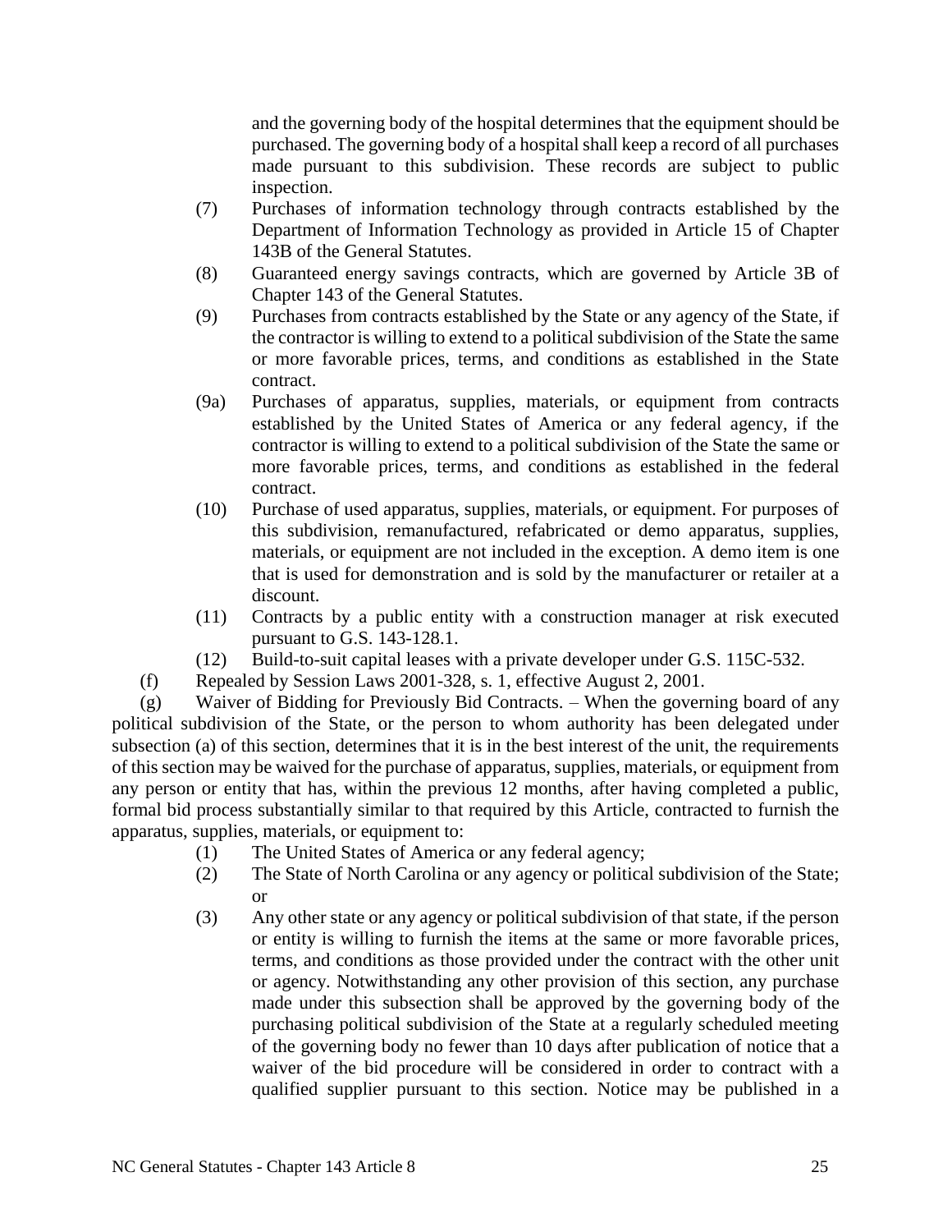and the governing body of the hospital determines that the equipment should be purchased. The governing body of a hospital shall keep a record of all purchases made pursuant to this subdivision. These records are subject to public inspection.

(7) Purchases of information technology through contracts established by the Department of Information Technology as provided in Article 15 of Chapter 143B of the General Statutes.

(8) Guaranteed energy savings contracts, which are governed by Article 3B of Chapter 143 of the General Statutes.

(9) Purchases from contracts established by the State or any agency of the State, if the contractor is willing to extend to a political subdivision of the State the same or more favorable prices, terms, and conditions as established in the State contract.

(9a) Purchases of apparatus, supplies, materials, or equipment from contracts established by the United States of America or any federal agency, if the contractor is willing to extend to a political subdivision of the State the same or more favorable prices, terms, and conditions as established in the federal contract.

(10) Purchase of used apparatus, supplies, materials, or equipment. For purposes of this subdivision, remanufactured, refabricated or demo apparatus, supplies, materials, or equipment are not included in the exception. A demo item is one that is used for demonstration and is sold by the manufacturer or retailer at a discount.

(11) Contracts by a public entity with a construction manager at risk executed pursuant to G.S. 143-128.1.

(12) Build-to-suit capital leases with a private developer under G.S. 115C-532.

(f) Repealed by Session Laws 2001-328, s. 1, effective August 2, 2001.

(g) Waiver of Bidding for Previously Bid Contracts. – When the governing board of any political subdivision of the State, or the person to whom authority has been delegated under subsection (a) of this section, determines that it is in the best interest of the unit, the requirements of this section may be waived for the purchase of apparatus, supplies, materials, or equipment from any person or entity that has, within the previous 12 months, after having completed a public, formal bid process substantially similar to that required by this Article, contracted to furnish the apparatus, supplies, materials, or equipment to:

(1) The United States of America or any federal agency;

(2) The State of North Carolina or any agency or political subdivision of the State; or

(3) Any other state or any agency or political subdivision of that state, if the person or entity is willing to furnish the items at the same or more favorable prices, terms, and conditions as those provided under the contract with the other unit or agency. Notwithstanding any other provision of this section, any purchase made under this subsection shall be approved by the governing body of the purchasing political subdivision of the State at a regularly scheduled meeting of the governing body no fewer than 10 days after publication of notice that a waiver of the bid procedure will be considered in order to contract with a qualified supplier pursuant to this section. Notice may be published in a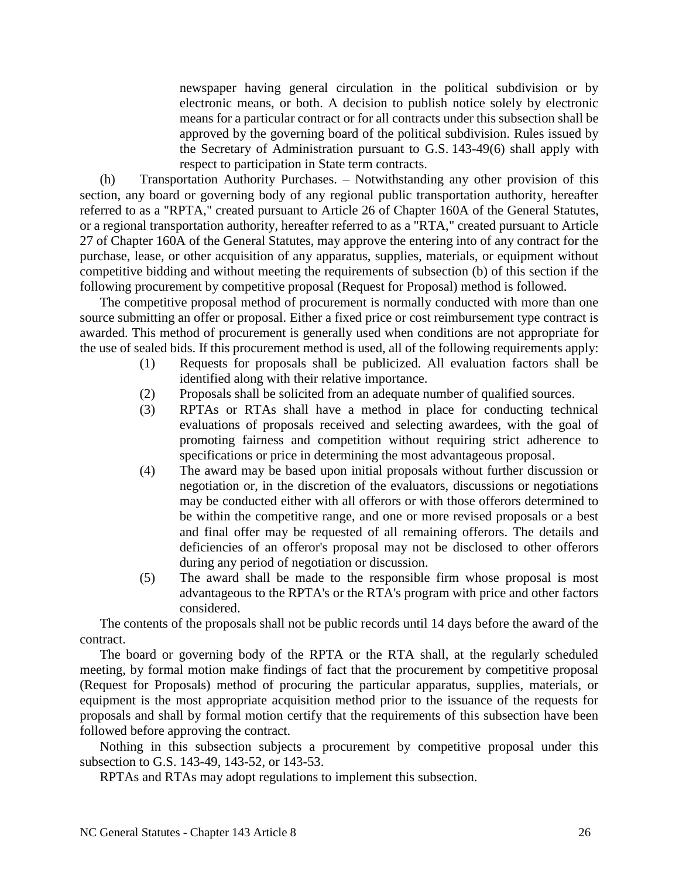newspaper having general circulation in the political subdivision or by electronic means, or both. A decision to publish notice solely by electronic means for a particular contract or for all contracts under this subsection shall be approved by the governing board of the political subdivision. Rules issued by the Secretary of Administration pursuant to G.S. 143-49(6) shall apply with respect to participation in State term contracts.

(h) Transportation Authority Purchases. – Notwithstanding any other provision of this section, any board or governing body of any regional public transportation authority, hereafter referred to as a "RPTA," created pursuant to Article 26 of Chapter 160A of the General Statutes, or a regional transportation authority, hereafter referred to as a "RTA," created pursuant to Article 27 of Chapter 160A of the General Statutes, may approve the entering into of any contract for the purchase, lease, or other acquisition of any apparatus, supplies, materials, or equipment without competitive bidding and without meeting the requirements of subsection (b) of this section if the following procurement by competitive proposal (Request for Proposal) method is followed.

The competitive proposal method of procurement is normally conducted with more than one source submitting an offer or proposal. Either a fixed price or cost reimbursement type contract is awarded. This method of procurement is generally used when conditions are not appropriate for the use of sealed bids. If this procurement method is used, all of the following requirements apply:

(1) Requests for proposals shall be publicized. All evaluation factors shall be identified along with their relative importance.
(2) Proposals shall be solicited from an adequate number of qualified sources.
(3) RPTAs or RTAs shall have a method in place for conducting technical evaluations of proposals received and selecting awardees, with the goal of promoting fairness and competition without requiring strict adherence to specifications or price in determining the most advantageous proposal.
(4) The award may be based upon initial proposals without further discussion or negotiation or, in the discretion of the evaluators, discussions or negotiations may be conducted either with all offerors or with those offerors determined to be within the competitive range, and one or more revised proposals or a best and final offer may be requested of all remaining offerors. The details and deficiencies of an offeror's proposal may not be disclosed to other offerors during any period of negotiation or discussion.
(5) The award shall be made to the responsible firm whose proposal is most advantageous to the RPTA's or the RTA's program with price and other factors considered.

The contents of the proposals shall not be public records until 14 days before the award of the contract.

The board or governing body of the RPTA or the RTA shall, at the regularly scheduled meeting, by formal motion make findings of fact that the procurement by competitive proposal (Request for Proposals) method of procuring the particular apparatus, supplies, materials, or equipment is the most appropriate acquisition method prior to the issuance of the requests for proposals and shall by formal motion certify that the requirements of this subsection have been followed before approving the contract.

Nothing in this subsection subjects a procurement by competitive proposal under this subsection to G.S. 143-49, 143-52, or 143-53.

RPTAs and RTAs may adopt regulations to implement this subsection.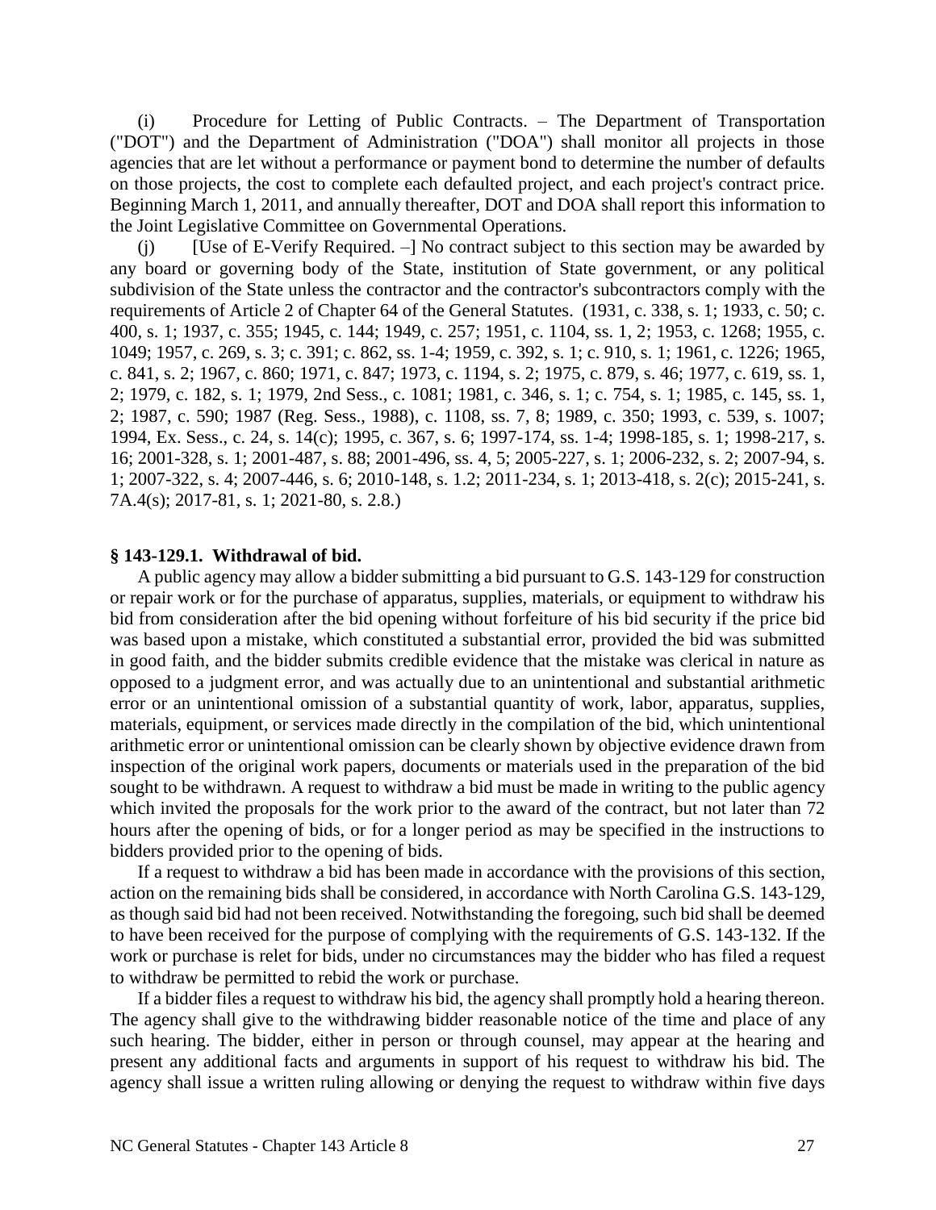(i) Procedure for Letting of Public Contracts. – The Department of Transportation ("DOT") and the Department of Administration ("DOA") shall monitor all projects in those agencies that are let without a performance or payment bond to determine the number of defaults on those projects, the cost to complete each defaulted project, and each project's contract price. Beginning March 1, 2011, and annually thereafter, DOT and DOA shall report this information to the Joint Legislative Committee on Governmental Operations.

(j) [Use of E-Verify Required. –] No contract subject to this section may be awarded by any board or governing body of the State, institution of State government, or any political subdivision of the State unless the contractor and the contractor's subcontractors comply with the requirements of Article 2 of Chapter 64 of the General Statutes. (1931, c. 338, s. 1; 1933, c. 50; c. 400, s. 1; 1937, c. 355; 1945, c. 144; 1949, c. 257; 1951, c. 1104, ss. 1, 2; 1953, c. 1268; 1955, c. 1049; 1957, c. 269, s. 3; c. 391; c. 862, ss. 1-4; 1959, c. 392, s. 1; c. 910, s. 1; 1961, c. 1226; 1965, c. 841, s. 2; 1967, c. 860; 1971, c. 847; 1973, c. 1194, s. 2; 1975, c. 879, s. 46; 1977, c. 619, ss. 1, 2; 1979, c. 182, s. 1; 1979, 2nd Sess., c. 1081; 1981, c. 346, s. 1; c. 754, s. 1; 1985, c. 145, ss. 1, 2; 1987, c. 590; 1987 (Reg. Sess., 1988), c. 1108, ss. 7, 8; 1989, c. 350; 1993, c. 539, s. 1007; 1994, Ex. Sess., c. 24, s. 14(c); 1995, c. 367, s. 6; 1997-174, ss. 1-4; 1998-185, s. 1; 1998-217, s. 16; 2001-328, s. 1; 2001-487, s. 88; 2001-496, ss. 4, 5; 2005-227, s. 1; 2006-232, s. 2; 2007-94, s. 1; 2007-322, s. 4; 2007-446, s. 6; 2010-148, s. 1.2; 2011-234, s. 1; 2013-418, s. 2(c); 2015-241, s. 7A.4(s); 2017-81, s. 1; 2021-80, s. 2.8.)

**§ 143-129.1. Withdrawal of bid.**

A public agency may allow a bidder submitting a bid pursuant to G.S. 143-129 for construction or repair work or for the purchase of apparatus, supplies, materials, or equipment to withdraw his bid from consideration after the bid opening without forfeiture of his bid security if the price bid was based upon a mistake, which constituted a substantial error, provided the bid was submitted in good faith, and the bidder submits credible evidence that the mistake was clerical in nature as opposed to a judgment error, and was actually due to an unintentional and substantial arithmetic error or an unintentional omission of a substantial quantity of work, labor, apparatus, supplies, materials, equipment, or services made directly in the compilation of the bid, which unintentional arithmetic error or unintentional omission can be clearly shown by objective evidence drawn from inspection of the original work papers, documents or materials used in the preparation of the bid sought to be withdrawn. A request to withdraw a bid must be made in writing to the public agency which invited the proposals for the work prior to the award of the contract, but not later than 72 hours after the opening of bids, or for a longer period as may be specified in the instructions to bidders provided prior to the opening of bids.

If a request to withdraw a bid has been made in accordance with the provisions of this section, action on the remaining bids shall be considered, in accordance with North Carolina G.S. 143-129, as though said bid had not been received. Notwithstanding the foregoing, such bid shall be deemed to have been received for the purpose of complying with the requirements of G.S. 143-132. If the work or purchase is relet for bids, under no circumstances may the bidder who has filed a request to withdraw be permitted to rebid the work or purchase.

If a bidder files a request to withdraw his bid, the agency shall promptly hold a hearing thereon. The agency shall give to the withdrawing bidder reasonable notice of the time and place of any such hearing. The bidder, either in person or through counsel, may appear at the hearing and present any additional facts and arguments in support of his request to withdraw his bid. The agency shall issue a written ruling allowing or denying the request to withdraw within five days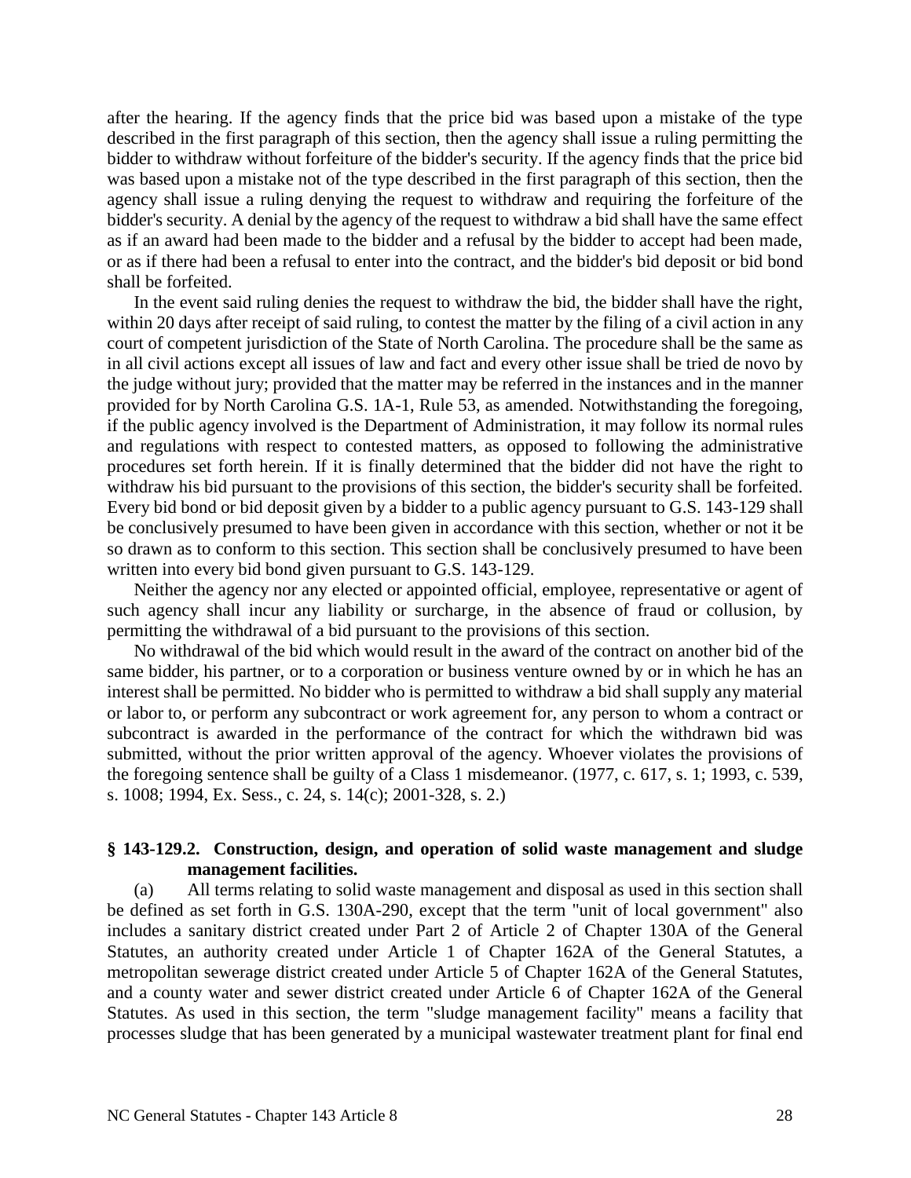after the hearing. If the agency finds that the price bid was based upon a mistake of the type described in the first paragraph of this section, then the agency shall issue a ruling permitting the bidder to withdraw without forfeiture of the bidder's security. If the agency finds that the price bid was based upon a mistake not of the type described in the first paragraph of this section, then the agency shall issue a ruling denying the request to withdraw and requiring the forfeiture of the bidder's security. A denial by the agency of the request to withdraw a bid shall have the same effect as if an award had been made to the bidder and a refusal by the bidder to accept had been made, or as if there had been a refusal to enter into the contract, and the bidder's bid deposit or bid bond shall be forfeited.

In the event said ruling denies the request to withdraw the bid, the bidder shall have the right, within 20 days after receipt of said ruling, to contest the matter by the filing of a civil action in any court of competent jurisdiction of the State of North Carolina. The procedure shall be the same as in all civil actions except all issues of law and fact and every other issue shall be tried de novo by the judge without jury; provided that the matter may be referred in the instances and in the manner provided for by North Carolina G.S. 1A-1, Rule 53, as amended. Notwithstanding the foregoing, if the public agency involved is the Department of Administration, it may follow its normal rules and regulations with respect to contested matters, as opposed to following the administrative procedures set forth herein. If it is finally determined that the bidder did not have the right to withdraw his bid pursuant to the provisions of this section, the bidder's security shall be forfeited. Every bid bond or bid deposit given by a bidder to a public agency pursuant to G.S. 143-129 shall be conclusively presumed to have been given in accordance with this section, whether or not it be so drawn as to conform to this section. This section shall be conclusively presumed to have been written into every bid bond given pursuant to G.S. 143-129.

Neither the agency nor any elected or appointed official, employee, representative or agent of such agency shall incur any liability or surcharge, in the absence of fraud or collusion, by permitting the withdrawal of a bid pursuant to the provisions of this section.

No withdrawal of the bid which would result in the award of the contract on another bid of the same bidder, his partner, or to a corporation or business venture owned by or in which he has an interest shall be permitted. No bidder who is permitted to withdraw a bid shall supply any material or labor to, or perform any subcontract or work agreement for, any person to whom a contract or subcontract is awarded in the performance of the contract for which the withdrawn bid was submitted, without the prior written approval of the agency. Whoever violates the provisions of the foregoing sentence shall be guilty of a Class 1 misdemeanor. (1977, c. 617, s. 1; 1993, c. 539, s. 1008; 1994, Ex. Sess., c. 24, s. 14(c); 2001-328, s. 2.)

**§ 143-129.2. Construction, design, and operation of solid waste management and sludge management facilities.**

(a) All terms relating to solid waste management and disposal as used in this section shall be defined as set forth in G.S. 130A-290, except that the term "unit of local government" also includes a sanitary district created under Part 2 of Article 2 of Chapter 130A of the General Statutes, an authority created under Article 1 of Chapter 162A of the General Statutes, a metropolitan sewerage district created under Article 5 of Chapter 162A of the General Statutes, and a county water and sewer district created under Article 6 of Chapter 162A of the General Statutes. As used in this section, the term "sludge management facility" means a facility that processes sludge that has been generated by a municipal wastewater treatment plant for final end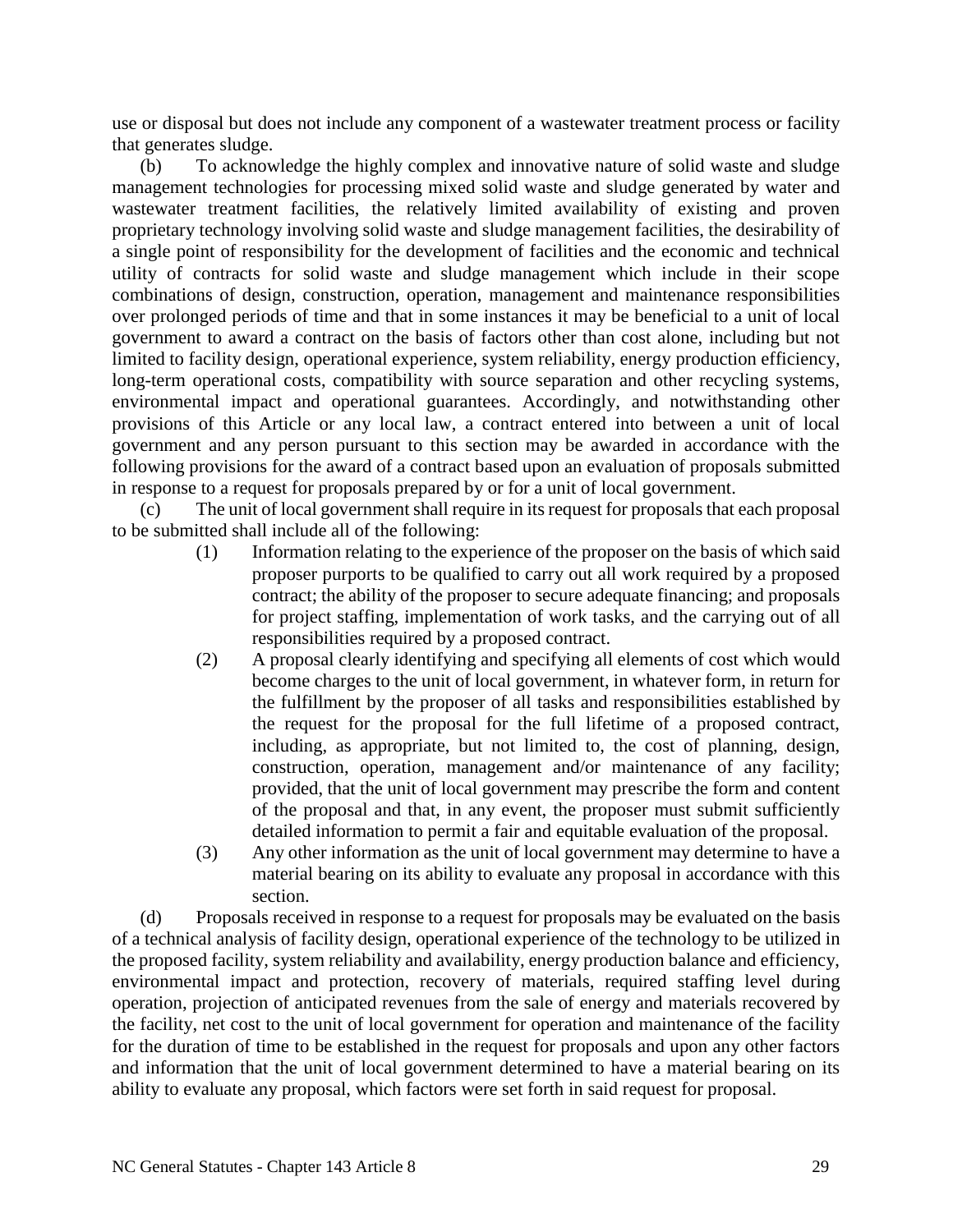use or disposal but does not include any component of a wastewater treatment process or facility that generates sludge.

(b) To acknowledge the highly complex and innovative nature of solid waste and sludge management technologies for processing mixed solid waste and sludge generated by water and wastewater treatment facilities, the relatively limited availability of existing and proven proprietary technology involving solid waste and sludge management facilities, the desirability of a single point of responsibility for the development of facilities and the economic and technical utility of contracts for solid waste and sludge management which include in their scope combinations of design, construction, operation, management and maintenance responsibilities over prolonged periods of time and that in some instances it may be beneficial to a unit of local government to award a contract on the basis of factors other than cost alone, including but not limited to facility design, operational experience, system reliability, energy production efficiency, long-term operational costs, compatibility with source separation and other recycling systems, environmental impact and operational guarantees. Accordingly, and notwithstanding other provisions of this Article or any local law, a contract entered into between a unit of local government and any person pursuant to this section may be awarded in accordance with the following provisions for the award of a contract based upon an evaluation of proposals submitted in response to a request for proposals prepared by or for a unit of local government.

(c) The unit of local government shall require in its request for proposals that each proposal to be submitted shall include all of the following:

(1) Information relating to the experience of the proposer on the basis of which said proposer purports to be qualified to carry out all work required by a proposed contract; the ability of the proposer to secure adequate financing; and proposals for project staffing, implementation of work tasks, and the carrying out of all responsibilities required by a proposed contract.

(2) A proposal clearly identifying and specifying all elements of cost which would become charges to the unit of local government, in whatever form, in return for the fulfillment by the proposer of all tasks and responsibilities established by the request for the proposal for the full lifetime of a proposed contract, including, as appropriate, but not limited to, the cost of planning, design, construction, operation, management and/or maintenance of any facility; provided, that the unit of local government may prescribe the form and content of the proposal and that, in any event, the proposer must submit sufficiently detailed information to permit a fair and equitable evaluation of the proposal.

(3) Any other information as the unit of local government may determine to have a material bearing on its ability to evaluate any proposal in accordance with this section.

(d) Proposals received in response to a request for proposals may be evaluated on the basis of a technical analysis of facility design, operational experience of the technology to be utilized in the proposed facility, system reliability and availability, energy production balance and efficiency, environmental impact and protection, recovery of materials, required staffing level during operation, projection of anticipated revenues from the sale of energy and materials recovered by the facility, net cost to the unit of local government for operation and maintenance of the facility for the duration of time to be established in the request for proposals and upon any other factors and information that the unit of local government determined to have a material bearing on its ability to evaluate any proposal, which factors were set forth in said request for proposal.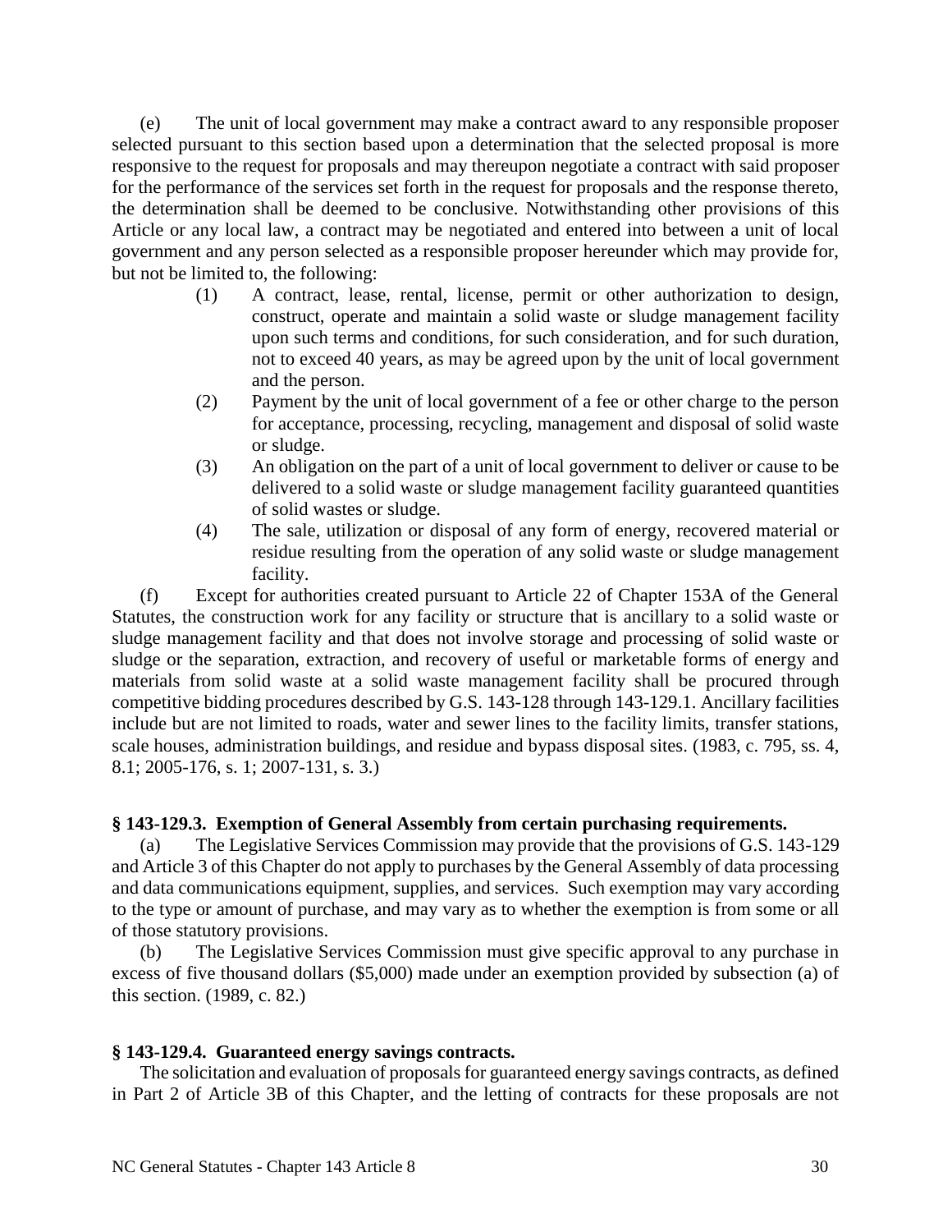(e) The unit of local government may make a contract award to any responsible proposer selected pursuant to this section based upon a determination that the selected proposal is more responsive to the request for proposals and may thereupon negotiate a contract with said proposer for the performance of the services set forth in the request for proposals and the response thereto, the determination shall be deemed to be conclusive. Notwithstanding other provisions of this Article or any local law, a contract may be negotiated and entered into between a unit of local government and any person selected as a responsible proposer hereunder which may provide for, but not be limited to, the following:

(1) A contract, lease, rental, license, permit or other authorization to design, construct, operate and maintain a solid waste or sludge management facility upon such terms and conditions, for such consideration, and for such duration, not to exceed 40 years, as may be agreed upon by the unit of local government and the person.

(2) Payment by the unit of local government of a fee or other charge to the person for acceptance, processing, recycling, management and disposal of solid waste or sludge.

(3) An obligation on the part of a unit of local government to deliver or cause to be delivered to a solid waste or sludge management facility guaranteed quantities of solid wastes or sludge.

(4) The sale, utilization or disposal of any form of energy, recovered material or residue resulting from the operation of any solid waste or sludge management facility.

(f) Except for authorities created pursuant to Article 22 of Chapter 153A of the General Statutes, the construction work for any facility or structure that is ancillary to a solid waste or sludge management facility and that does not involve storage and processing of solid waste or sludge or the separation, extraction, and recovery of useful or marketable forms of energy and materials from solid waste at a solid waste management facility shall be procured through competitive bidding procedures described by G.S. 143-128 through 143-129.1. Ancillary facilities include but are not limited to roads, water and sewer lines to the facility limits, transfer stations, scale houses, administration buildings, and residue and bypass disposal sites. (1983, c. 795, ss. 4, 8.1; 2005-176, s. 1; 2007-131, s. 3.)

**§ 143-129.3. Exemption of General Assembly from certain purchasing requirements.**

(a) The Legislative Services Commission may provide that the provisions of G.S. 143-129 and Article 3 of this Chapter do not apply to purchases by the General Assembly of data processing and data communications equipment, supplies, and services. Such exemption may vary according to the type or amount of purchase, and may vary as to whether the exemption is from some or all of those statutory provisions.

(b) The Legislative Services Commission must give specific approval to any purchase in excess of five thousand dollars ($5,000) made under an exemption provided by subsection (a) of this section. (1989, c. 82.)

**§ 143-129.4. Guaranteed energy savings contracts.**

The solicitation and evaluation of proposals for guaranteed energy savings contracts, as defined in Part 2 of Article 3B of this Chapter, and the letting of contracts for these proposals are not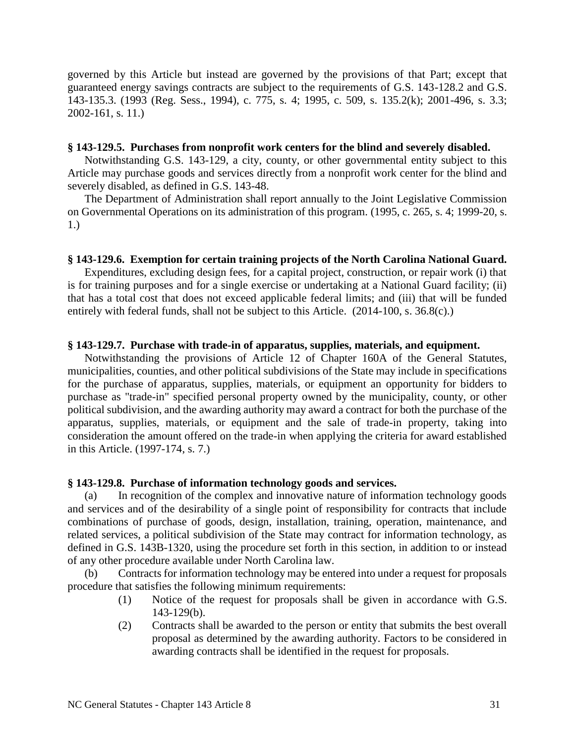governed by this Article but instead are governed by the provisions of that Part; except that guaranteed energy savings contracts are subject to the requirements of G.S. 143-128.2 and G.S. 143-135.3. (1993 (Reg. Sess., 1994), c. 775, s. 4; 1995, c. 509, s. 135.2(k); 2001-496, s. 3.3; 2002-161, s. 11.)

### § 143-129.5. Purchases from nonprofit work centers for the blind and severely disabled.

Notwithstanding G.S. 143-129, a city, county, or other governmental entity subject to this Article may purchase goods and services directly from a nonprofit work center for the blind and severely disabled, as defined in G.S. 143-48.

The Department of Administration shall report annually to the Joint Legislative Commission on Governmental Operations on its administration of this program. (1995, c. 265, s. 4; 1999-20, s. 1.)

### § 143-129.6. Exemption for certain training projects of the North Carolina National Guard.

Expenditures, excluding design fees, for a capital project, construction, or repair work (i) that is for training purposes and for a single exercise or undertaking at a National Guard facility; (ii) that has a total cost that does not exceed applicable federal limits; and (iii) that will be funded entirely with federal funds, shall not be subject to this Article. (2014-100, s. 36.8(c).)

### § 143-129.7. Purchase with trade-in of apparatus, supplies, materials, and equipment.

Notwithstanding the provisions of Article 12 of Chapter 160A of the General Statutes, municipalities, counties, and other political subdivisions of the State may include in specifications for the purchase of apparatus, supplies, materials, or equipment an opportunity for bidders to purchase as "trade-in" specified personal property owned by the municipality, county, or other political subdivision, and the awarding authority may award a contract for both the purchase of the apparatus, supplies, materials, or equipment and the sale of trade-in property, taking into consideration the amount offered on the trade-in when applying the criteria for award established in this Article. (1997-174, s. 7.)

### § 143-129.8. Purchase of information technology goods and services.

(a) In recognition of the complex and innovative nature of information technology goods and services and of the desirability of a single point of responsibility for contracts that include combinations of purchase of goods, design, installation, training, operation, maintenance, and related services, a political subdivision of the State may contract for information technology, as defined in G.S. 143B-1320, using the procedure set forth in this section, in addition to or instead of any other procedure available under North Carolina law.

(b) Contracts for information technology may be entered into under a request for proposals procedure that satisfies the following minimum requirements:

- (1) Notice of the request for proposals shall be given in accordance with G.S. 143-129(b).
- (2) Contracts shall be awarded to the person or entity that submits the best overall proposal as determined by the awarding authority. Factors to be considered in awarding contracts shall be identified in the request for proposals.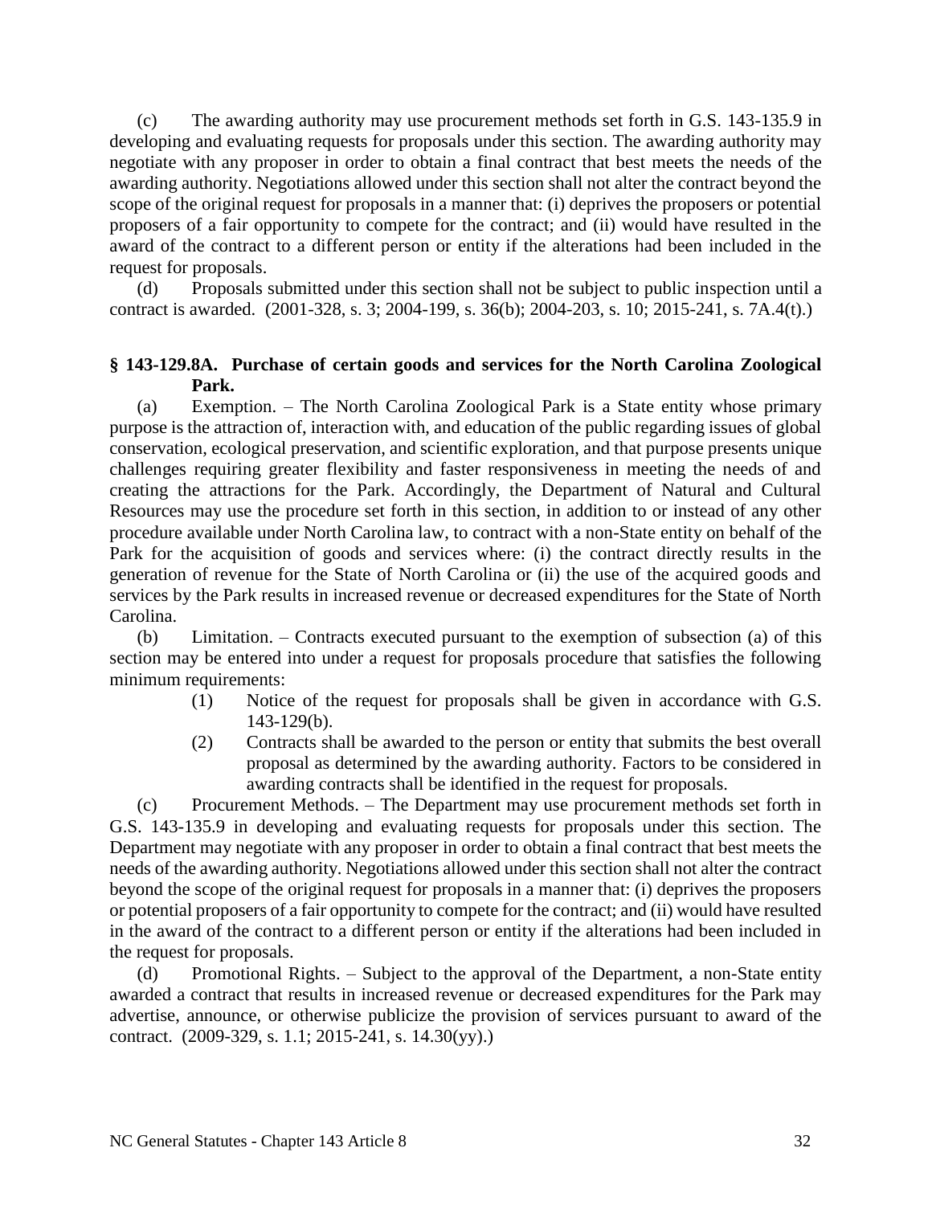(c) The awarding authority may use procurement methods set forth in G.S. 143-135.9 in developing and evaluating requests for proposals under this section. The awarding authority may negotiate with any proposer in order to obtain a final contract that best meets the needs of the awarding authority. Negotiations allowed under this section shall not alter the contract beyond the scope of the original request for proposals in a manner that: (i) deprives the proposers or potential proposers of a fair opportunity to compete for the contract; and (ii) would have resulted in the award of the contract to a different person or entity if the alterations had been included in the request for proposals.

(d) Proposals submitted under this section shall not be subject to public inspection until a contract is awarded. (2001-328, s. 3; 2004-199, s. 36(b); 2004-203, s. 10; 2015-241, s. 7A.4(t).)

### § 143-129.8A. Purchase of certain goods and services for the North Carolina Zoological Park.

(a) Exemption. – The North Carolina Zoological Park is a State entity whose primary purpose is the attraction of, interaction with, and education of the public regarding issues of global conservation, ecological preservation, and scientific exploration, and that purpose presents unique challenges requiring greater flexibility and faster responsiveness in meeting the needs of and creating the attractions for the Park. Accordingly, the Department of Natural and Cultural Resources may use the procedure set forth in this section, in addition to or instead of any other procedure available under North Carolina law, to contract with a non-State entity on behalf of the Park for the acquisition of goods and services where: (i) the contract directly results in the generation of revenue for the State of North Carolina or (ii) the use of the acquired goods and services by the Park results in increased revenue or decreased expenditures for the State of North Carolina.

(b) Limitation. – Contracts executed pursuant to the exemption of subsection (a) of this section may be entered into under a request for proposals procedure that satisfies the following minimum requirements:

(1) Notice of the request for proposals shall be given in accordance with G.S. 143-129(b).

(2) Contracts shall be awarded to the person or entity that submits the best overall proposal as determined by the awarding authority. Factors to be considered in awarding contracts shall be identified in the request for proposals.

(c) Procurement Methods. – The Department may use procurement methods set forth in G.S. 143-135.9 in developing and evaluating requests for proposals under this section. The Department may negotiate with any proposer in order to obtain a final contract that best meets the needs of the awarding authority. Negotiations allowed under this section shall not alter the contract beyond the scope of the original request for proposals in a manner that: (i) deprives the proposers or potential proposers of a fair opportunity to compete for the contract; and (ii) would have resulted in the award of the contract to a different person or entity if the alterations had been included in the request for proposals.

(d) Promotional Rights. – Subject to the approval of the Department, a non-State entity awarded a contract that results in increased revenue or decreased expenditures for the Park may advertise, announce, or otherwise publicize the provision of services pursuant to award of the contract. (2009-329, s. 1.1; 2015-241, s. 14.30(yy).)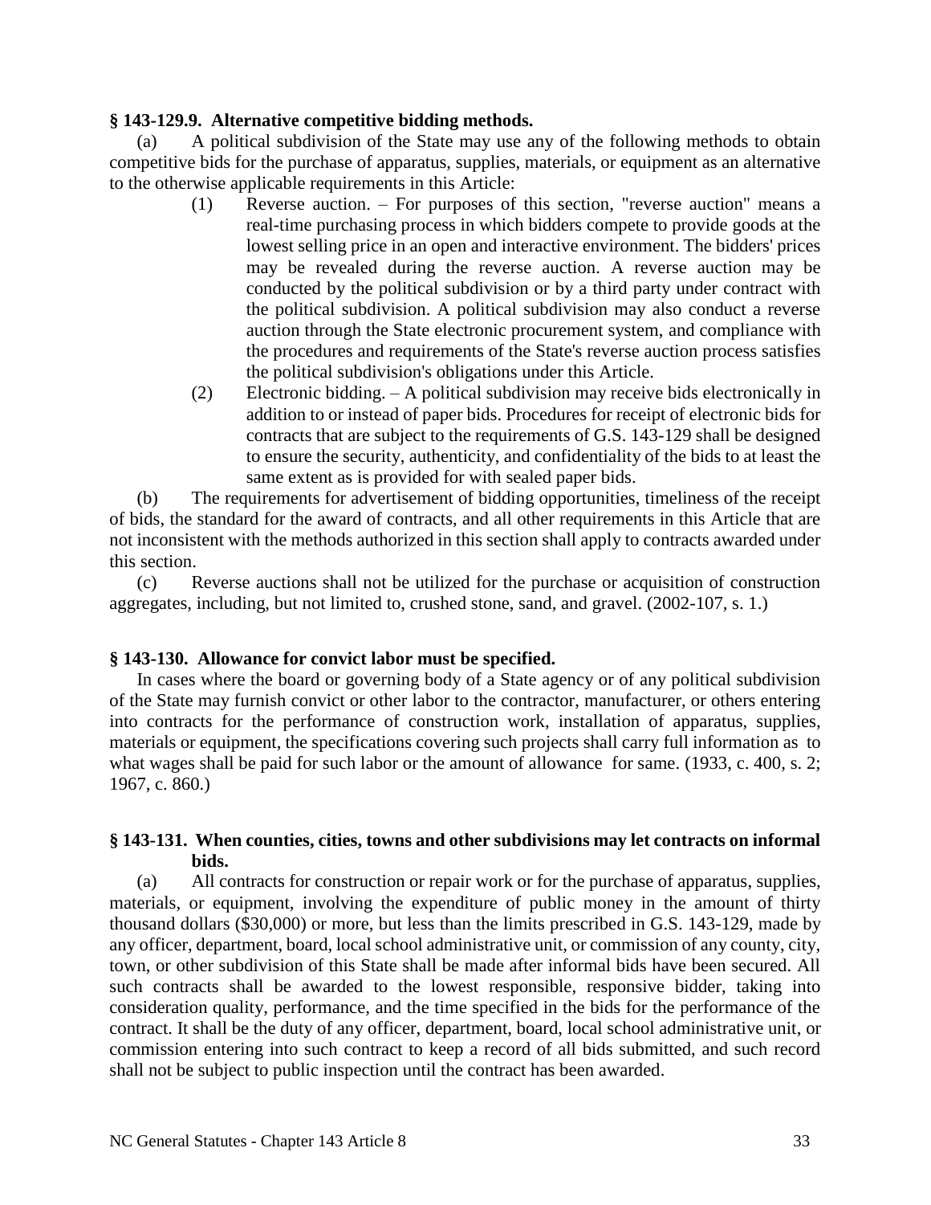**§ 143-129.9. Alternative competitive bidding methods.**

(a) A political subdivision of the State may use any of the following methods to obtain competitive bids for the purchase of apparatus, supplies, materials, or equipment as an alternative to the otherwise applicable requirements in this Article:

(1) Reverse auction. – For purposes of this section, "reverse auction" means a real-time purchasing process in which bidders compete to provide goods at the lowest selling price in an open and interactive environment. The bidders' prices may be revealed during the reverse auction. A reverse auction may be conducted by the political subdivision or by a third party under contract with the political subdivision. A political subdivision may also conduct a reverse auction through the State electronic procurement system, and compliance with the procedures and requirements of the State's reverse auction process satisfies the political subdivision's obligations under this Article.

(2) Electronic bidding. – A political subdivision may receive bids electronically in addition to or instead of paper bids. Procedures for receipt of electronic bids for contracts that are subject to the requirements of G.S. 143-129 shall be designed to ensure the security, authenticity, and confidentiality of the bids to at least the same extent as is provided for with sealed paper bids.

(b) The requirements for advertisement of bidding opportunities, timeliness of the receipt of bids, the standard for the award of contracts, and all other requirements in this Article that are not inconsistent with the methods authorized in this section shall apply to contracts awarded under this section.

(c) Reverse auctions shall not be utilized for the purchase or acquisition of construction aggregates, including, but not limited to, crushed stone, sand, and gravel. (2002-107, s. 1.)

**§ 143-130. Allowance for convict labor must be specified.**

In cases where the board or governing body of a State agency or of any political subdivision of the State may furnish convict or other labor to the contractor, manufacturer, or others entering into contracts for the performance of construction work, installation of apparatus, supplies, materials or equipment, the specifications covering such projects shall carry full information as to what wages shall be paid for such labor or the amount of allowance for same. (1933, c. 400, s. 2; 1967, c. 860.)

**§ 143-131. When counties, cities, towns and other subdivisions may let contracts on informal bids.**

(a) All contracts for construction or repair work or for the purchase of apparatus, supplies, materials, or equipment, involving the expenditure of public money in the amount of thirty thousand dollars ($30,000) or more, but less than the limits prescribed in G.S. 143-129, made by any officer, department, board, local school administrative unit, or commission of any county, city, town, or other subdivision of this State shall be made after informal bids have been secured. All such contracts shall be awarded to the lowest responsible, responsive bidder, taking into consideration quality, performance, and the time specified in the bids for the performance of the contract. It shall be the duty of any officer, department, board, local school administrative unit, or commission entering into such contract to keep a record of all bids submitted, and such record shall not be subject to public inspection until the contract has been awarded.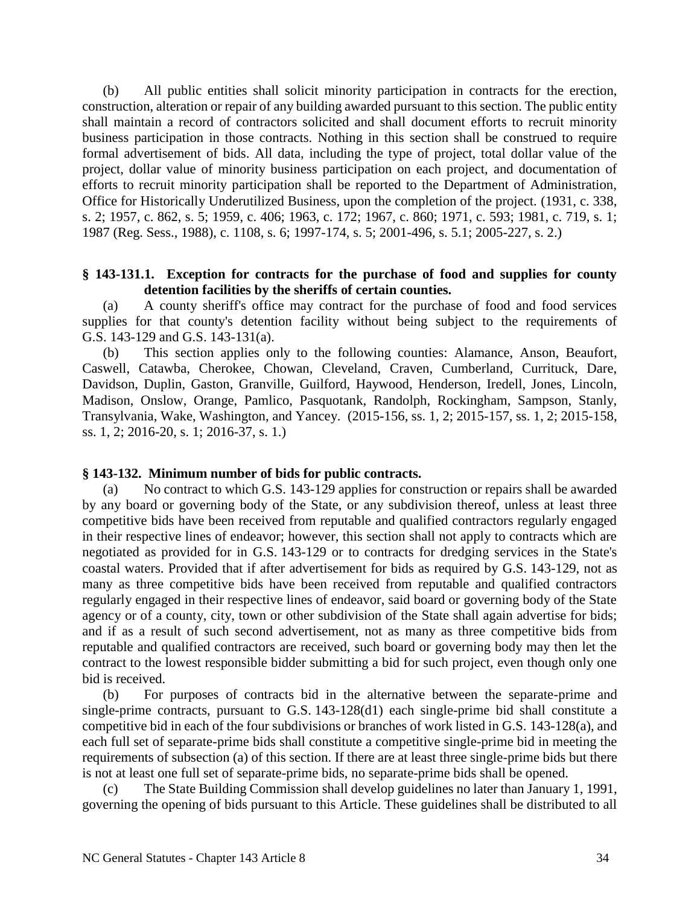(b) All public entities shall solicit minority participation in contracts for the erection, construction, alteration or repair of any building awarded pursuant to this section. The public entity shall maintain a record of contractors solicited and shall document efforts to recruit minority business participation in those contracts. Nothing in this section shall be construed to require formal advertisement of bids. All data, including the type of project, total dollar value of the project, dollar value of minority business participation on each project, and documentation of efforts to recruit minority participation shall be reported to the Department of Administration, Office for Historically Underutilized Business, upon the completion of the project. (1931, c. 338, s. 2; 1957, c. 862, s. 5; 1959, c. 406; 1963, c. 172; 1967, c. 860; 1971, c. 593; 1981, c. 719, s. 1; 1987 (Reg. Sess., 1988), c. 1108, s. 6; 1997-174, s. 5; 2001-496, s. 5.1; 2005-227, s. 2.)

**§ 143-131.1. Exception for contracts for the purchase of food and supplies for county detention facilities by the sheriffs of certain counties.**

(a) A county sheriff's office may contract for the purchase of food and food services supplies for that county's detention facility without being subject to the requirements of G.S. 143-129 and G.S. 143-131(a).

(b) This section applies only to the following counties: Alamance, Anson, Beaufort, Caswell, Catawba, Cherokee, Chowan, Cleveland, Craven, Cumberland, Currituck, Dare, Davidson, Duplin, Gaston, Granville, Guilford, Haywood, Henderson, Iredell, Jones, Lincoln, Madison, Onslow, Orange, Pamlico, Pasquotank, Randolph, Rockingham, Sampson, Stanly, Transylvania, Wake, Washington, and Yancey. (2015-156, ss. 1, 2; 2015-157, ss. 1, 2; 2015-158, ss. 1, 2; 2016-20, s. 1; 2016-37, s. 1.)

**§ 143-132. Minimum number of bids for public contracts.**

(a) No contract to which G.S. 143-129 applies for construction or repairs shall be awarded by any board or governing body of the State, or any subdivision thereof, unless at least three competitive bids have been received from reputable and qualified contractors regularly engaged in their respective lines of endeavor; however, this section shall not apply to contracts which are negotiated as provided for in G.S. 143-129 or to contracts for dredging services in the State's coastal waters. Provided that if after advertisement for bids as required by G.S. 143-129, not as many as three competitive bids have been received from reputable and qualified contractors regularly engaged in their respective lines of endeavor, said board or governing body of the State agency or of a county, city, town or other subdivision of the State shall again advertise for bids; and if as a result of such second advertisement, not as many as three competitive bids from reputable and qualified contractors are received, such board or governing body may then let the contract to the lowest responsible bidder submitting a bid for such project, even though only one bid is received.

(b) For purposes of contracts bid in the alternative between the separate-prime and single-prime contracts, pursuant to G.S. 143-128(d1) each single-prime bid shall constitute a competitive bid in each of the four subdivisions or branches of work listed in G.S. 143-128(a), and each full set of separate-prime bids shall constitute a competitive single-prime bid in meeting the requirements of subsection (a) of this section. If there are at least three single-prime bids but there is not at least one full set of separate-prime bids, no separate-prime bids shall be opened.

(c) The State Building Commission shall develop guidelines no later than January 1, 1991, governing the opening of bids pursuant to this Article. These guidelines shall be distributed to all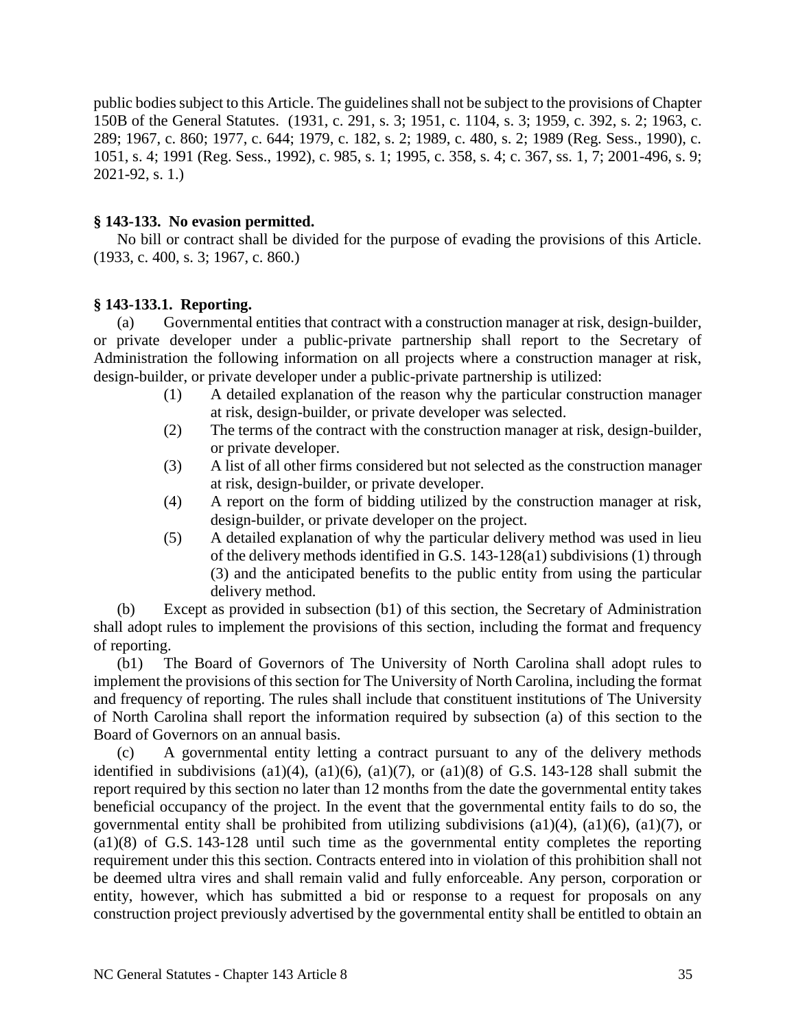public bodies subject to this Article. The guidelines shall not be subject to the provisions of Chapter 150B of the General Statutes. (1931, c. 291, s. 3; 1951, c. 1104, s. 3; 1959, c. 392, s. 2; 1963, c. 289; 1967, c. 860; 1977, c. 644; 1979, c. 182, s. 2; 1989, c. 480, s. 2; 1989 (Reg. Sess., 1990), c. 1051, s. 4; 1991 (Reg. Sess., 1992), c. 985, s. 1; 1995, c. 358, s. 4; c. 367, ss. 1, 7; 2001-496, s. 9; 2021-92, s. 1.)

**§ 143-133. No evasion permitted.**

No bill or contract shall be divided for the purpose of evading the provisions of this Article. (1933, c. 400, s. 3; 1967, c. 860.)

**§ 143-133.1. Reporting.**

(a) Governmental entities that contract with a construction manager at risk, design-builder, or private developer under a public-private partnership shall report to the Secretary of Administration the following information on all projects where a construction manager at risk, design-builder, or private developer under a public-private partnership is utilized:

(1) A detailed explanation of the reason why the particular construction manager at risk, design-builder, or private developer was selected.

(2) The terms of the contract with the construction manager at risk, design-builder, or private developer.

(3) A list of all other firms considered but not selected as the construction manager at risk, design-builder, or private developer.

(4) A report on the form of bidding utilized by the construction manager at risk, design-builder, or private developer on the project.

(5) A detailed explanation of why the particular delivery method was used in lieu of the delivery methods identified in G.S. 143-128(a1) subdivisions (1) through (3) and the anticipated benefits to the public entity from using the particular delivery method.

(b) Except as provided in subsection (b1) of this section, the Secretary of Administration shall adopt rules to implement the provisions of this section, including the format and frequency of reporting.

(b1) The Board of Governors of The University of North Carolina shall adopt rules to implement the provisions of this section for The University of North Carolina, including the format and frequency of reporting. The rules shall include that constituent institutions of The University of North Carolina shall report the information required by subsection (a) of this section to the Board of Governors on an annual basis.

(c) A governmental entity letting a contract pursuant to any of the delivery methods identified in subdivisions (a1)(4), (a1)(6), (a1)(7), or (a1)(8) of G.S. 143-128 shall submit the report required by this section no later than 12 months from the date the governmental entity takes beneficial occupancy of the project. In the event that the governmental entity fails to do so, the governmental entity shall be prohibited from utilizing subdivisions (a1)(4), (a1)(6), (a1)(7), or (a1)(8) of G.S. 143-128 until such time as the governmental entity completes the reporting requirement under this this section. Contracts entered into in violation of this prohibition shall not be deemed ultra vires and shall remain valid and fully enforceable. Any person, corporation or entity, however, which has submitted a bid or response to a request for proposals on any construction project previously advertised by the governmental entity shall be entitled to obtain an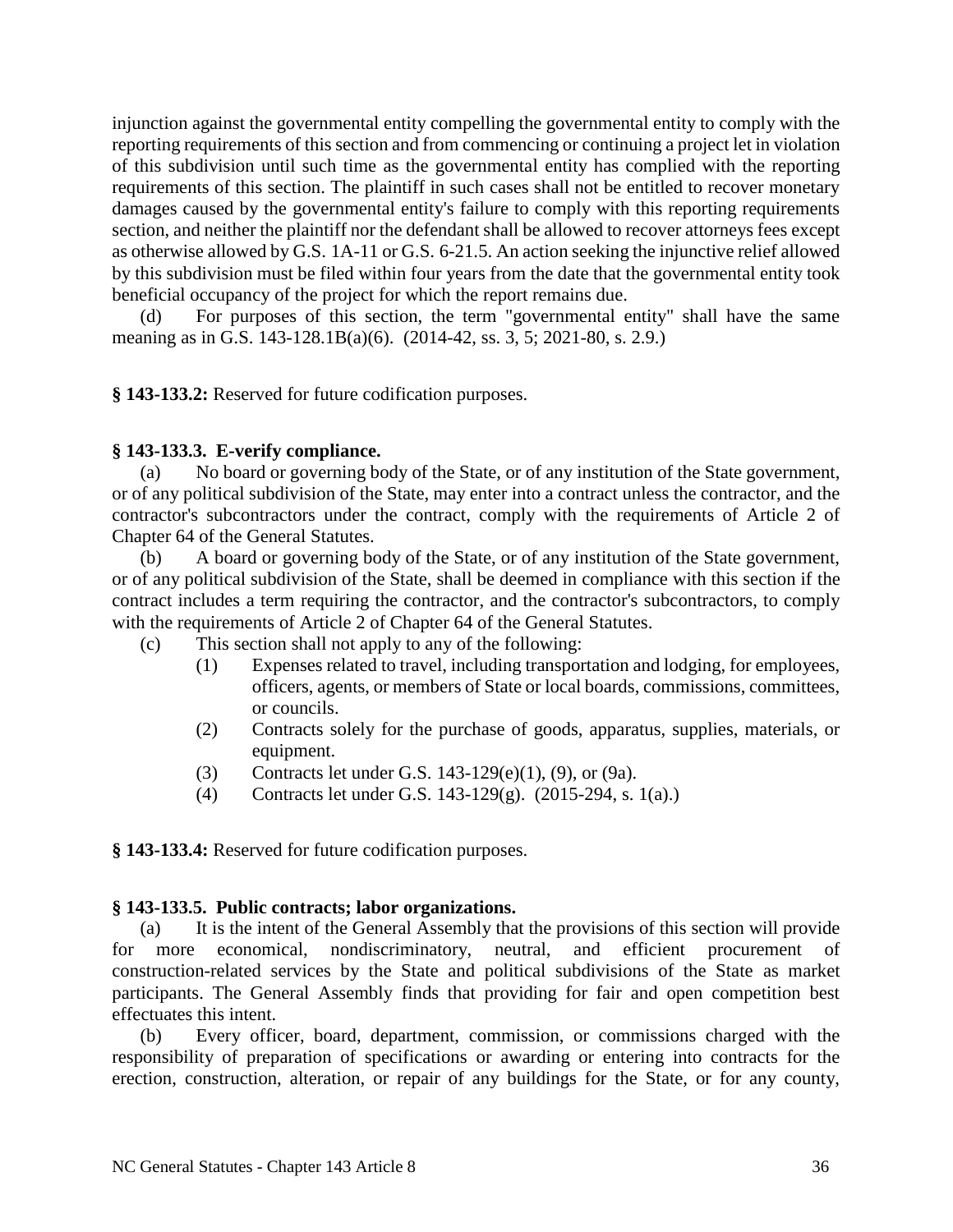injunction against the governmental entity compelling the governmental entity to comply with the reporting requirements of this section and from commencing or continuing a project let in violation of this subdivision until such time as the governmental entity has complied with the reporting requirements of this section. The plaintiff in such cases shall not be entitled to recover monetary damages caused by the governmental entity's failure to comply with this reporting requirements section, and neither the plaintiff nor the defendant shall be allowed to recover attorneys fees except as otherwise allowed by G.S. 1A-11 or G.S. 6-21.5. An action seeking the injunctive relief allowed by this subdivision must be filed within four years from the date that the governmental entity took beneficial occupancy of the project for which the report remains due.

(d) For purposes of this section, the term "governmental entity" shall have the same meaning as in G.S. 143-128.1B(a)(6). (2014-42, ss. 3, 5; 2021-80, s. 2.9.)

**§ 143-133.2:** Reserved for future codification purposes.

**§ 143-133.3. E-verify compliance.**

(a) No board or governing body of the State, or of any institution of the State government, or of any political subdivision of the State, may enter into a contract unless the contractor, and the contractor's subcontractors under the contract, comply with the requirements of Article 2 of Chapter 64 of the General Statutes.

(b) A board or governing body of the State, or of any institution of the State government, or of any political subdivision of the State, shall be deemed in compliance with this section if the contract includes a term requiring the contractor, and the contractor's subcontractors, to comply with the requirements of Article 2 of Chapter 64 of the General Statutes.

(c) This section shall not apply to any of the following:

(1) Expenses related to travel, including transportation and lodging, for employees, officers, agents, or members of State or local boards, commissions, committees, or councils.

(2) Contracts solely for the purchase of goods, apparatus, supplies, materials, or equipment.

(3) Contracts let under G.S. 143-129(e)(1), (9), or (9a).

(4) Contracts let under G.S. 143-129(g). (2015-294, s. 1(a).)

**§ 143-133.4:** Reserved for future codification purposes.

**§ 143-133.5. Public contracts; labor organizations.**

(a) It is the intent of the General Assembly that the provisions of this section will provide for more economical, nondiscriminatory, neutral, and efficient procurement of construction-related services by the State and political subdivisions of the State as market participants. The General Assembly finds that providing for fair and open competition best effectuates this intent.

(b) Every officer, board, department, commission, or commissions charged with the responsibility of preparation of specifications or awarding or entering into contracts for the erection, construction, alteration, or repair of any buildings for the State, or for any county,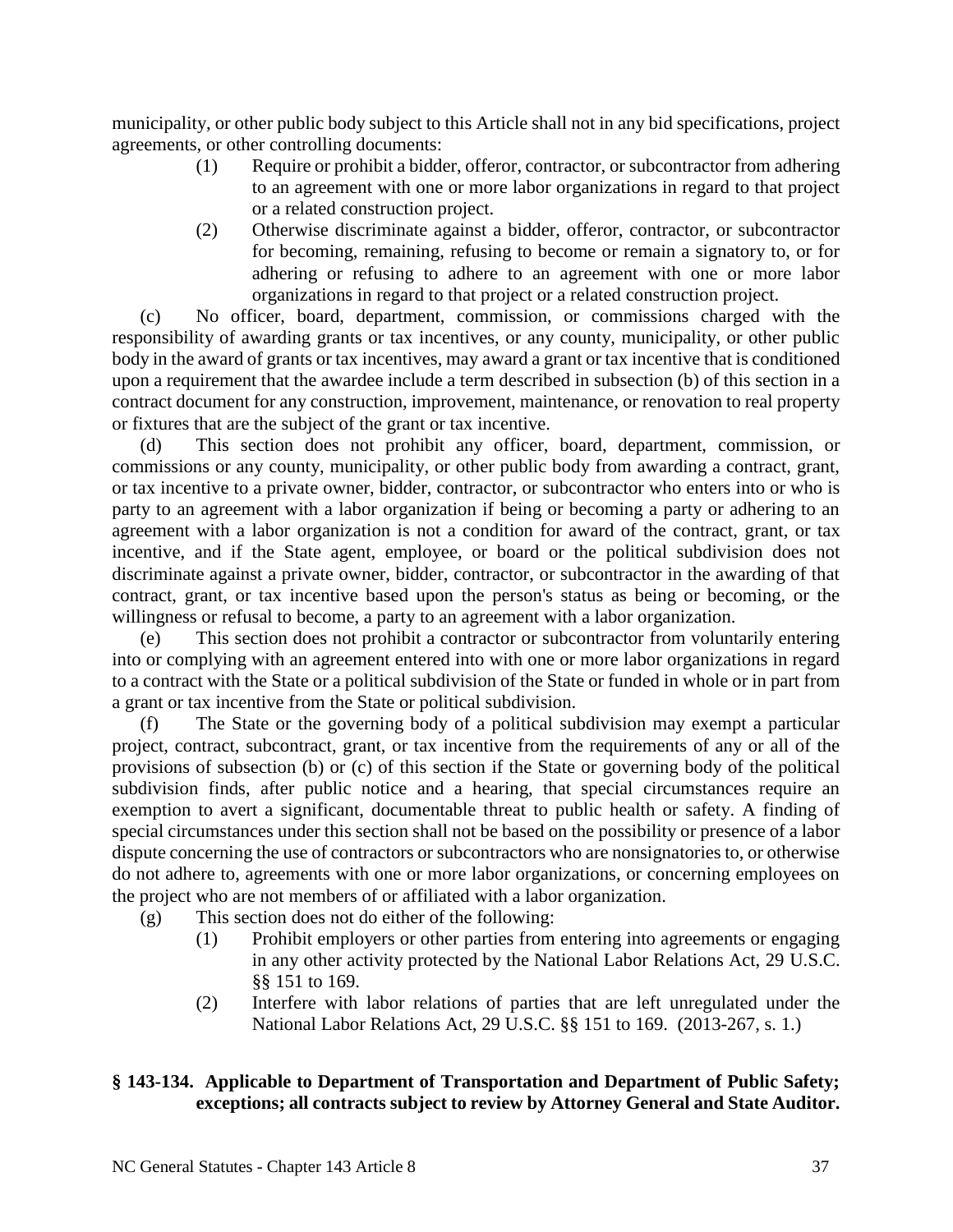municipality, or other public body subject to this Article shall not in any bid specifications, project agreements, or other controlling documents:

(1) Require or prohibit a bidder, offeror, contractor, or subcontractor from adhering to an agreement with one or more labor organizations in regard to that project or a related construction project.

(2) Otherwise discriminate against a bidder, offeror, contractor, or subcontractor for becoming, remaining, refusing to become or remain a signatory to, or for adhering or refusing to adhere to an agreement with one or more labor organizations in regard to that project or a related construction project.

(c) No officer, board, department, commission, or commissions charged with the responsibility of awarding grants or tax incentives, or any county, municipality, or other public body in the award of grants or tax incentives, may award a grant or tax incentive that is conditioned upon a requirement that the awardee include a term described in subsection (b) of this section in a contract document for any construction, improvement, maintenance, or renovation to real property or fixtures that are the subject of the grant or tax incentive.

(d) This section does not prohibit any officer, board, department, commission, or commissions or any county, municipality, or other public body from awarding a contract, grant, or tax incentive to a private owner, bidder, contractor, or subcontractor who enters into or who is party to an agreement with a labor organization if being or becoming a party or adhering to an agreement with a labor organization is not a condition for award of the contract, grant, or tax incentive, and if the State agent, employee, or board or the political subdivision does not discriminate against a private owner, bidder, contractor, or subcontractor in the awarding of that contract, grant, or tax incentive based upon the person's status as being or becoming, or the willingness or refusal to become, a party to an agreement with a labor organization.

(e) This section does not prohibit a contractor or subcontractor from voluntarily entering into or complying with an agreement entered into with one or more labor organizations in regard to a contract with the State or a political subdivision of the State or funded in whole or in part from a grant or tax incentive from the State or political subdivision.

(f) The State or the governing body of a political subdivision may exempt a particular project, contract, subcontract, grant, or tax incentive from the requirements of any or all of the provisions of subsection (b) or (c) of this section if the State or governing body of the political subdivision finds, after public notice and a hearing, that special circumstances require an exemption to avert a significant, documentable threat to public health or safety. A finding of special circumstances under this section shall not be based on the possibility or presence of a labor dispute concerning the use of contractors or subcontractors who are nonsignatories to, or otherwise do not adhere to, agreements with one or more labor organizations, or concerning employees on the project who are not members of or affiliated with a labor organization.

(g) This section does not do either of the following:

(1) Prohibit employers or other parties from entering into agreements or engaging in any other activity protected by the National Labor Relations Act, 29 U.S.C. §§ 151 to 169.

(2) Interfere with labor relations of parties that are left unregulated under the National Labor Relations Act, 29 U.S.C. §§ 151 to 169. (2013-267, s. 1.)

**§ 143-134. Applicable to Department of Transportation and Department of Public Safety; exceptions; all contracts subject to review by Attorney General and State Auditor.**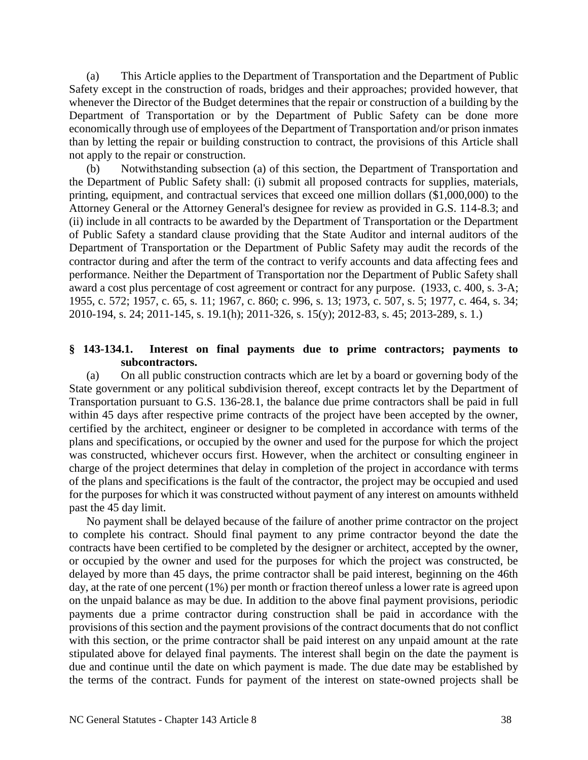(a) This Article applies to the Department of Transportation and the Department of Public Safety except in the construction of roads, bridges and their approaches; provided however, that whenever the Director of the Budget determines that the repair or construction of a building by the Department of Transportation or by the Department of Public Safety can be done more economically through use of employees of the Department of Transportation and/or prison inmates than by letting the repair or building construction to contract, the provisions of this Article shall not apply to the repair or construction.

(b) Notwithstanding subsection (a) of this section, the Department of Transportation and the Department of Public Safety shall: (i) submit all proposed contracts for supplies, materials, printing, equipment, and contractual services that exceed one million dollars ($1,000,000) to the Attorney General or the Attorney General's designee for review as provided in G.S. 114-8.3; and (ii) include in all contracts to be awarded by the Department of Transportation or the Department of Public Safety a standard clause providing that the State Auditor and internal auditors of the Department of Transportation or the Department of Public Safety may audit the records of the contractor during and after the term of the contract to verify accounts and data affecting fees and performance. Neither the Department of Transportation nor the Department of Public Safety shall award a cost plus percentage of cost agreement or contract for any purpose. (1933, c. 400, s. 3-A; 1955, c. 572; 1957, c. 65, s. 11; 1967, c. 860; c. 996, s. 13; 1973, c. 507, s. 5; 1977, c. 464, s. 34; 2010-194, s. 24; 2011-145, s. 19.1(h); 2011-326, s. 15(y); 2012-83, s. 45; 2013-289, s. 1.)

**§ 143-134.1. Interest on final payments due to prime contractors; payments to subcontractors.**

(a) On all public construction contracts which are let by a board or governing body of the State government or any political subdivision thereof, except contracts let by the Department of Transportation pursuant to G.S. 136-28.1, the balance due prime contractors shall be paid in full within 45 days after respective prime contracts of the project have been accepted by the owner, certified by the architect, engineer or designer to be completed in accordance with terms of the plans and specifications, or occupied by the owner and used for the purpose for which the project was constructed, whichever occurs first. However, when the architect or consulting engineer in charge of the project determines that delay in completion of the project in accordance with terms of the plans and specifications is the fault of the contractor, the project may be occupied and used for the purposes for which it was constructed without payment of any interest on amounts withheld past the 45 day limit.

No payment shall be delayed because of the failure of another prime contractor on the project to complete his contract. Should final payment to any prime contractor beyond the date the contracts have been certified to be completed by the designer or architect, accepted by the owner, or occupied by the owner and used for the purposes for which the project was constructed, be delayed by more than 45 days, the prime contractor shall be paid interest, beginning on the 46th day, at the rate of one percent (1%) per month or fraction thereof unless a lower rate is agreed upon on the unpaid balance as may be due. In addition to the above final payment provisions, periodic payments due a prime contractor during construction shall be paid in accordance with the provisions of this section and the payment provisions of the contract documents that do not conflict with this section, or the prime contractor shall be paid interest on any unpaid amount at the rate stipulated above for delayed final payments. The interest shall begin on the date the payment is due and continue until the date on which payment is made. The due date may be established by the terms of the contract. Funds for payment of the interest on state-owned projects shall be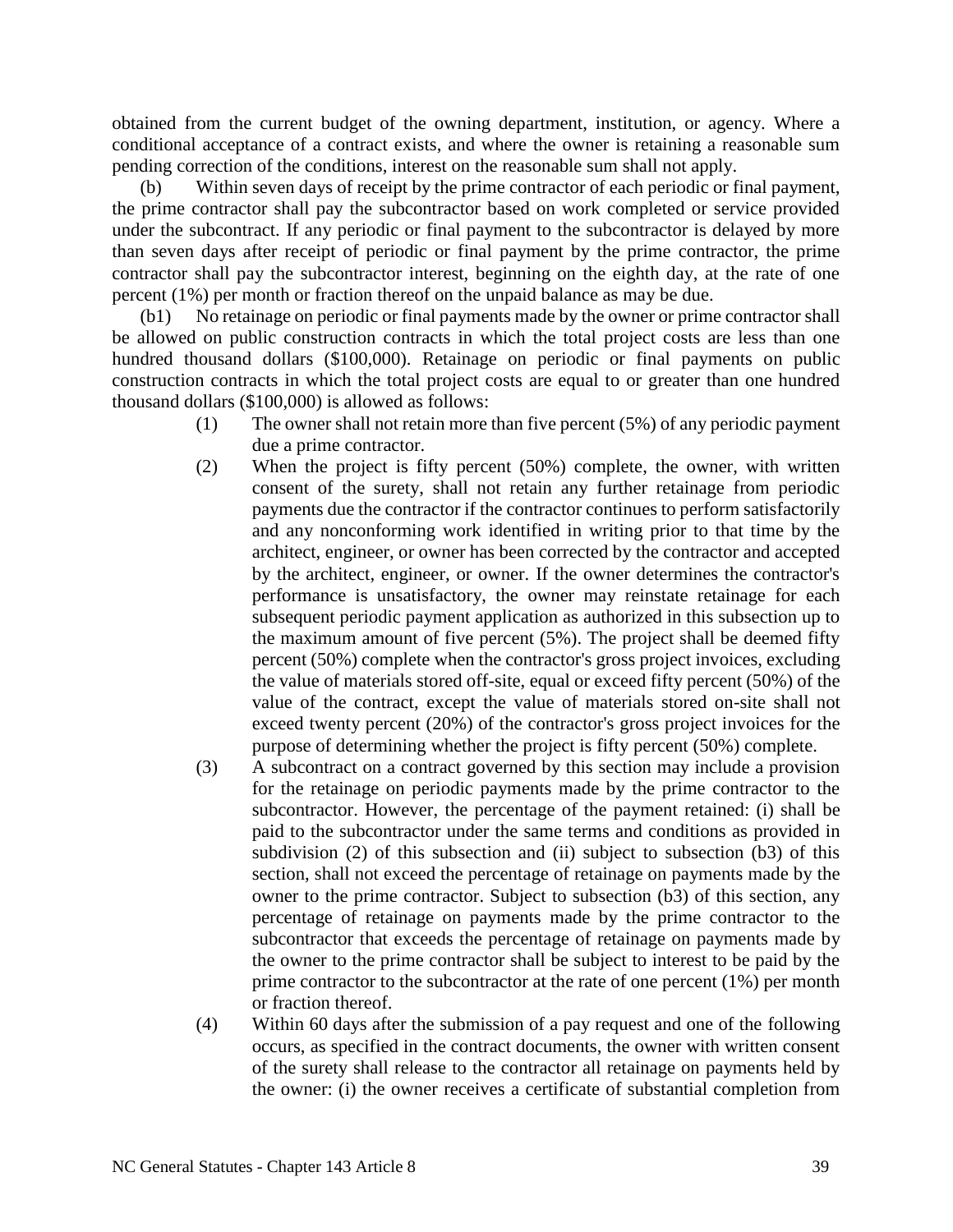obtained from the current budget of the owning department, institution, or agency. Where a conditional acceptance of a contract exists, and where the owner is retaining a reasonable sum pending correction of the conditions, interest on the reasonable sum shall not apply.

(b) Within seven days of receipt by the prime contractor of each periodic or final payment, the prime contractor shall pay the subcontractor based on work completed or service provided under the subcontract. If any periodic or final payment to the subcontractor is delayed by more than seven days after receipt of periodic or final payment by the prime contractor, the prime contractor shall pay the subcontractor interest, beginning on the eighth day, at the rate of one percent (1%) per month or fraction thereof on the unpaid balance as may be due.

(b1) No retainage on periodic or final payments made by the owner or prime contractor shall be allowed on public construction contracts in which the total project costs are less than one hundred thousand dollars ($100,000). Retainage on periodic or final payments on public construction contracts in which the total project costs are equal to or greater than one hundred thousand dollars ($100,000) is allowed as follows:

(1) The owner shall not retain more than five percent (5%) of any periodic payment due a prime contractor.

(2) When the project is fifty percent (50%) complete, the owner, with written consent of the surety, shall not retain any further retainage from periodic payments due the contractor if the contractor continues to perform satisfactorily and any nonconforming work identified in writing prior to that time by the architect, engineer, or owner has been corrected by the contractor and accepted by the architect, engineer, or owner. If the owner determines the contractor's performance is unsatisfactory, the owner may reinstate retainage for each subsequent periodic payment application as authorized in this subsection up to the maximum amount of five percent (5%). The project shall be deemed fifty percent (50%) complete when the contractor's gross project invoices, excluding the value of materials stored off-site, equal or exceed fifty percent (50%) of the value of the contract, except the value of materials stored on-site shall not exceed twenty percent (20%) of the contractor's gross project invoices for the purpose of determining whether the project is fifty percent (50%) complete.

(3) A subcontract on a contract governed by this section may include a provision for the retainage on periodic payments made by the prime contractor to the subcontractor. However, the percentage of the payment retained: (i) shall be paid to the subcontractor under the same terms and conditions as provided in subdivision (2) of this subsection and (ii) subject to subsection (b3) of this section, shall not exceed the percentage of retainage on payments made by the owner to the prime contractor. Subject to subsection (b3) of this section, any percentage of retainage on payments made by the prime contractor to the subcontractor that exceeds the percentage of retainage on payments made by the owner to the prime contractor shall be subject to interest to be paid by the prime contractor to the subcontractor at the rate of one percent (1%) per month or fraction thereof.

(4) Within 60 days after the submission of a pay request and one of the following occurs, as specified in the contract documents, the owner with written consent of the surety shall release to the contractor all retainage on payments held by the owner: (i) the owner receives a certificate of substantial completion from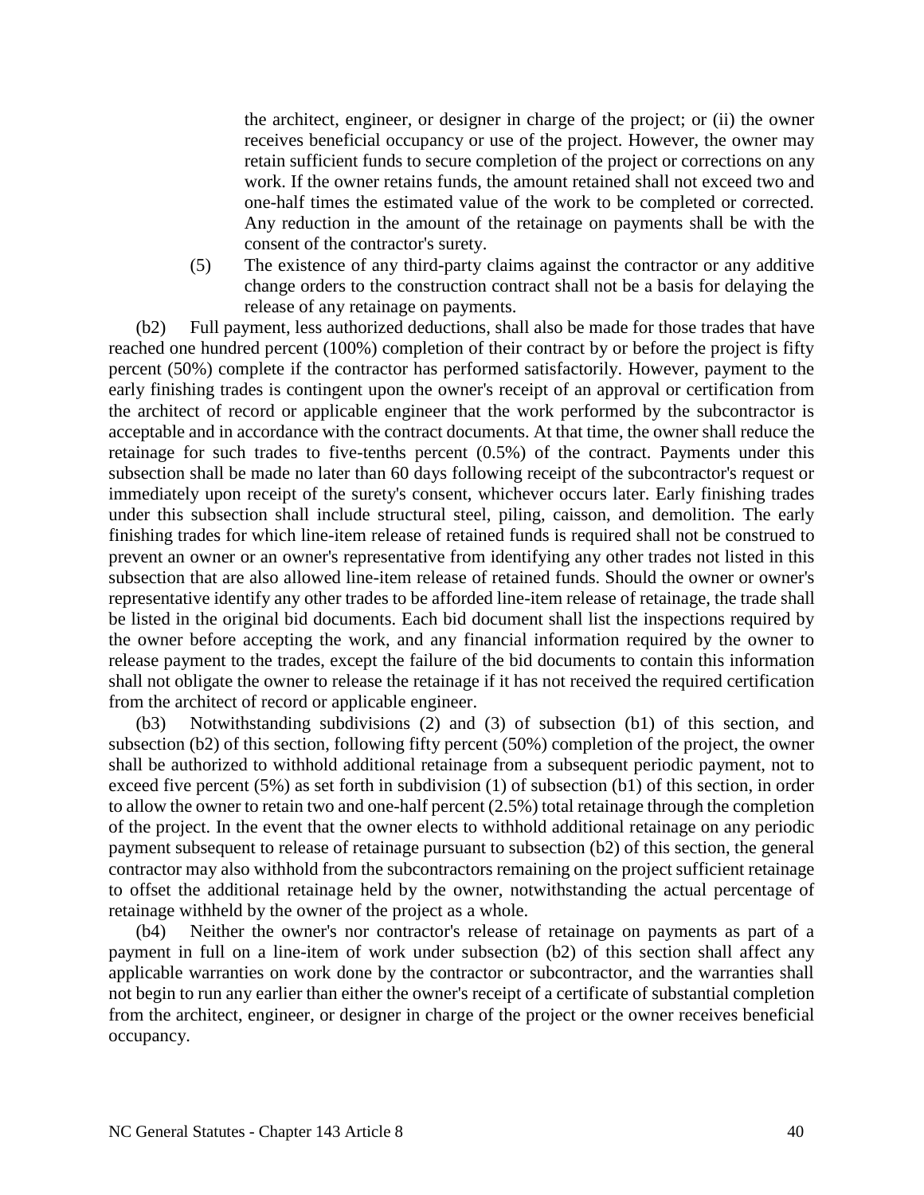the architect, engineer, or designer in charge of the project; or (ii) the owner receives beneficial occupancy or use of the project. However, the owner may retain sufficient funds to secure completion of the project or corrections on any work. If the owner retains funds, the amount retained shall not exceed two and one-half times the estimated value of the work to be completed or corrected. Any reduction in the amount of the retainage on payments shall be with the consent of the contractor's surety.

(5) The existence of any third-party claims against the contractor or any additive change orders to the construction contract shall not be a basis for delaying the release of any retainage on payments.

(b2) Full payment, less authorized deductions, shall also be made for those trades that have reached one hundred percent (100%) completion of their contract by or before the project is fifty percent (50%) complete if the contractor has performed satisfactorily. However, payment to the early finishing trades is contingent upon the owner's receipt of an approval or certification from the architect of record or applicable engineer that the work performed by the subcontractor is acceptable and in accordance with the contract documents. At that time, the owner shall reduce the retainage for such trades to five-tenths percent (0.5%) of the contract. Payments under this subsection shall be made no later than 60 days following receipt of the subcontractor's request or immediately upon receipt of the surety's consent, whichever occurs later. Early finishing trades under this subsection shall include structural steel, piling, caisson, and demolition. The early finishing trades for which line-item release of retained funds is required shall not be construed to prevent an owner or an owner's representative from identifying any other trades not listed in this subsection that are also allowed line-item release of retained funds. Should the owner or owner's representative identify any other trades to be afforded line-item release of retainage, the trade shall be listed in the original bid documents. Each bid document shall list the inspections required by the owner before accepting the work, and any financial information required by the owner to release payment to the trades, except the failure of the bid documents to contain this information shall not obligate the owner to release the retainage if it has not received the required certification from the architect of record or applicable engineer.

(b3) Notwithstanding subdivisions (2) and (3) of subsection (b1) of this section, and subsection (b2) of this section, following fifty percent (50%) completion of the project, the owner shall be authorized to withhold additional retainage from a subsequent periodic payment, not to exceed five percent (5%) as set forth in subdivision (1) of subsection (b1) of this section, in order to allow the owner to retain two and one-half percent (2.5%) total retainage through the completion of the project. In the event that the owner elects to withhold additional retainage on any periodic payment subsequent to release of retainage pursuant to subsection (b2) of this section, the general contractor may also withhold from the subcontractors remaining on the project sufficient retainage to offset the additional retainage held by the owner, notwithstanding the actual percentage of retainage withheld by the owner of the project as a whole.

(b4) Neither the owner's nor contractor's release of retainage on payments as part of a payment in full on a line-item of work under subsection (b2) of this section shall affect any applicable warranties on work done by the contractor or subcontractor, and the warranties shall not begin to run any earlier than either the owner's receipt of a certificate of substantial completion from the architect, engineer, or designer in charge of the project or the owner receives beneficial occupancy.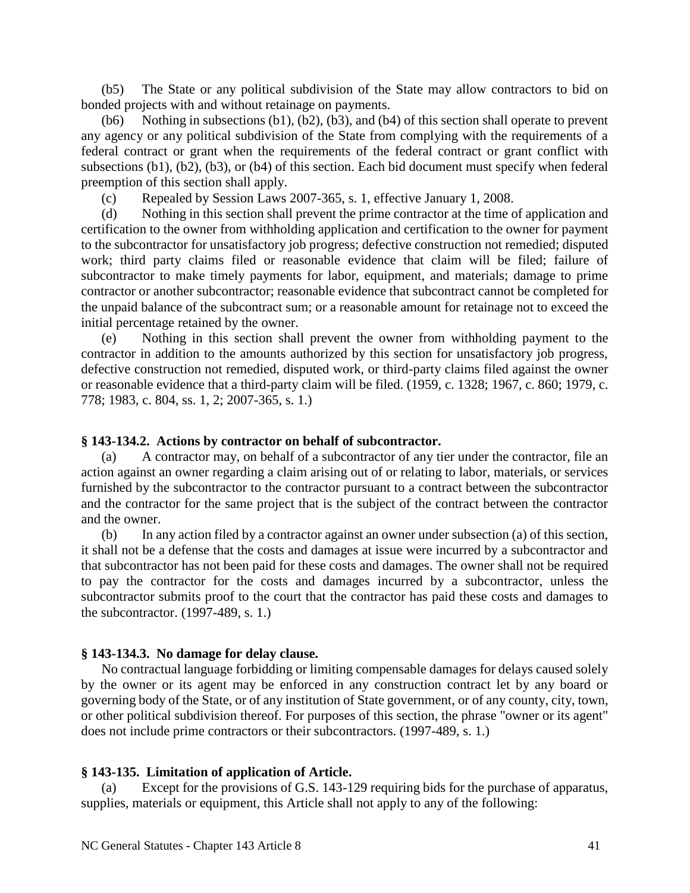(b5) The State or any political subdivision of the State may allow contractors to bid on bonded projects with and without retainage on payments.

(b6) Nothing in subsections (b1), (b2), (b3), and (b4) of this section shall operate to prevent any agency or any political subdivision of the State from complying with the requirements of a federal contract or grant when the requirements of the federal contract or grant conflict with subsections (b1), (b2), (b3), or (b4) of this section. Each bid document must specify when federal preemption of this section shall apply.

(c) Repealed by Session Laws 2007-365, s. 1, effective January 1, 2008.

(d) Nothing in this section shall prevent the prime contractor at the time of application and certification to the owner from withholding application and certification to the owner for payment to the subcontractor for unsatisfactory job progress; defective construction not remedied; disputed work; third party claims filed or reasonable evidence that claim will be filed; failure of subcontractor to make timely payments for labor, equipment, and materials; damage to prime contractor or another subcontractor; reasonable evidence that subcontract cannot be completed for the unpaid balance of the subcontract sum; or a reasonable amount for retainage not to exceed the initial percentage retained by the owner.

(e) Nothing in this section shall prevent the owner from withholding payment to the contractor in addition to the amounts authorized by this section for unsatisfactory job progress, defective construction not remedied, disputed work, or third-party claims filed against the owner or reasonable evidence that a third-party claim will be filed. (1959, c. 1328; 1967, c. 860; 1979, c. 778; 1983, c. 804, ss. 1, 2; 2007-365, s. 1.)

**§ 143-134.2. Actions by contractor on behalf of subcontractor.**

(a) A contractor may, on behalf of a subcontractor of any tier under the contractor, file an action against an owner regarding a claim arising out of or relating to labor, materials, or services furnished by the subcontractor to the contractor pursuant to a contract between the subcontractor and the contractor for the same project that is the subject of the contract between the contractor and the owner.

(b) In any action filed by a contractor against an owner under subsection (a) of this section, it shall not be a defense that the costs and damages at issue were incurred by a subcontractor and that subcontractor has not been paid for these costs and damages. The owner shall not be required to pay the contractor for the costs and damages incurred by a subcontractor, unless the subcontractor submits proof to the court that the contractor has paid these costs and damages to the subcontractor. (1997-489, s. 1.)

**§ 143-134.3. No damage for delay clause.**

No contractual language forbidding or limiting compensable damages for delays caused solely by the owner or its agent may be enforced in any construction contract let by any board or governing body of the State, or of any institution of State government, or of any county, city, town, or other political subdivision thereof. For purposes of this section, the phrase "owner or its agent" does not include prime contractors or their subcontractors. (1997-489, s. 1.)

**§ 143-135. Limitation of application of Article.**

(a) Except for the provisions of G.S. 143-129 requiring bids for the purchase of apparatus, supplies, materials or equipment, this Article shall not apply to any of the following: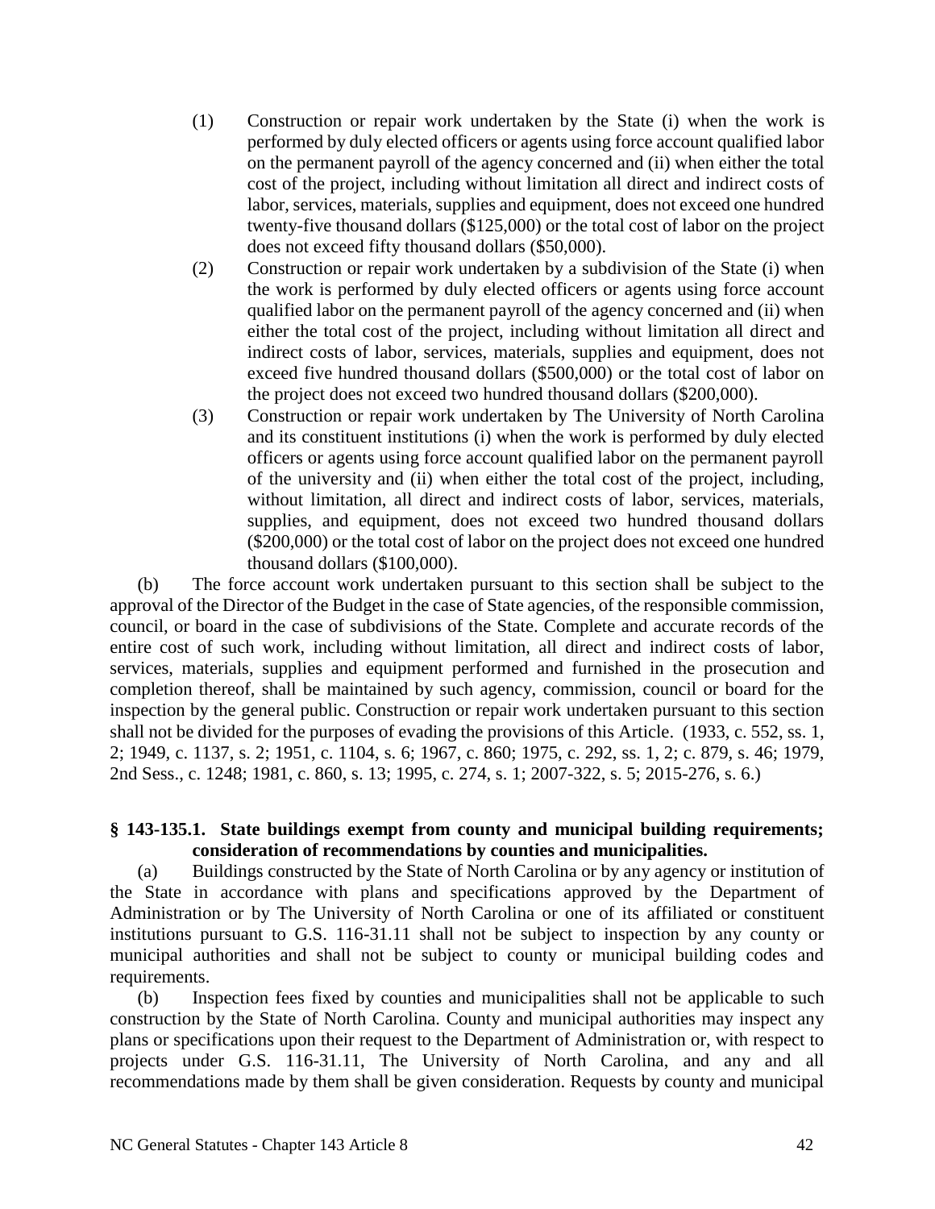(1) Construction or repair work undertaken by the State (i) when the work is performed by duly elected officers or agents using force account qualified labor on the permanent payroll of the agency concerned and (ii) when either the total cost of the project, including without limitation all direct and indirect costs of labor, services, materials, supplies and equipment, does not exceed one hundred twenty-five thousand dollars ($125,000) or the total cost of labor on the project does not exceed fifty thousand dollars ($50,000).

(2) Construction or repair work undertaken by a subdivision of the State (i) when the work is performed by duly elected officers or agents using force account qualified labor on the permanent payroll of the agency concerned and (ii) when either the total cost of the project, including without limitation all direct and indirect costs of labor, services, materials, supplies and equipment, does not exceed five hundred thousand dollars ($500,000) or the total cost of labor on the project does not exceed two hundred thousand dollars ($200,000).

(3) Construction or repair work undertaken by The University of North Carolina and its constituent institutions (i) when the work is performed by duly elected officers or agents using force account qualified labor on the permanent payroll of the university and (ii) when either the total cost of the project, including, without limitation, all direct and indirect costs of labor, services, materials, supplies, and equipment, does not exceed two hundred thousand dollars ($200,000) or the total cost of labor on the project does not exceed one hundred thousand dollars ($100,000).

(b) The force account work undertaken pursuant to this section shall be subject to the approval of the Director of the Budget in the case of State agencies, of the responsible commission, council, or board in the case of subdivisions of the State. Complete and accurate records of the entire cost of such work, including without limitation, all direct and indirect costs of labor, services, materials, supplies and equipment performed and furnished in the prosecution and completion thereof, shall be maintained by such agency, commission, council or board for the inspection by the general public. Construction or repair work undertaken pursuant to this section shall not be divided for the purposes of evading the provisions of this Article. (1933, c. 552, ss. 1, 2; 1949, c. 1137, s. 2; 1951, c. 1104, s. 6; 1967, c. 860; 1975, c. 292, ss. 1, 2; c. 879, s. 46; 1979, 2nd Sess., c. 1248; 1981, c. 860, s. 13; 1995, c. 274, s. 1; 2007-322, s. 5; 2015-276, s. 6.)

**§ 143-135.1. State buildings exempt from county and municipal building requirements; consideration of recommendations by counties and municipalities.**

(a) Buildings constructed by the State of North Carolina or by any agency or institution of the State in accordance with plans and specifications approved by the Department of Administration or by The University of North Carolina or one of its affiliated or constituent institutions pursuant to G.S. 116-31.11 shall not be subject to inspection by any county or municipal authorities and shall not be subject to county or municipal building codes and requirements.

(b) Inspection fees fixed by counties and municipalities shall not be applicable to such construction by the State of North Carolina. County and municipal authorities may inspect any plans or specifications upon their request to the Department of Administration or, with respect to projects under G.S. 116-31.11, The University of North Carolina, and any and all recommendations made by them shall be given consideration. Requests by county and municipal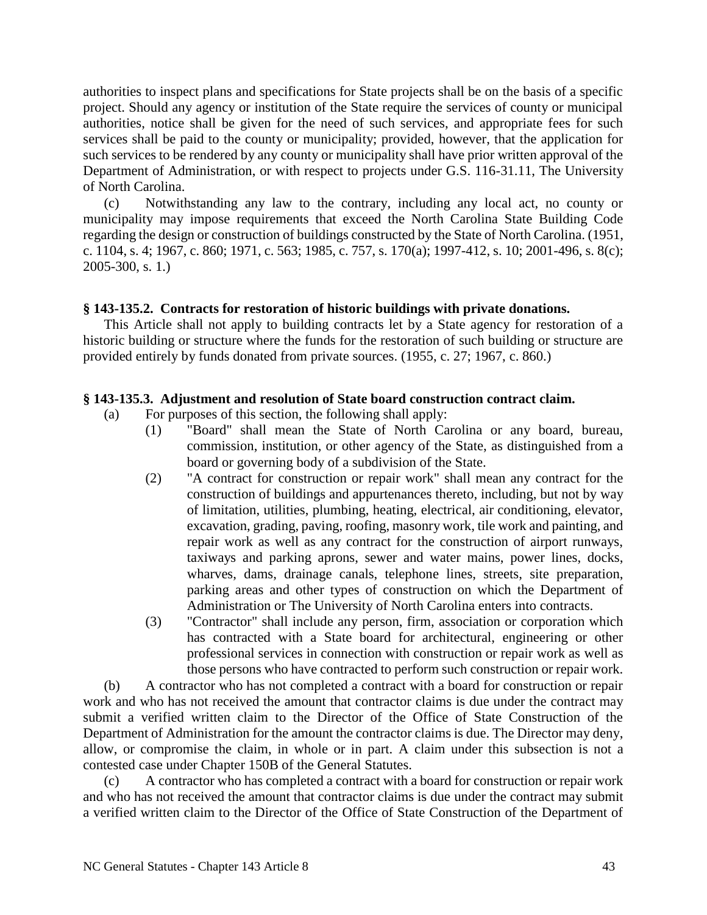authorities to inspect plans and specifications for State projects shall be on the basis of a specific project. Should any agency or institution of the State require the services of county or municipal authorities, notice shall be given for the need of such services, and appropriate fees for such services shall be paid to the county or municipality; provided, however, that the application for such services to be rendered by any county or municipality shall have prior written approval of the Department of Administration, or with respect to projects under G.S. 116-31.11, The University of North Carolina.

(c) Notwithstanding any law to the contrary, including any local act, no county or municipality may impose requirements that exceed the North Carolina State Building Code regarding the design or construction of buildings constructed by the State of North Carolina. (1951, c. 1104, s. 4; 1967, c. 860; 1971, c. 563; 1985, c. 757, s. 170(a); 1997-412, s. 10; 2001-496, s. 8(c); 2005-300, s. 1.)

**§ 143-135.2. Contracts for restoration of historic buildings with private donations.**

This Article shall not apply to building contracts let by a State agency for restoration of a historic building or structure where the funds for the restoration of such building or structure are provided entirely by funds donated from private sources. (1955, c. 27; 1967, c. 860.)

**§ 143-135.3. Adjustment and resolution of State board construction contract claim.**

(a) For purposes of this section, the following shall apply:

(1) "Board" shall mean the State of North Carolina or any board, bureau, commission, institution, or other agency of the State, as distinguished from a board or governing body of a subdivision of the State.

(2) "A contract for construction or repair work" shall mean any contract for the construction of buildings and appurtenances thereto, including, but not by way of limitation, utilities, plumbing, heating, electrical, air conditioning, elevator, excavation, grading, paving, roofing, masonry work, tile work and painting, and repair work as well as any contract for the construction of airport runways, taxiways and parking aprons, sewer and water mains, power lines, docks, wharves, dams, drainage canals, telephone lines, streets, site preparation, parking areas and other types of construction on which the Department of Administration or The University of North Carolina enters into contracts.

(3) "Contractor" shall include any person, firm, association or corporation which has contracted with a State board for architectural, engineering or other professional services in connection with construction or repair work as well as those persons who have contracted to perform such construction or repair work.

(b) A contractor who has not completed a contract with a board for construction or repair work and who has not received the amount that contractor claims is due under the contract may submit a verified written claim to the Director of the Office of State Construction of the Department of Administration for the amount the contractor claims is due. The Director may deny, allow, or compromise the claim, in whole or in part. A claim under this subsection is not a contested case under Chapter 150B of the General Statutes.

(c) A contractor who has completed a contract with a board for construction or repair work and who has not received the amount that contractor claims is due under the contract may submit a verified written claim to the Director of the Office of State Construction of the Department of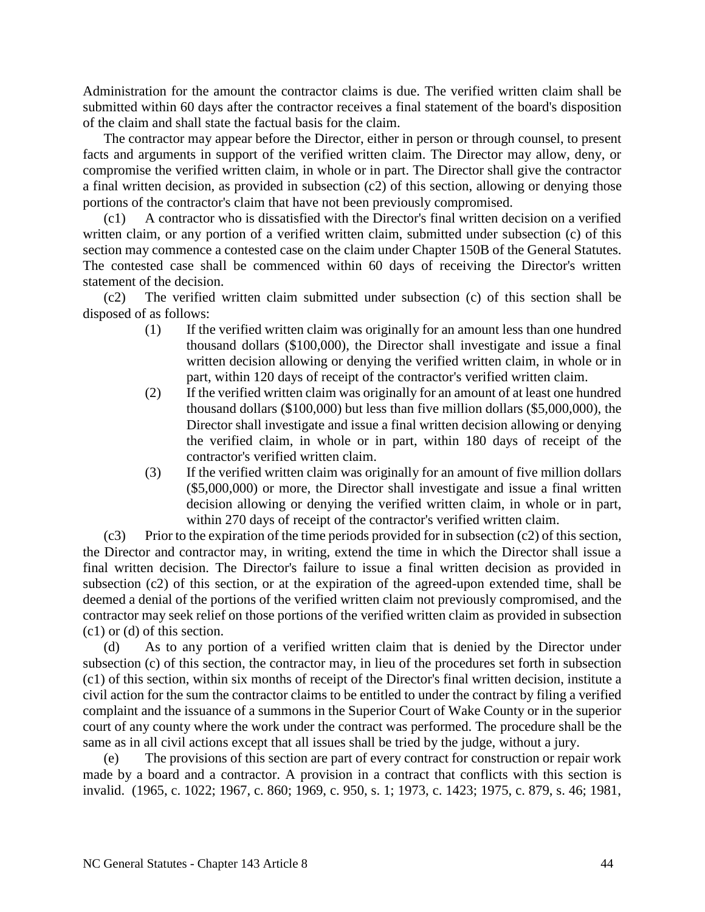Administration for the amount the contractor claims is due. The verified written claim shall be submitted within 60 days after the contractor receives a final statement of the board's disposition of the claim and shall state the factual basis for the claim.

The contractor may appear before the Director, either in person or through counsel, to present facts and arguments in support of the verified written claim. The Director may allow, deny, or compromise the verified written claim, in whole or in part. The Director shall give the contractor a final written decision, as provided in subsection (c2) of this section, allowing or denying those portions of the contractor's claim that have not been previously compromised.

(c1) A contractor who is dissatisfied with the Director's final written decision on a verified written claim, or any portion of a verified written claim, submitted under subsection (c) of this section may commence a contested case on the claim under Chapter 150B of the General Statutes. The contested case shall be commenced within 60 days of receiving the Director's written statement of the decision.

(c2) The verified written claim submitted under subsection (c) of this section shall be disposed of as follows:

(1) If the verified written claim was originally for an amount less than one hundred thousand dollars ($100,000), the Director shall investigate and issue a final written decision allowing or denying the verified written claim, in whole or in part, within 120 days of receipt of the contractor's verified written claim.

(2) If the verified written claim was originally for an amount of at least one hundred thousand dollars ($100,000) but less than five million dollars ($5,000,000), the Director shall investigate and issue a final written decision allowing or denying the verified claim, in whole or in part, within 180 days of receipt of the contractor's verified written claim.

(3) If the verified written claim was originally for an amount of five million dollars ($5,000,000) or more, the Director shall investigate and issue a final written decision allowing or denying the verified written claim, in whole or in part, within 270 days of receipt of the contractor's verified written claim.

(c3) Prior to the expiration of the time periods provided for in subsection (c2) of this section, the Director and contractor may, in writing, extend the time in which the Director shall issue a final written decision. The Director's failure to issue a final written decision as provided in subsection (c2) of this section, or at the expiration of the agreed-upon extended time, shall be deemed a denial of the portions of the verified written claim not previously compromised, and the contractor may seek relief on those portions of the verified written claim as provided in subsection (c1) or (d) of this section.

(d) As to any portion of a verified written claim that is denied by the Director under subsection (c) of this section, the contractor may, in lieu of the procedures set forth in subsection (c1) of this section, within six months of receipt of the Director's final written decision, institute a civil action for the sum the contractor claims to be entitled to under the contract by filing a verified complaint and the issuance of a summons in the Superior Court of Wake County or in the superior court of any county where the work under the contract was performed. The procedure shall be the same as in all civil actions except that all issues shall be tried by the judge, without a jury.

(e) The provisions of this section are part of every contract for construction or repair work made by a board and a contractor. A provision in a contract that conflicts with this section is invalid. (1965, c. 1022; 1967, c. 860; 1969, c. 950, s. 1; 1973, c. 1423; 1975, c. 879, s. 46; 1981,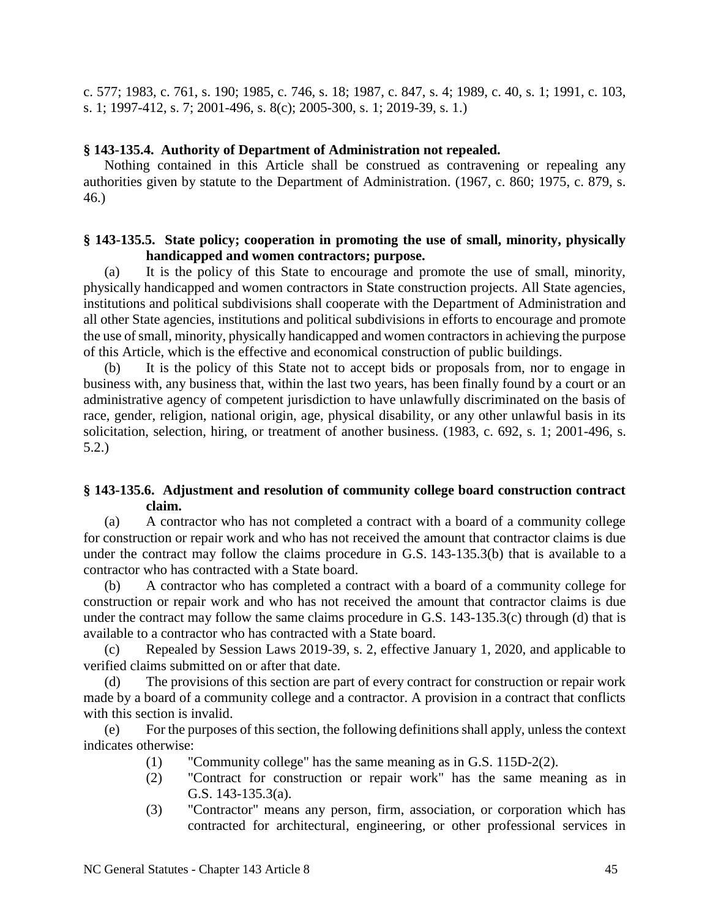c. 577; 1983, c. 761, s. 190; 1985, c. 746, s. 18; 1987, c. 847, s. 4; 1989, c. 40, s. 1; 1991, c. 103, s. 1; 1997-412, s. 7; 2001-496, s. 8(c); 2005-300, s. 1; 2019-39, s. 1.)

**§ 143-135.4. Authority of Department of Administration not repealed.**

Nothing contained in this Article shall be construed as contravening or repealing any authorities given by statute to the Department of Administration. (1967, c. 860; 1975, c. 879, s. 46.)

**§ 143-135.5. State policy; cooperation in promoting the use of small, minority, physically handicapped and women contractors; purpose.**

(a) It is the policy of this State to encourage and promote the use of small, minority, physically handicapped and women contractors in State construction projects. All State agencies, institutions and political subdivisions shall cooperate with the Department of Administration and all other State agencies, institutions and political subdivisions in efforts to encourage and promote the use of small, minority, physically handicapped and women contractors in achieving the purpose of this Article, which is the effective and economical construction of public buildings.

(b) It is the policy of this State not to accept bids or proposals from, nor to engage in business with, any business that, within the last two years, has been finally found by a court or an administrative agency of competent jurisdiction to have unlawfully discriminated on the basis of race, gender, religion, national origin, age, physical disability, or any other unlawful basis in its solicitation, selection, hiring, or treatment of another business. (1983, c. 692, s. 1; 2001-496, s. 5.2.)

**§ 143-135.6. Adjustment and resolution of community college board construction contract claim.**

(a) A contractor who has not completed a contract with a board of a community college for construction or repair work and who has not received the amount that contractor claims is due under the contract may follow the claims procedure in G.S. 143-135.3(b) that is available to a contractor who has contracted with a State board.

(b) A contractor who has completed a contract with a board of a community college for construction or repair work and who has not received the amount that contractor claims is due under the contract may follow the same claims procedure in G.S. 143-135.3(c) through (d) that is available to a contractor who has contracted with a State board.

(c) Repealed by Session Laws 2019-39, s. 2, effective January 1, 2020, and applicable to verified claims submitted on or after that date.

(d) The provisions of this section are part of every contract for construction or repair work made by a board of a community college and a contractor. A provision in a contract that conflicts with this section is invalid.

(e) For the purposes of this section, the following definitions shall apply, unless the context indicates otherwise:

(1) "Community college" has the same meaning as in G.S. 115D-2(2).

(2) "Contract for construction or repair work" has the same meaning as in G.S. 143-135.3(a).

(3) "Contractor" means any person, firm, association, or corporation which has contracted for architectural, engineering, or other professional services in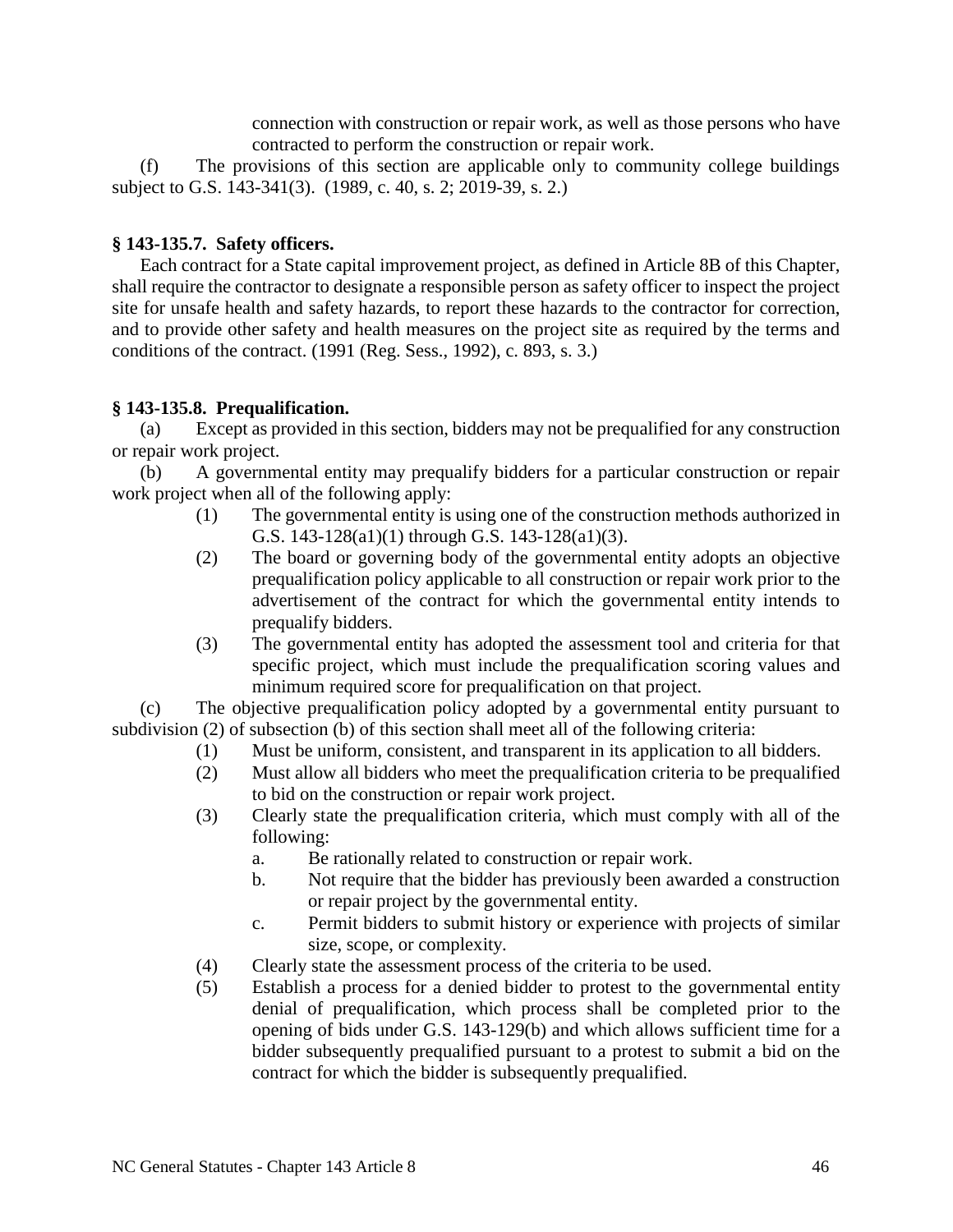connection with construction or repair work, as well as those persons who have contracted to perform the construction or repair work.

(f) The provisions of this section are applicable only to community college buildings subject to G.S. 143-341(3). (1989, c. 40, s. 2; 2019-39, s. 2.)

**§ 143-135.7. Safety officers.**

Each contract for a State capital improvement project, as defined in Article 8B of this Chapter, shall require the contractor to designate a responsible person as safety officer to inspect the project site for unsafe health and safety hazards, to report these hazards to the contractor for correction, and to provide other safety and health measures on the project site as required by the terms and conditions of the contract. (1991 (Reg. Sess., 1992), c. 893, s. 3.)

**§ 143-135.8. Prequalification.**

(a) Except as provided in this section, bidders may not be prequalified for any construction or repair work project.

(b) A governmental entity may prequalify bidders for a particular construction or repair work project when all of the following apply:

- (1) The governmental entity is using one of the construction methods authorized in G.S. 143-128(a1)(1) through G.S. 143-128(a1)(3).
- (2) The board or governing body of the governmental entity adopts an objective prequalification policy applicable to all construction or repair work prior to the advertisement of the contract for which the governmental entity intends to prequalify bidders.
- (3) The governmental entity has adopted the assessment tool and criteria for that specific project, which must include the prequalification scoring values and minimum required score for prequalification on that project.

(c) The objective prequalification policy adopted by a governmental entity pursuant to subdivision (2) of subsection (b) of this section shall meet all of the following criteria:

- (1) Must be uniform, consistent, and transparent in its application to all bidders.
- (2) Must allow all bidders who meet the prequalification criteria to be prequalified to bid on the construction or repair work project.
- (3) Clearly state the prequalification criteria, which must comply with all of the following:
  - a. Be rationally related to construction or repair work.
  - b. Not require that the bidder has previously been awarded a construction or repair project by the governmental entity.
  - c. Permit bidders to submit history or experience with projects of similar size, scope, or complexity.
- (4) Clearly state the assessment process of the criteria to be used.
- (5) Establish a process for a denied bidder to protest to the governmental entity denial of prequalification, which process shall be completed prior to the opening of bids under G.S. 143-129(b) and which allows sufficient time for a bidder subsequently prequalified pursuant to a protest to submit a bid on the contract for which the bidder is subsequently prequalified.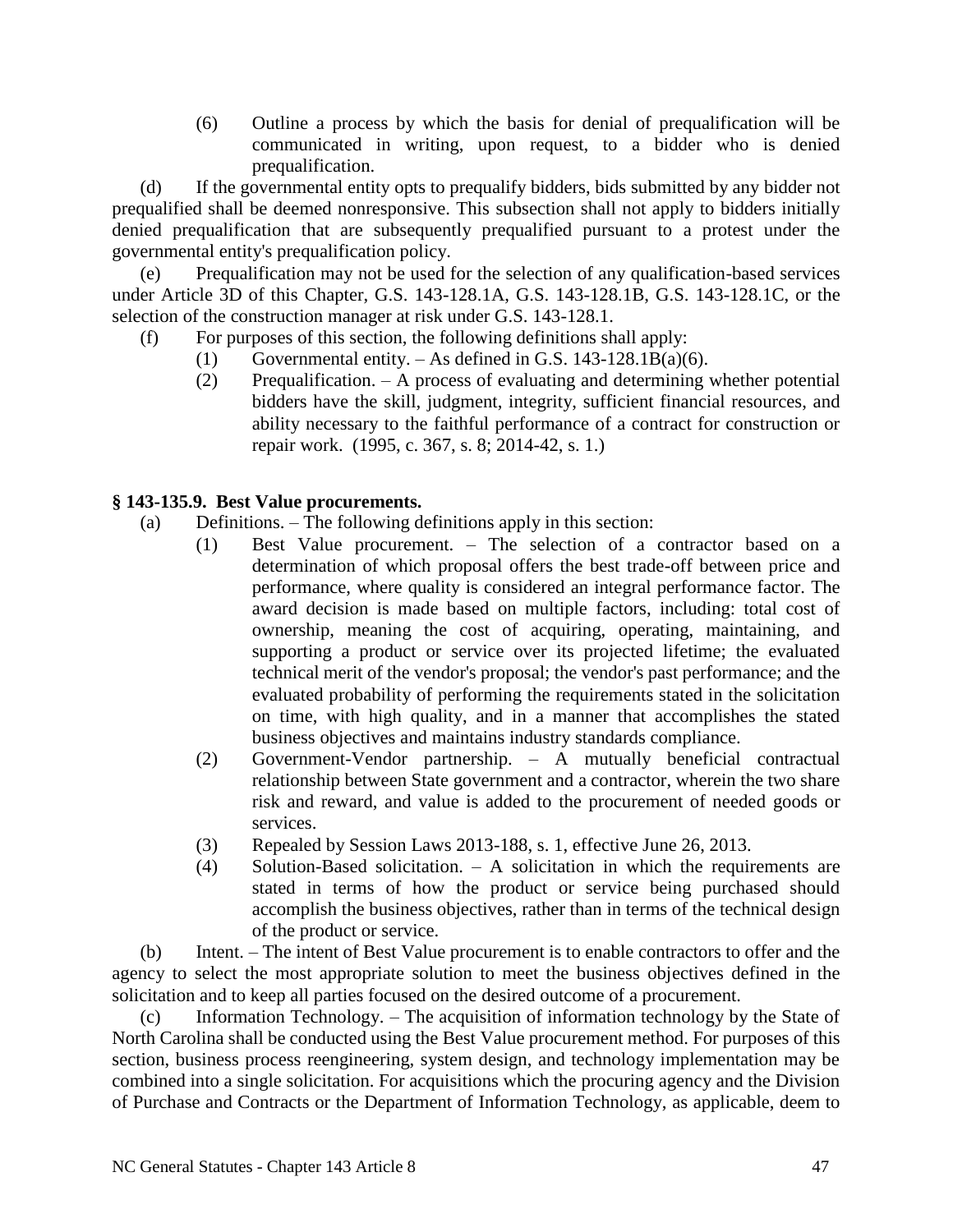(6) Outline a process by which the basis for denial of prequalification will be communicated in writing, upon request, to a bidder who is denied prequalification.

(d) If the governmental entity opts to prequalify bidders, bids submitted by any bidder not prequalified shall be deemed nonresponsive. This subsection shall not apply to bidders initially denied prequalification that are subsequently prequalified pursuant to a protest under the governmental entity's prequalification policy.

(e) Prequalification may not be used for the selection of any qualification-based services under Article 3D of this Chapter, G.S. 143-128.1A, G.S. 143-128.1B, G.S. 143-128.1C, or the selection of the construction manager at risk under G.S. 143-128.1.

(f) For purposes of this section, the following definitions shall apply:

(1) Governmental entity. – As defined in G.S. 143-128.1B(a)(6).

(2) Prequalification. – A process of evaluating and determining whether potential bidders have the skill, judgment, integrity, sufficient financial resources, and ability necessary to the faithful performance of a contract for construction or repair work. (1995, c. 367, s. 8; 2014-42, s. 1.)

### § 143-135.9. Best Value procurements.

(a) Definitions. – The following definitions apply in this section:

(1) Best Value procurement. – The selection of a contractor based on a determination of which proposal offers the best trade-off between price and performance, where quality is considered an integral performance factor. The award decision is made based on multiple factors, including: total cost of ownership, meaning the cost of acquiring, operating, maintaining, and supporting a product or service over its projected lifetime; the evaluated technical merit of the vendor's proposal; the vendor's past performance; and the evaluated probability of performing the requirements stated in the solicitation on time, with high quality, and in a manner that accomplishes the stated business objectives and maintains industry standards compliance.

(2) Government-Vendor partnership. – A mutually beneficial contractual relationship between State government and a contractor, wherein the two share risk and reward, and value is added to the procurement of needed goods or services.

(3) Repealed by Session Laws 2013-188, s. 1, effective June 26, 2013.

(4) Solution-Based solicitation. – A solicitation in which the requirements are stated in terms of how the product or service being purchased should accomplish the business objectives, rather than in terms of the technical design of the product or service.

(b) Intent. – The intent of Best Value procurement is to enable contractors to offer and the agency to select the most appropriate solution to meet the business objectives defined in the solicitation and to keep all parties focused on the desired outcome of a procurement.

(c) Information Technology. – The acquisition of information technology by the State of North Carolina shall be conducted using the Best Value procurement method. For purposes of this section, business process reengineering, system design, and technology implementation may be combined into a single solicitation. For acquisitions which the procuring agency and the Division of Purchase and Contracts or the Department of Information Technology, as applicable, deem to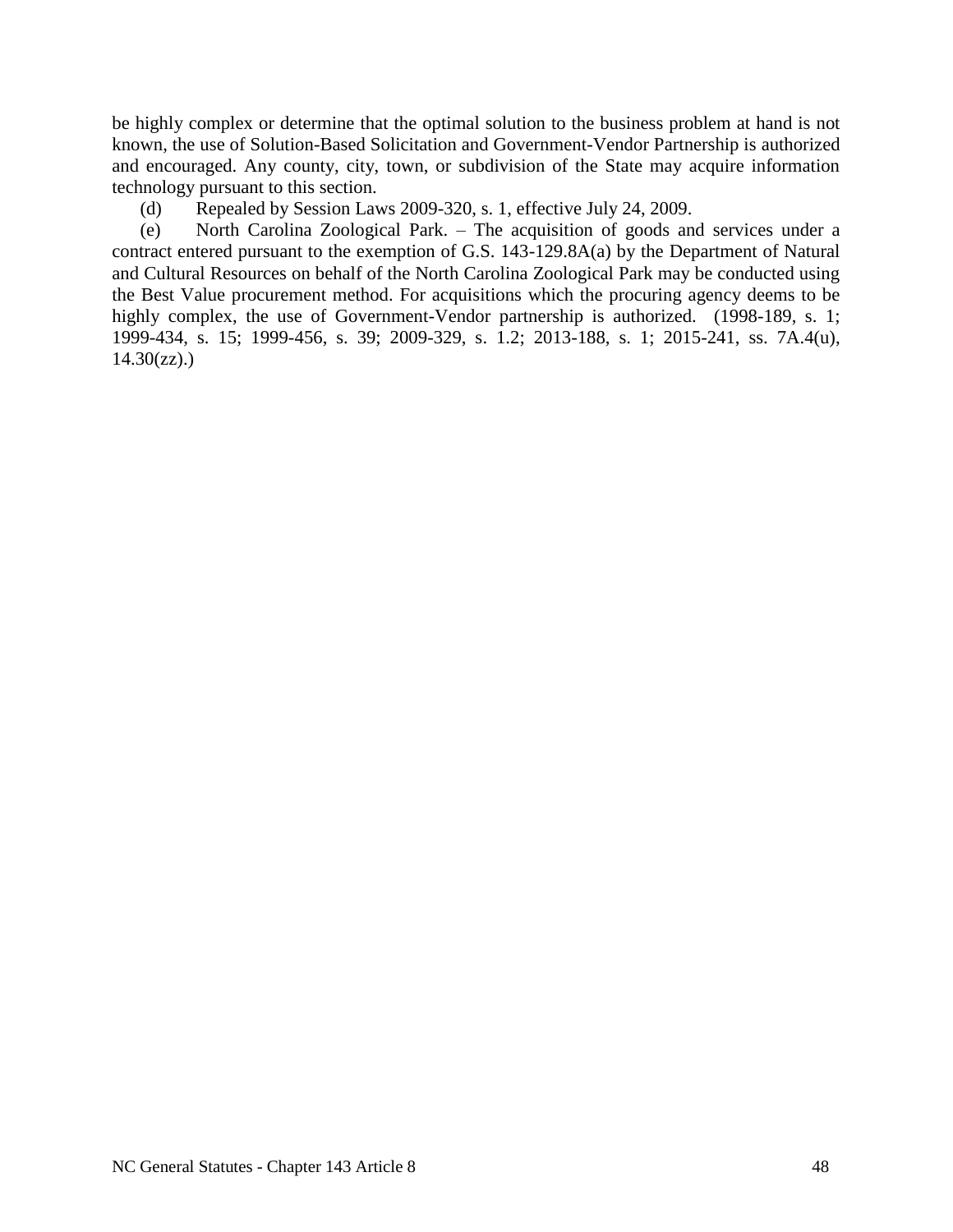be highly complex or determine that the optimal solution to the business problem at hand is not known, the use of Solution-Based Solicitation and Government-Vendor Partnership is authorized and encouraged. Any county, city, town, or subdivision of the State may acquire information technology pursuant to this section.

(d) Repealed by Session Laws 2009-320, s. 1, effective July 24, 2009.

(e) North Carolina Zoological Park. – The acquisition of goods and services under a contract entered pursuant to the exemption of G.S. 143-129.8A(a) by the Department of Natural and Cultural Resources on behalf of the North Carolina Zoological Park may be conducted using the Best Value procurement method. For acquisitions which the procuring agency deems to be highly complex, the use of Government-Vendor partnership is authorized. (1998-189, s. 1; 1999-434, s. 15; 1999-456, s. 39; 2009-329, s. 1.2; 2013-188, s. 1; 2015-241, ss. 7A.4(u), 14.30(zz).)